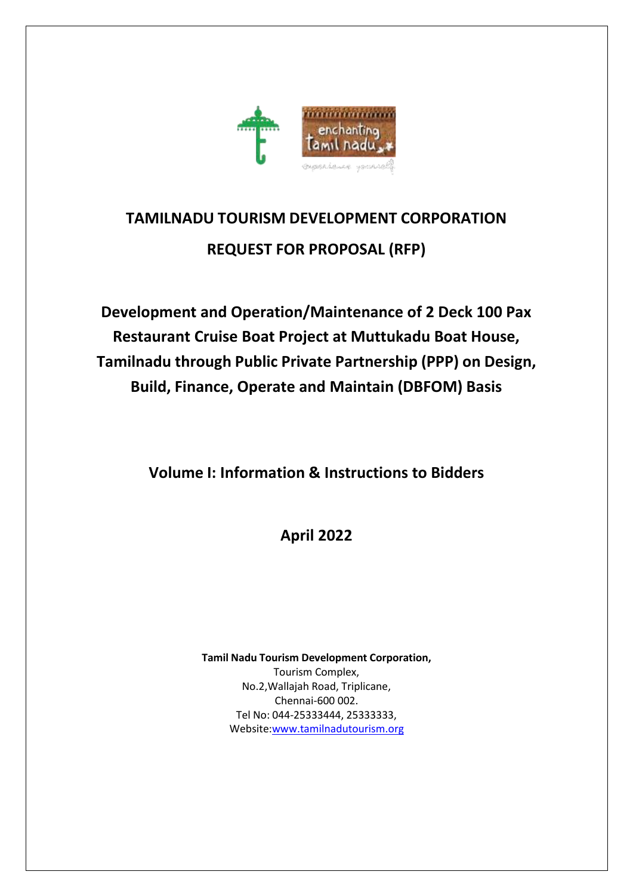# TAMILNADU TOURISM DEVELOPMENT CORPORATION

## REQUEST FOR PROPOSAL (RFP)

## Development and Operation/Maintenance of 2 Deck 100 Pax Restaurant Cruise Boat Project at Muttukadu Boat House, Tamilnadu through Public Private Partnership (PPP) on Design, Build, Finance, Operate and Maintain (DBFOM) Basis

## Volume I: Information & Instructions to Bidders

## April 2022

**Tamil Nadu Tourism Development Corporation,**
Tourism Complex,
No.2,Wallajah Road, Triplicane,
Chennai-600 002.
Tel No: 044-25333444, 25333333,
Website:[www.tamilnadutourism.org](http://www.tamilnadutourism.org)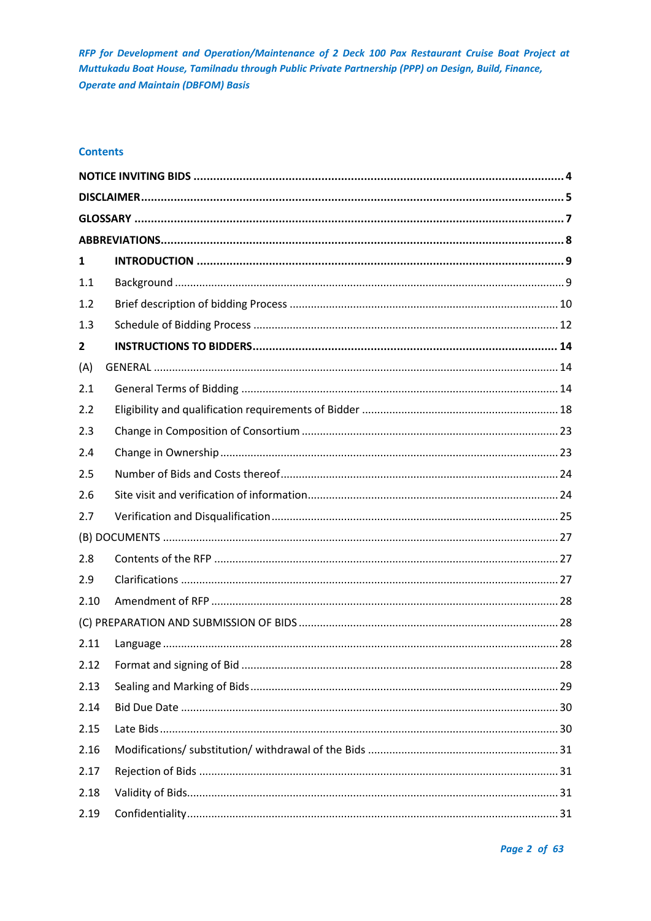## Contents

| | | |
|---|---|---|
| **NOTICE INVITING BIDS** | | **4** |
| **DISCLAIMER** | | **5** |
| **GLOSSARY** | | **7** |
| **ABBREVIATIONS** | | **8** |
| **1** | **INTRODUCTION** | **9** |
| 1.1 | Background | 9 |
| 1.2 | Brief description of bidding Process | 10 |
| 1.3 | Schedule of Bidding Process | 12 |
| **2** | **INSTRUCTIONS TO BIDDERS** | **14** |
| (A) | GENERAL | 14 |
| 2.1 | General Terms of Bidding | 14 |
| 2.2 | Eligibility and qualification requirements of Bidder | 18 |
| 2.3 | Change in Composition of Consortium | 23 |
| 2.4 | Change in Ownership | 23 |
| 2.5 | Number of Bids and Costs thereof | 24 |
| 2.6 | Site visit and verification of information | 24 |
| 2.7 | Verification and Disqualification | 25 |
| (B) DOCUMENTS | | 27 |
| 2.8 | Contents of the RFP | 27 |
| 2.9 | Clarifications | 27 |
| 2.10 | Amendment of RFP | 28 |
| (C) PREPARATION AND SUBMISSION OF BIDS | | 28 |
| 2.11 | Language | 28 |
| 2.12 | Format and signing of Bid | 28 |
| 2.13 | Sealing and Marking of Bids | 29 |
| 2.14 | Bid Due Date | 30 |
| 2.15 | Late Bids | 30 |
| 2.16 | Modifications/ substitution/ withdrawal of the Bids | 31 |
| 2.17 | Rejection of Bids | 31 |
| 2.18 | Validity of Bids | 31 |
| 2.19 | Confidentiality | 31 |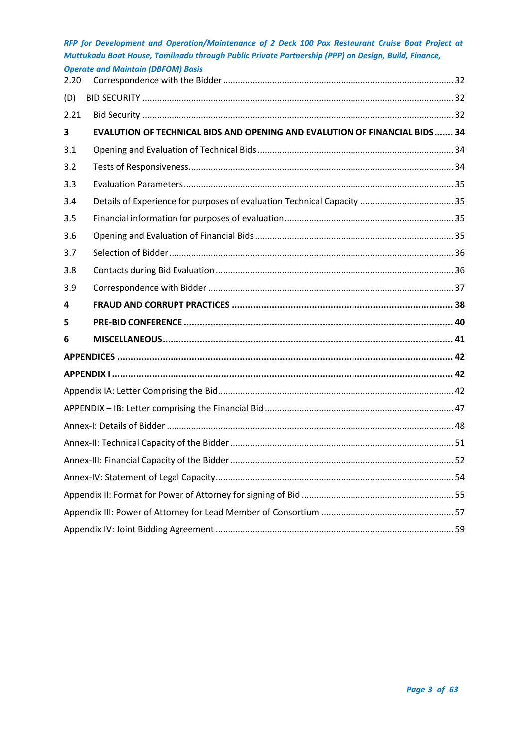| | | |
|---|---|---|
| 2.20 | Correspondence with the Bidder | 32 |
| (D) | BID SECURITY | 32 |
| 2.21 | Bid Security | 32 |
| **3** | **EVALUTION OF TECHNICAL BIDS AND OPENING AND EVALUTION OF FINANCIAL BIDS** | **34** |
| 3.1 | Opening and Evaluation of Technical Bids | 34 |
| 3.2 | Tests of Responsiveness | 34 |
| 3.3 | Evaluation Parameters | 35 |
| 3.4 | Details of Experience for purposes of evaluation Technical Capacity | 35 |
| 3.5 | Financial information for purposes of evaluation | 35 |
| 3.6 | Opening and Evaluation of Financial Bids | 35 |
| 3.7 | Selection of Bidder | 36 |
| 3.8 | Contacts during Bid Evaluation | 36 |
| 3.9 | Correspondence with Bidder | 37 |
| **4** | **FRAUD AND CORRUPT PRACTICES** | **38** |
| **5** | **PRE-BID CONFERENCE** | **40** |
| **6** | **MISCELLANEOUS** | **41** |
| **APPENDICES** | | **42** |
| **APPENDIX I** | | **42** |
| Appendix IA: Letter Comprising the Bid | | 42 |
| APPENDIX – IB: Letter comprising the Financial Bid | | 47 |
| Annex-I: Details of Bidder | | 48 |
| Annex-II: Technical Capacity of the Bidder | | 51 |
| Annex-III: Financial Capacity of the Bidder | | 52 |
| Annex-IV: Statement of Legal Capacity | | 54 |
| Appendix II: Format for Power of Attorney for signing of Bid | | 55 |
| Appendix III: Power of Attorney for Lead Member of Consortium | | 57 |
| Appendix IV: Joint Bidding Agreement | | 59 |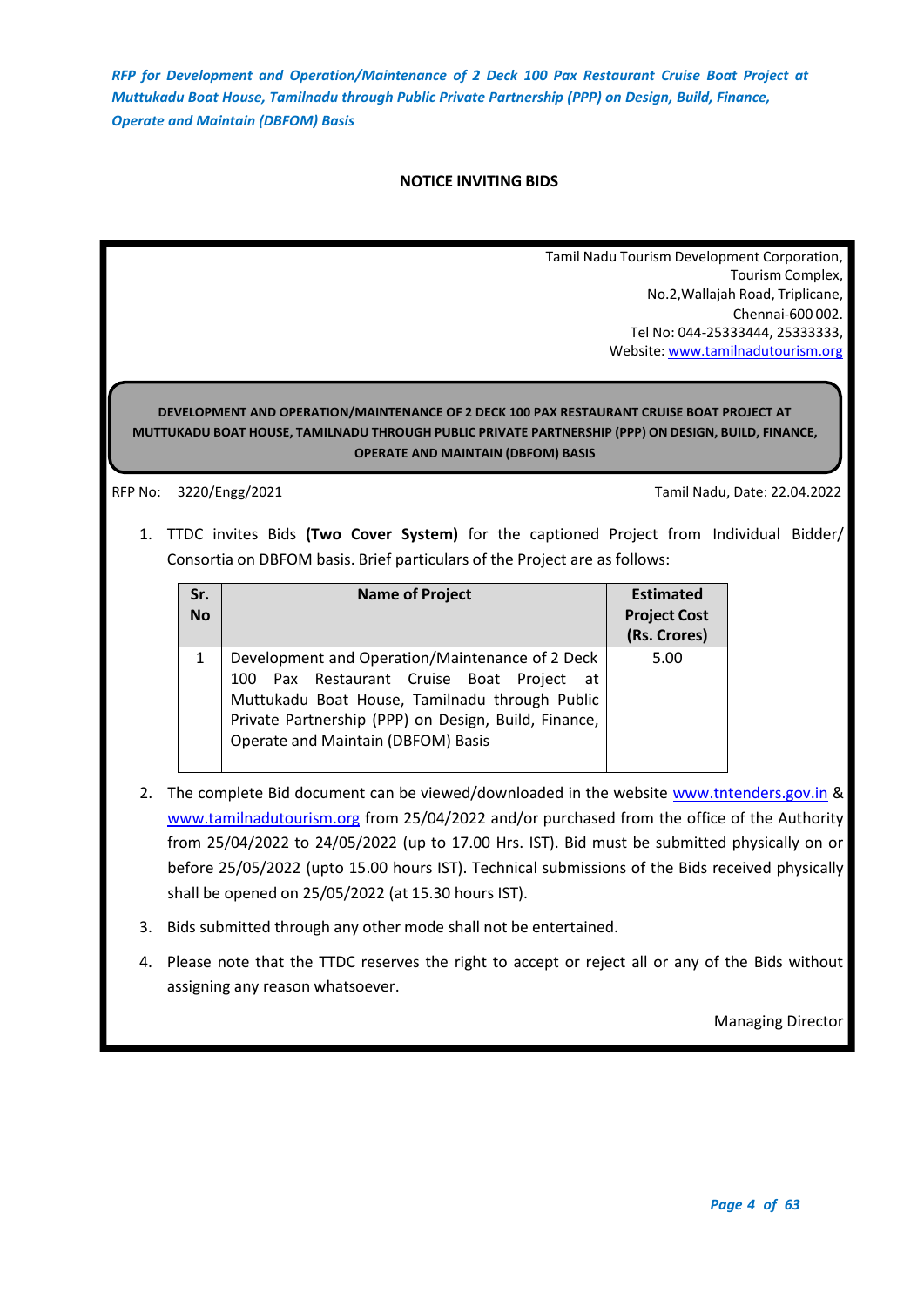## NOTICE INVITING BIDS

Tamil Nadu Tourism Development Corporation,
Tourism Complex,
No.2,Wallajah Road, Triplicane,
Chennai-600 002.
Tel No: 044-25333444, 25333333,
Website: www.tamilnadutourism.org

**DEVELOPMENT AND OPERATION/MAINTENANCE OF 2 DECK 100 PAX RESTAURANT CRUISE BOAT PROJECT AT MUTTUKADU BOAT HOUSE, TAMILNADU THROUGH PUBLIC PRIVATE PARTNERSHIP (PPP) ON DESIGN, BUILD, FINANCE, OPERATE AND MAINTAIN (DBFOM) BASIS**

RFP No: 3220/Engg/2021 — Tamil Nadu, Date: 22.04.2022

1. TTDC invites Bids **(Two Cover System)** for the captioned Project from Individual Bidder/ Consortia on DBFOM basis. Brief particulars of the Project are as follows:

| Sr. No | Name of Project | Estimated Project Cost (Rs. Crores) |
|---|---|---|
| 1 | Development and Operation/Maintenance of 2 Deck 100 Pax Restaurant Cruise Boat Project at Muttukadu Boat House, Tamilnadu through Public Private Partnership (PPP) on Design, Build, Finance, Operate and Maintain (DBFOM) Basis | 5.00 |

2. The complete Bid document can be viewed/downloaded in the website www.tntenders.gov.in & www.tamilnadutourism.org from 25/04/2022 and/or purchased from the office of the Authority from 25/04/2022 to 24/05/2022 (up to 17.00 Hrs. IST). Bid must be submitted physically on or before 25/05/2022 (upto 15.00 hours IST). Technical submissions of the Bids received physically shall be opened on 25/05/2022 (at 15.30 hours IST).

3. Bids submitted through any other mode shall not be entertained.

4. Please note that the TTDC reserves the right to accept or reject all or any of the Bids without assigning any reason whatsoever.

Managing Director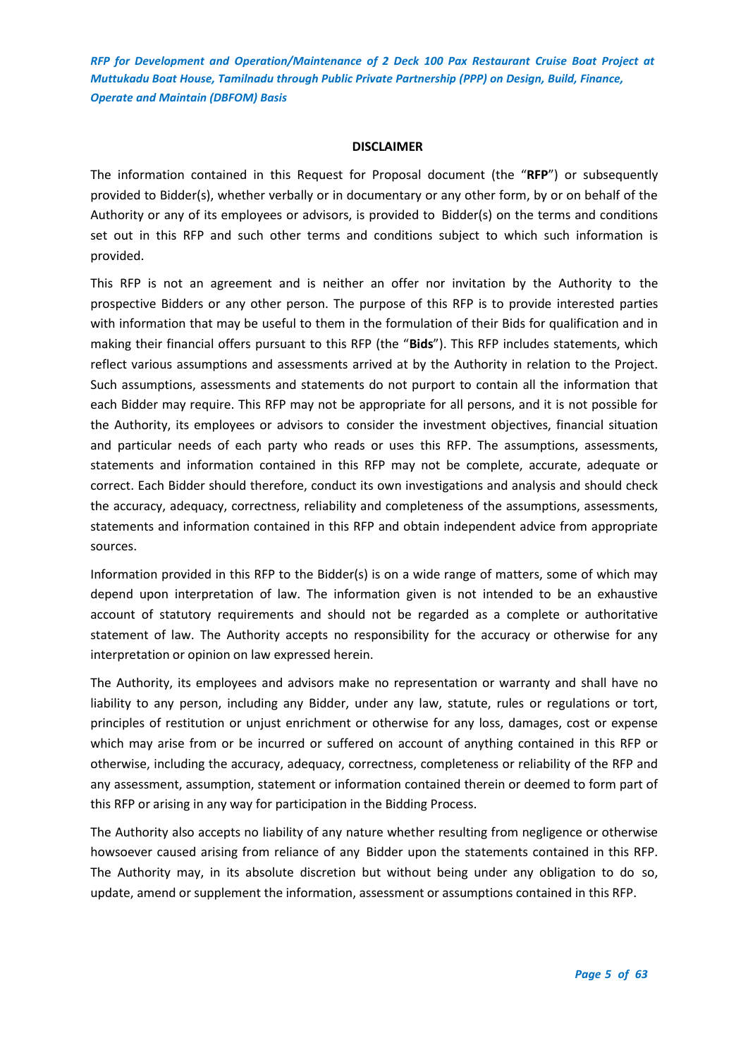## DISCLAIMER

The information contained in this Request for Proposal document (the "**RFP**") or subsequently provided to Bidder(s), whether verbally or in documentary or any other form, by or on behalf of the Authority or any of its employees or advisors, is provided to Bidder(s) on the terms and conditions set out in this RFP and such other terms and conditions subject to which such information is provided.

This RFP is not an agreement and is neither an offer nor invitation by the Authority to the prospective Bidders or any other person. The purpose of this RFP is to provide interested parties with information that may be useful to them in the formulation of their Bids for qualification and in making their financial offers pursuant to this RFP (the "**Bids**"). This RFP includes statements, which reflect various assumptions and assessments arrived at by the Authority in relation to the Project. Such assumptions, assessments and statements do not purport to contain all the information that each Bidder may require. This RFP may not be appropriate for all persons, and it is not possible for the Authority, its employees or advisors to consider the investment objectives, financial situation and particular needs of each party who reads or uses this RFP. The assumptions, assessments, statements and information contained in this RFP may not be complete, accurate, adequate or correct. Each Bidder should therefore, conduct its own investigations and analysis and should check the accuracy, adequacy, correctness, reliability and completeness of the assumptions, assessments, statements and information contained in this RFP and obtain independent advice from appropriate sources.

Information provided in this RFP to the Bidder(s) is on a wide range of matters, some of which may depend upon interpretation of law. The information given is not intended to be an exhaustive account of statutory requirements and should not be regarded as a complete or authoritative statement of law. The Authority accepts no responsibility for the accuracy or otherwise for any interpretation or opinion on law expressed herein.

The Authority, its employees and advisors make no representation or warranty and shall have no liability to any person, including any Bidder, under any law, statute, rules or regulations or tort, principles of restitution or unjust enrichment or otherwise for any loss, damages, cost or expense which may arise from or be incurred or suffered on account of anything contained in this RFP or otherwise, including the accuracy, adequacy, correctness, completeness or reliability of the RFP and any assessment, assumption, statement or information contained therein or deemed to form part of this RFP or arising in any way for participation in the Bidding Process.

The Authority also accepts no liability of any nature whether resulting from negligence or otherwise howsoever caused arising from reliance of any Bidder upon the statements contained in this RFP. The Authority may, in its absolute discretion but without being under any obligation to do so, update, amend or supplement the information, assessment or assumptions contained in this RFP.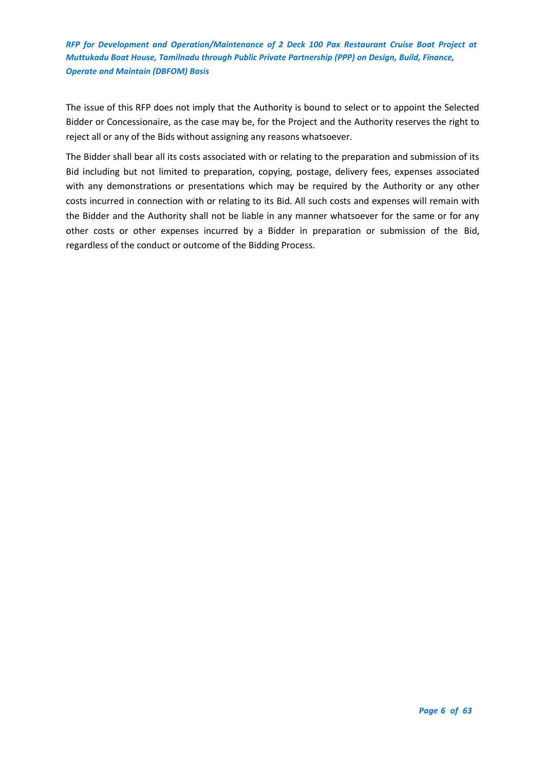The issue of this RFP does not imply that the Authority is bound to select or to appoint the Selected Bidder or Concessionaire, as the case may be, for the Project and the Authority reserves the right to reject all or any of the Bids without assigning any reasons whatsoever.

The Bidder shall bear all its costs associated with or relating to the preparation and submission of its Bid including but not limited to preparation, copying, postage, delivery fees, expenses associated with any demonstrations or presentations which may be required by the Authority or any other costs incurred in connection with or relating to its Bid. All such costs and expenses will remain with the Bidder and the Authority shall not be liable in any manner whatsoever for the same or for any other costs or other expenses incurred by a Bidder in preparation or submission of the Bid, regardless of the conduct or outcome of the Bidding Process.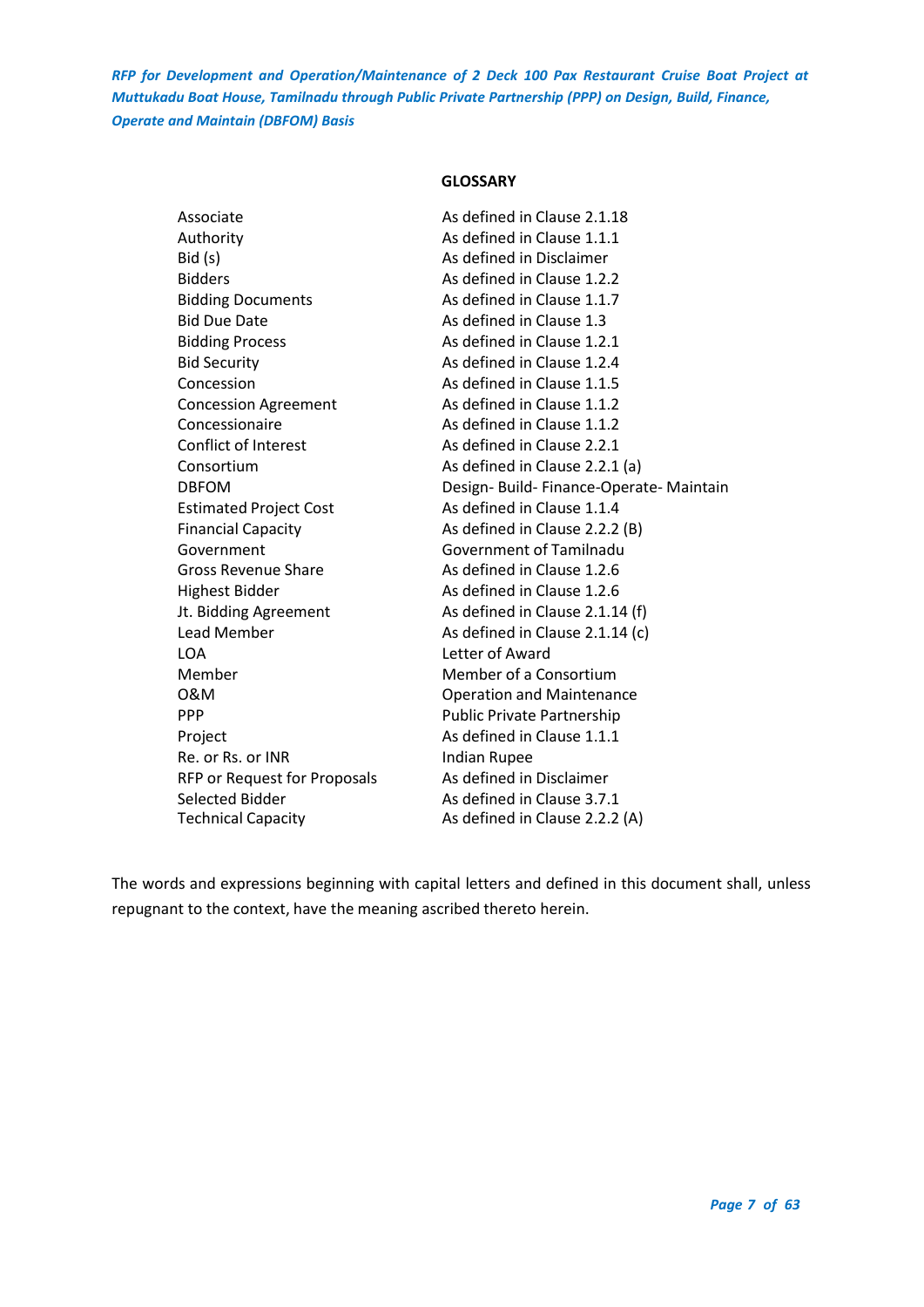## GLOSSARY

| | |
|---|---|
| Associate | As defined in Clause 2.1.18 |
| Authority | As defined in Clause 1.1.1 |
| Bid (s) | As defined in Disclaimer |
| Bidders | As defined in Clause 1.2.2 |
| Bidding Documents | As defined in Clause 1.1.7 |
| Bid Due Date | As defined in Clause 1.3 |
| Bidding Process | As defined in Clause 1.2.1 |
| Bid Security | As defined in Clause 1.2.4 |
| Concession | As defined in Clause 1.1.5 |
| Concession Agreement | As defined in Clause 1.1.2 |
| Concessionaire | As defined in Clause 1.1.2 |
| Conflict of Interest | As defined in Clause 2.2.1 |
| Consortium | As defined in Clause 2.2.1 (a) |
| DBFOM | Design- Build- Finance-Operate- Maintain |
| Estimated Project Cost | As defined in Clause 1.1.4 |
| Financial Capacity | As defined in Clause 2.2.2 (B) |
| Government | Government of Tamilnadu |
| Gross Revenue Share | As defined in Clause 1.2.6 |
| Highest Bidder | As defined in Clause 1.2.6 |
| Jt. Bidding Agreement | As defined in Clause 2.1.14 (f) |
| Lead Member | As defined in Clause 2.1.14 (c) |
| LOA | Letter of Award |
| Member | Member of a Consortium |
| O&M | Operation and Maintenance |
| PPP | Public Private Partnership |
| Project | As defined in Clause 1.1.1 |
| Re. or Rs. or INR | Indian Rupee |
| RFP or Request for Proposals | As defined in Disclaimer |
| Selected Bidder | As defined in Clause 3.7.1 |
| Technical Capacity | As defined in Clause 2.2.2 (A) |

The words and expressions beginning with capital letters and defined in this document shall, unless repugnant to the context, have the meaning ascribed thereto herein.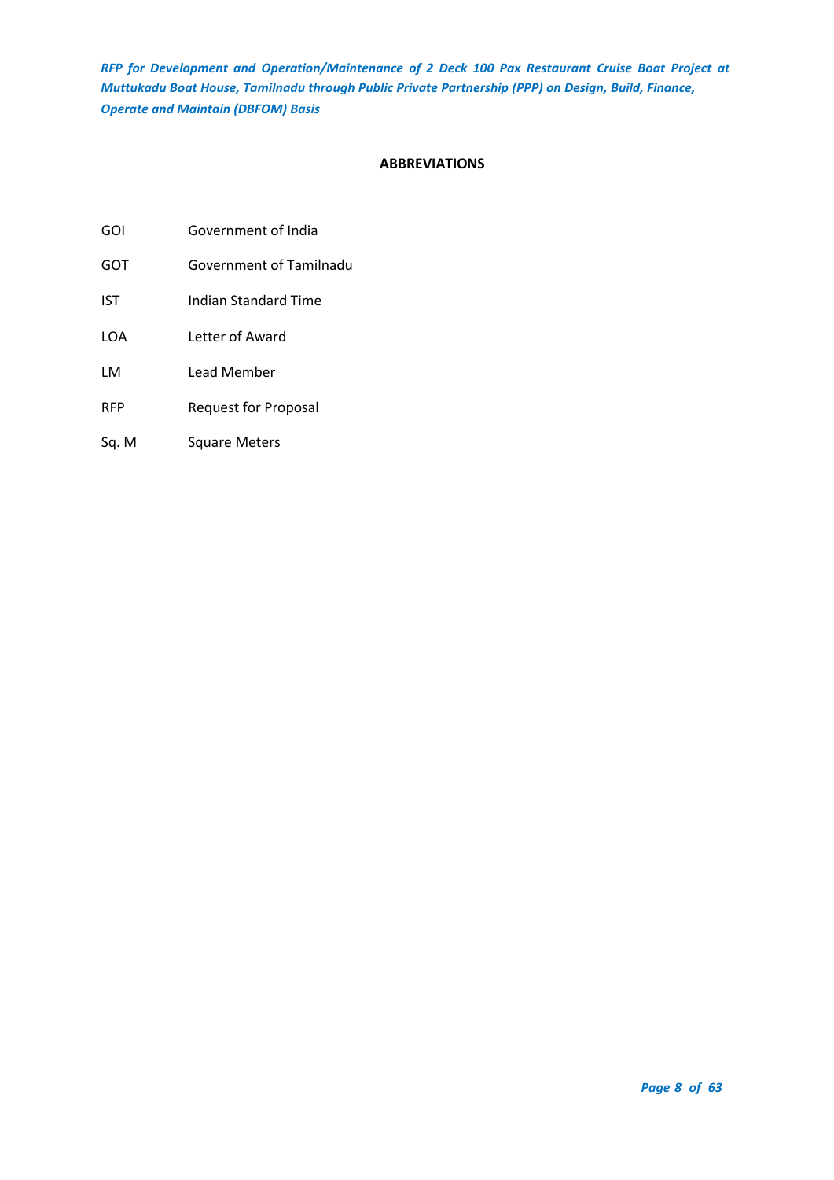## ABBREVIATIONS

| | |
|---|---|
| GOI | Government of India |
| GOT | Government of Tamilnadu |
| IST | Indian Standard Time |
| LOA | Letter of Award |
| LM | Lead Member |
| RFP | Request for Proposal |
| Sq. M | Square Meters |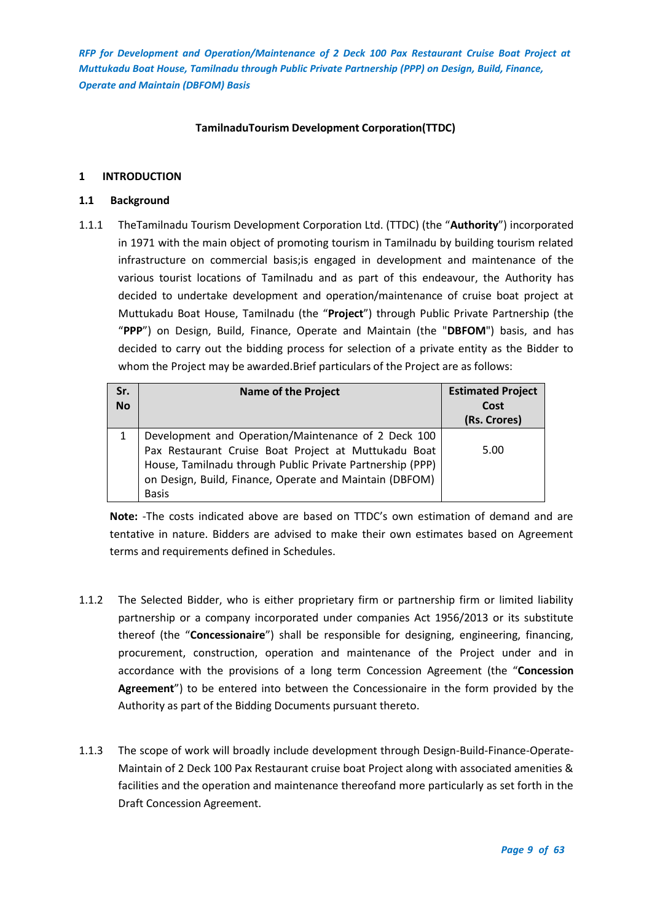**TamilnaduTourism Development Corporation(TTDC)**

## 1 INTRODUCTION

### 1.1 Background

1.1.1 TheTamilnadu Tourism Development Corporation Ltd. (TTDC) (the "**Authority**") incorporated in 1971 with the main object of promoting tourism in Tamilnadu by building tourism related infrastructure on commercial basis;is engaged in development and maintenance of the various tourist locations of Tamilnadu and as part of this endeavour, the Authority has decided to undertake development and operation/maintenance of cruise boat project at Muttukadu Boat House, Tamilnadu (the "**Project**") through Public Private Partnership (the "**PPP**") on Design, Build, Finance, Operate and Maintain (the "**DBFOM**") basis, and has decided to carry out the bidding process for selection of a private entity as the Bidder to whom the Project may be awarded.Brief particulars of the Project are as follows:

| Sr. No | Name of the Project | Estimated Project Cost (Rs. Crores) |
|---|---|---|
| 1 | Development and Operation/Maintenance of 2 Deck 100 Pax Restaurant Cruise Boat Project at Muttukadu Boat House, Tamilnadu through Public Private Partnership (PPP) on Design, Build, Finance, Operate and Maintain (DBFOM) Basis | 5.00 |

**Note:** -The costs indicated above are based on TTDC's own estimation of demand and are tentative in nature. Bidders are advised to make their own estimates based on Agreement terms and requirements defined in Schedules.

1.1.2 The Selected Bidder, who is either proprietary firm or partnership firm or limited liability partnership or a company incorporated under companies Act 1956/2013 or its substitute thereof (the "**Concessionaire**") shall be responsible for designing, engineering, financing, procurement, construction, operation and maintenance of the Project under and in accordance with the provisions of a long term Concession Agreement (the "**Concession Agreement**") to be entered into between the Concessionaire in the form provided by the Authority as part of the Bidding Documents pursuant thereto.

1.1.3 The scope of work will broadly include development through Design-Build-Finance-Operate-Maintain of 2 Deck 100 Pax Restaurant cruise boat Project along with associated amenities & facilities and the operation and maintenance thereofand more particularly as set forth in the Draft Concession Agreement.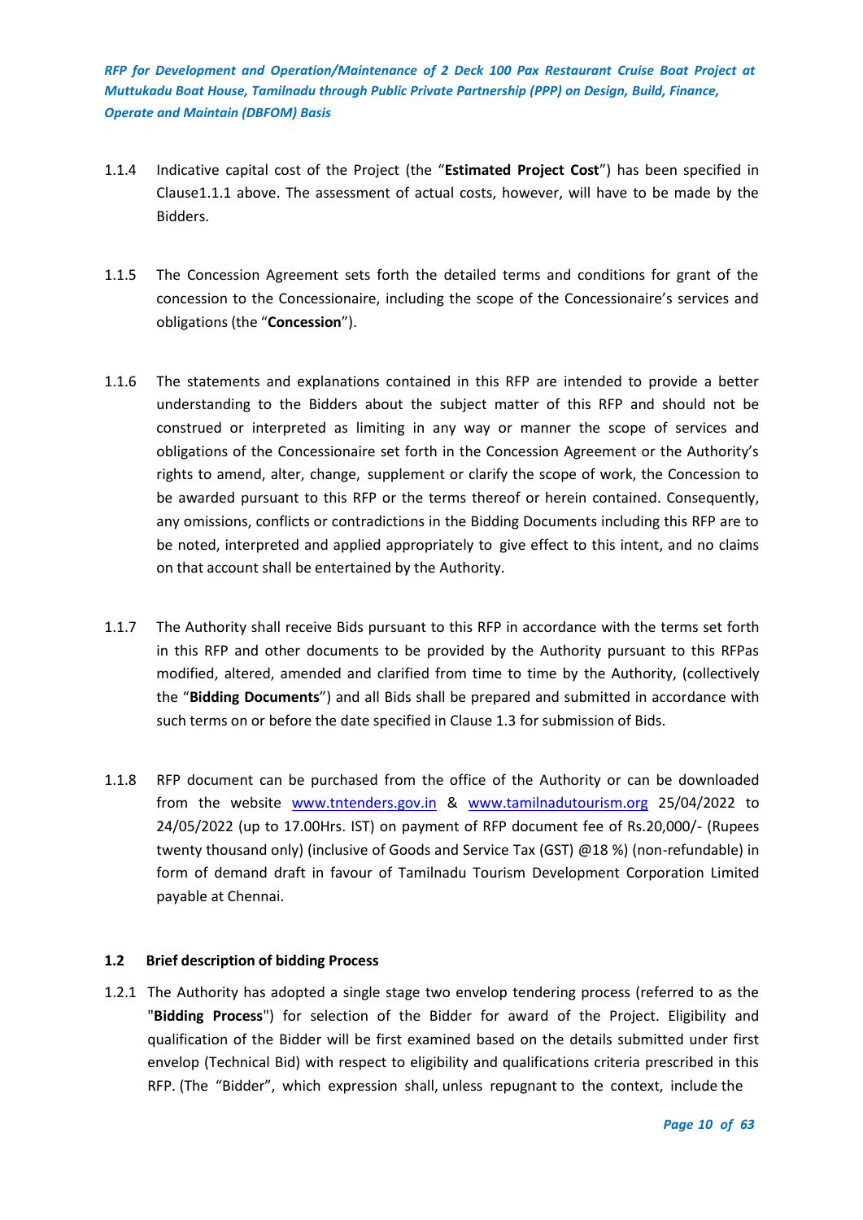1.1.4 Indicative capital cost of the Project (the "**Estimated Project Cost**") has been specified in Clause1.1.1 above. The assessment of actual costs, however, will have to be made by the Bidders.

1.1.5 The Concession Agreement sets forth the detailed terms and conditions for grant of the concession to the Concessionaire, including the scope of the Concessionaire's services and obligations (the "**Concession**").

1.1.6 The statements and explanations contained in this RFP are intended to provide a better understanding to the Bidders about the subject matter of this RFP and should not be construed or interpreted as limiting in any way or manner the scope of services and obligations of the Concessionaire set forth in the Concession Agreement or the Authority's rights to amend, alter, change, supplement or clarify the scope of work, the Concession to be awarded pursuant to this RFP or the terms thereof or herein contained. Consequently, any omissions, conflicts or contradictions in the Bidding Documents including this RFP are to be noted, interpreted and applied appropriately to give effect to this intent, and no claims on that account shall be entertained by the Authority.

1.1.7 The Authority shall receive Bids pursuant to this RFP in accordance with the terms set forth in this RFP and other documents to be provided by the Authority pursuant to this RFPas modified, altered, amended and clarified from time to time by the Authority, (collectively the "**Bidding Documents**") and all Bids shall be prepared and submitted in accordance with such terms on or before the date specified in Clause 1.3 for submission of Bids.

1.1.8 RFP document can be purchased from the office of the Authority or can be downloaded from the website www.tntenders.gov.in & www.tamilnadutourism.org 25/04/2022 to 24/05/2022 (up to 17.00Hrs. IST) on payment of RFP document fee of Rs.20,000/- (Rupees twenty thousand only) (inclusive of Goods and Service Tax (GST) @18 %) (non-refundable) in form of demand draft in favour of Tamilnadu Tourism Development Corporation Limited payable at Chennai.

### 1.2 Brief description of bidding Process

1.2.1 The Authority has adopted a single stage two envelop tendering process (referred to as the "**Bidding Process**") for selection of the Bidder for award of the Project. Eligibility and qualification of the Bidder will be first examined based on the details submitted under first envelop (Technical Bid) with respect to eligibility and qualifications criteria prescribed in this RFP. (The "Bidder", which expression shall, unless repugnant to the context, include the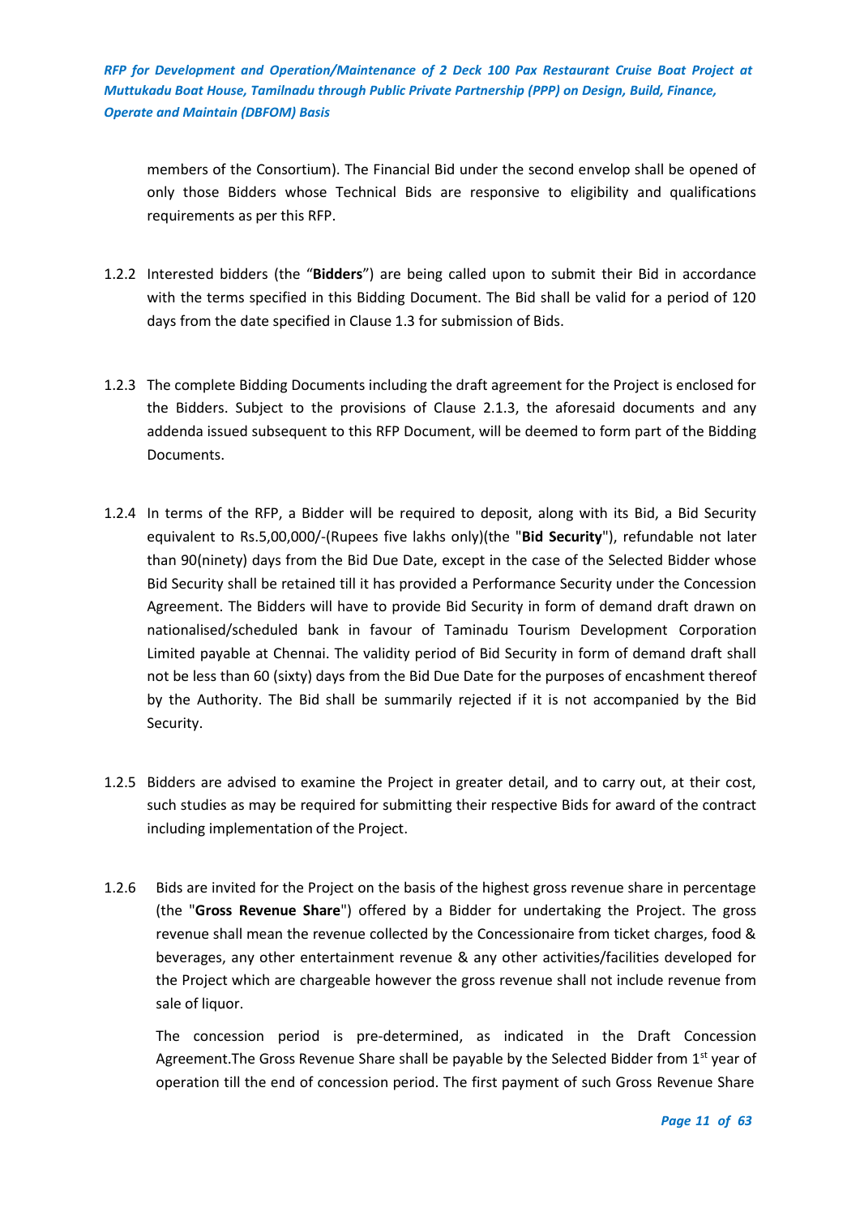members of the Consortium). The Financial Bid under the second envelop shall be opened of only those Bidders whose Technical Bids are responsive to eligibility and qualifications requirements as per this RFP.

1.2.2 Interested bidders (the "**Bidders**") are being called upon to submit their Bid in accordance with the terms specified in this Bidding Document. The Bid shall be valid for a period of 120 days from the date specified in Clause 1.3 for submission of Bids.

1.2.3 The complete Bidding Documents including the draft agreement for the Project is enclosed for the Bidders. Subject to the provisions of Clause 2.1.3, the aforesaid documents and any addenda issued subsequent to this RFP Document, will be deemed to form part of the Bidding Documents.

1.2.4 In terms of the RFP, a Bidder will be required to deposit, along with its Bid, a Bid Security equivalent to Rs.5,00,000/-(Rupees five lakhs only)(the "**Bid Security**"), refundable not later than 90(ninety) days from the Bid Due Date, except in the case of the Selected Bidder whose Bid Security shall be retained till it has provided a Performance Security under the Concession Agreement. The Bidders will have to provide Bid Security in form of demand draft drawn on nationalised/scheduled bank in favour of Taminadu Tourism Development Corporation Limited payable at Chennai. The validity period of Bid Security in form of demand draft shall not be less than 60 (sixty) days from the Bid Due Date for the purposes of encashment thereof by the Authority. The Bid shall be summarily rejected if it is not accompanied by the Bid Security.

1.2.5 Bidders are advised to examine the Project in greater detail, and to carry out, at their cost, such studies as may be required for submitting their respective Bids for award of the contract including implementation of the Project.

1.2.6 Bids are invited for the Project on the basis of the highest gross revenue share in percentage (the "**Gross Revenue Share**") offered by a Bidder for undertaking the Project. The gross revenue shall mean the revenue collected by the Concessionaire from ticket charges, food & beverages, any other entertainment revenue & any other activities/facilities developed for the Project which are chargeable however the gross revenue shall not include revenue from sale of liquor.

The concession period is pre-determined, as indicated in the Draft Concession Agreement.The Gross Revenue Share shall be payable by the Selected Bidder from 1st year of operation till the end of concession period. The first payment of such Gross Revenue Share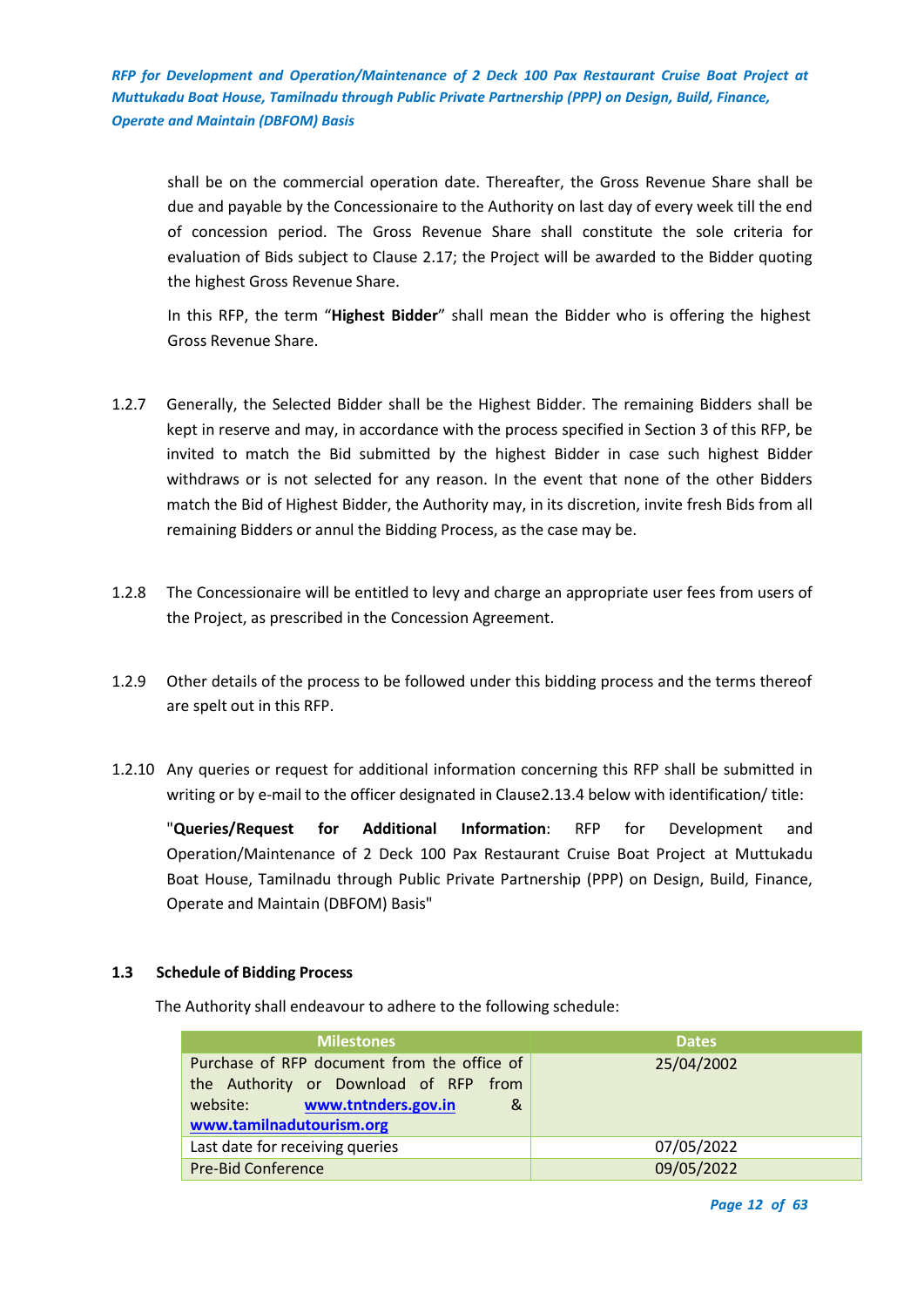shall be on the commercial operation date. Thereafter, the Gross Revenue Share shall be due and payable by the Concessionaire to the Authority on last day of every week till the end of concession period. The Gross Revenue Share shall constitute the sole criteria for evaluation of Bids subject to Clause 2.17; the Project will be awarded to the Bidder quoting the highest Gross Revenue Share.

In this RFP, the term "**Highest Bidder**" shall mean the Bidder who is offering the highest Gross Revenue Share.

1.2.7 Generally, the Selected Bidder shall be the Highest Bidder. The remaining Bidders shall be kept in reserve and may, in accordance with the process specified in Section 3 of this RFP, be invited to match the Bid submitted by the highest Bidder in case such highest Bidder withdraws or is not selected for any reason. In the event that none of the other Bidders match the Bid of Highest Bidder, the Authority may, in its discretion, invite fresh Bids from all remaining Bidders or annul the Bidding Process, as the case may be.

1.2.8 The Concessionaire will be entitled to levy and charge an appropriate user fees from users of the Project, as prescribed in the Concession Agreement.

1.2.9 Other details of the process to be followed under this bidding process and the terms thereof are spelt out in this RFP.

1.2.10 Any queries or request for additional information concerning this RFP shall be submitted in writing or by e-mail to the officer designated in Clause2.13.4 below with identification/ title:

"**Queries/Request for Additional Information**: RFP for Development and Operation/Maintenance of 2 Deck 100 Pax Restaurant Cruise Boat Project at Muttukadu Boat House, Tamilnadu through Public Private Partnership (PPP) on Design, Build, Finance, Operate and Maintain (DBFOM) Basis"

### 1.3 Schedule of Bidding Process

The Authority shall endeavour to adhere to the following schedule:

| Milestones | Dates |
|---|---|
| Purchase of RFP document from the office of the Authority or Download of RFP from website: www.tntnders.gov.in & www.tamilnadutourism.org | 25/04/2002 |
| Last date for receiving queries | 07/05/2022 |
| Pre-Bid Conference | 09/05/2022 |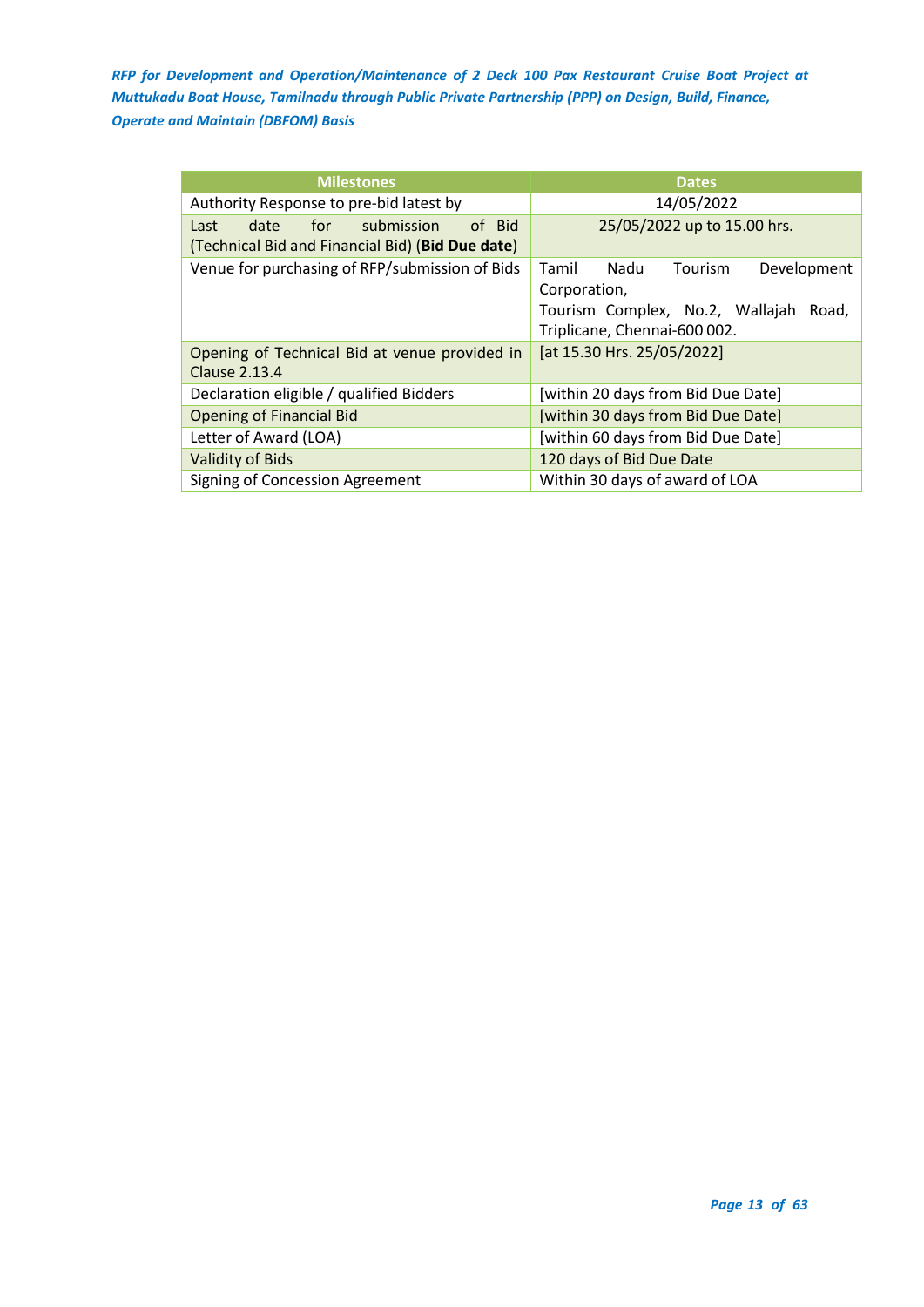| Milestones | Dates |
|---|---|
| Authority Response to pre-bid latest by | 14/05/2022 |
| Last date for submission of Bid (Technical Bid and Financial Bid) (**Bid Due date**) | 25/05/2022 up to 15.00 hrs. |
| Venue for purchasing of RFP/submission of Bids | Tamil Nadu Tourism Development Corporation,<br>Tourism Complex, No.2, Wallajah Road, Triplicane, Chennai-600 002. |
| Opening of Technical Bid at venue provided in Clause 2.13.4 | [at 15.30 Hrs. 25/05/2022] |
| Declaration eligible / qualified Bidders | [within 20 days from Bid Due Date] |
| Opening of Financial Bid | [within 30 days from Bid Due Date] |
| Letter of Award (LOA) | [within 60 days from Bid Due Date] |
| Validity of Bids | 120 days of Bid Due Date |
| Signing of Concession Agreement | Within 30 days of award of LOA |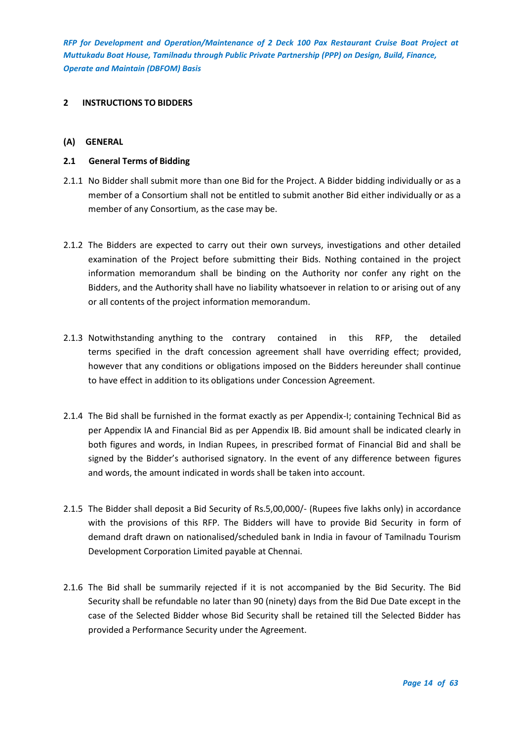## 2 INSTRUCTIONS TO BIDDERS

### (A) GENERAL

### 2.1 General Terms of Bidding

2.1.1 No Bidder shall submit more than one Bid for the Project. A Bidder bidding individually or as a member of a Consortium shall not be entitled to submit another Bid either individually or as a member of any Consortium, as the case may be.

2.1.2 The Bidders are expected to carry out their own surveys, investigations and other detailed examination of the Project before submitting their Bids. Nothing contained in the project information memorandum shall be binding on the Authority nor confer any right on the Bidders, and the Authority shall have no liability whatsoever in relation to or arising out of any or all contents of the project information memorandum.

2.1.3 Notwithstanding anything to the contrary contained in this RFP, the detailed terms specified in the draft concession agreement shall have overriding effect; provided, however that any conditions or obligations imposed on the Bidders hereunder shall continue to have effect in addition to its obligations under Concession Agreement.

2.1.4 The Bid shall be furnished in the format exactly as per Appendix-I; containing Technical Bid as per Appendix IA and Financial Bid as per Appendix IB. Bid amount shall be indicated clearly in both figures and words, in Indian Rupees, in prescribed format of Financial Bid and shall be signed by the Bidder's authorised signatory. In the event of any difference between figures and words, the amount indicated in words shall be taken into account.

2.1.5 The Bidder shall deposit a Bid Security of Rs.5,00,000/- (Rupees five lakhs only) in accordance with the provisions of this RFP. The Bidders will have to provide Bid Security in form of demand draft drawn on nationalised/scheduled bank in India in favour of Tamilnadu Tourism Development Corporation Limited payable at Chennai.

2.1.6 The Bid shall be summarily rejected if it is not accompanied by the Bid Security. The Bid Security shall be refundable no later than 90 (ninety) days from the Bid Due Date except in the case of the Selected Bidder whose Bid Security shall be retained till the Selected Bidder has provided a Performance Security under the Agreement.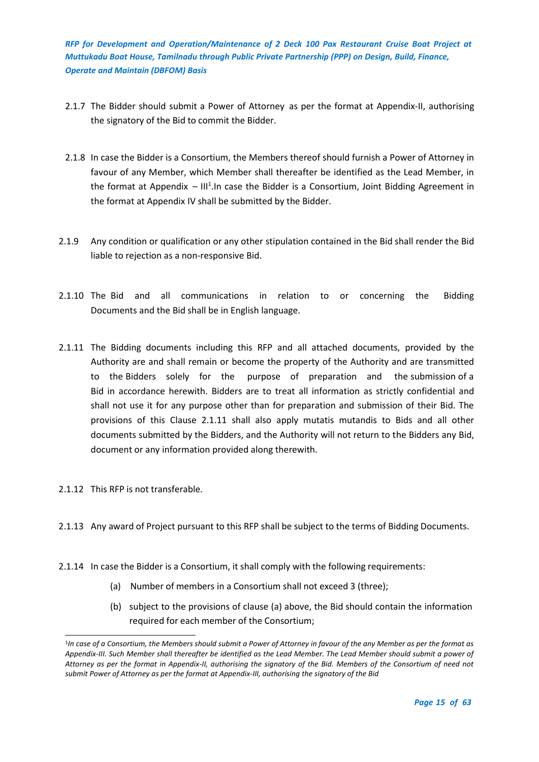2.1.7 The Bidder should submit a Power of Attorney as per the format at Appendix-II, authorising the signatory of the Bid to commit the Bidder.

2.1.8 In case the Bidder is a Consortium, the Members thereof should furnish a Power of Attorney in favour of any Member, which Member shall thereafter be identified as the Lead Member, in the format at Appendix – III[1].In case the Bidder is a Consortium, Joint Bidding Agreement in the format at Appendix IV shall be submitted by the Bidder.

2.1.9 Any condition or qualification or any other stipulation contained in the Bid shall render the Bid liable to rejection as a non-responsive Bid.

2.1.10 The Bid and all communications in relation to or concerning the Bidding Documents and the Bid shall be in English language.

2.1.11 The Bidding documents including this RFP and all attached documents, provided by the Authority are and shall remain or become the property of the Authority and are transmitted to the Bidders solely for the purpose of preparation and the submission of a Bid in accordance herewith. Bidders are to treat all information as strictly confidential and shall not use it for any purpose other than for preparation and submission of their Bid. The provisions of this Clause 2.1.11 shall also apply mutatis mutandis to Bids and all other documents submitted by the Bidders, and the Authority will not return to the Bidders any Bid, document or any information provided along therewith.

2.1.12 This RFP is not transferable.

2.1.13 Any award of Project pursuant to this RFP shall be subject to the terms of Bidding Documents.

2.1.14 In case the Bidder is a Consortium, it shall comply with the following requirements:

(a) Number of members in a Consortium shall not exceed 3 (three);

(b) subject to the provisions of clause (a) above, the Bid should contain the information required for each member of the Consortium;

---

[1]*In case of a Consortium, the Members should submit a Power of Attorney in favour of the any Member as per the format as Appendix-III. Such Member shall thereafter be identified as the Lead Member. The Lead Member should submit a power of Attorney as per the format in Appendix-II, authorising the signatory of the Bid. Members of the Consortium of need not submit Power of Attorney as per the format at Appendix-III, authorising the signatory of the Bid*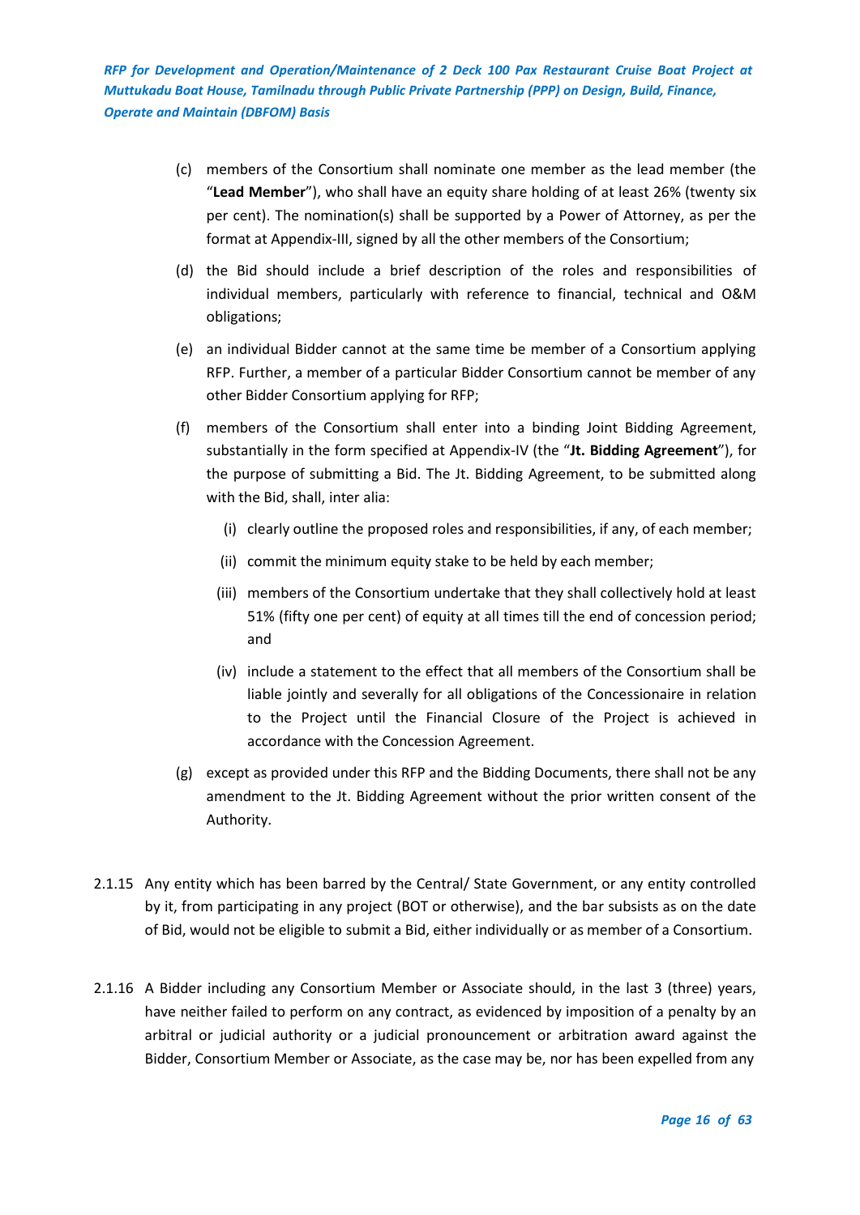(c) members of the Consortium shall nominate one member as the lead member (the "**Lead Member**"), who shall have an equity share holding of at least 26% (twenty six per cent). The nomination(s) shall be supported by a Power of Attorney, as per the format at Appendix-III, signed by all the other members of the Consortium;

(d) the Bid should include a brief description of the roles and responsibilities of individual members, particularly with reference to financial, technical and O&M obligations;

(e) an individual Bidder cannot at the same time be member of a Consortium applying RFP. Further, a member of a particular Bidder Consortium cannot be member of any other Bidder Consortium applying for RFP;

(f) members of the Consortium shall enter into a binding Joint Bidding Agreement, substantially in the form specified at Appendix-IV (the "**Jt. Bidding Agreement**"), for the purpose of submitting a Bid. The Jt. Bidding Agreement, to be submitted along with the Bid, shall, inter alia:

   (i) clearly outline the proposed roles and responsibilities, if any, of each member;

   (ii) commit the minimum equity stake to be held by each member;

   (iii) members of the Consortium undertake that they shall collectively hold at least 51% (fifty one per cent) of equity at all times till the end of concession period; and

   (iv) include a statement to the effect that all members of the Consortium shall be liable jointly and severally for all obligations of the Concessionaire in relation to the Project until the Financial Closure of the Project is achieved in accordance with the Concession Agreement.

(g) except as provided under this RFP and the Bidding Documents, there shall not be any amendment to the Jt. Bidding Agreement without the prior written consent of the Authority.

2.1.15 Any entity which has been barred by the Central/ State Government, or any entity controlled by it, from participating in any project (BOT or otherwise), and the bar subsists as on the date of Bid, would not be eligible to submit a Bid, either individually or as member of a Consortium.

2.1.16 A Bidder including any Consortium Member or Associate should, in the last 3 (three) years, have neither failed to perform on any contract, as evidenced by imposition of a penalty by an arbitral or judicial authority or a judicial pronouncement or arbitration award against the Bidder, Consortium Member or Associate, as the case may be, nor has been expelled from any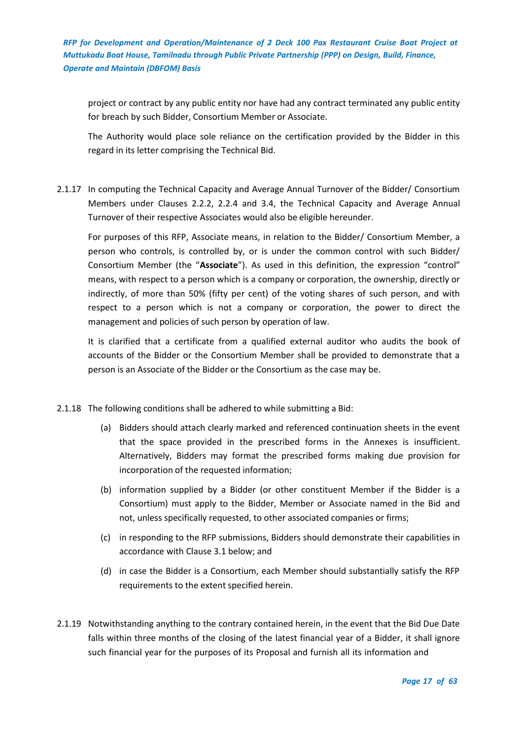project or contract by any public entity nor have had any contract terminated any public entity for breach by such Bidder, Consortium Member or Associate.

The Authority would place sole reliance on the certification provided by the Bidder in this regard in its letter comprising the Technical Bid.

2.1.17 In computing the Technical Capacity and Average Annual Turnover of the Bidder/ Consortium Members under Clauses 2.2.2, 2.2.4 and 3.4, the Technical Capacity and Average Annual Turnover of their respective Associates would also be eligible hereunder.

For purposes of this RFP, Associate means, in relation to the Bidder/ Consortium Member, a person who controls, is controlled by, or is under the common control with such Bidder/ Consortium Member (the "**Associate**"). As used in this definition, the expression "control" means, with respect to a person which is a company or corporation, the ownership, directly or indirectly, of more than 50% (fifty per cent) of the voting shares of such person, and with respect to a person which is not a company or corporation, the power to direct the management and policies of such person by operation of law.

It is clarified that a certificate from a qualified external auditor who audits the book of accounts of the Bidder or the Consortium Member shall be provided to demonstrate that a person is an Associate of the Bidder or the Consortium as the case may be.

2.1.18 The following conditions shall be adhered to while submitting a Bid:

(a) Bidders should attach clearly marked and referenced continuation sheets in the event that the space provided in the prescribed forms in the Annexes is insufficient. Alternatively, Bidders may format the prescribed forms making due provision for incorporation of the requested information;

(b) information supplied by a Bidder (or other constituent Member if the Bidder is a Consortium) must apply to the Bidder, Member or Associate named in the Bid and not, unless specifically requested, to other associated companies or firms;

(c) in responding to the RFP submissions, Bidders should demonstrate their capabilities in accordance with Clause 3.1 below; and

(d) in case the Bidder is a Consortium, each Member should substantially satisfy the RFP requirements to the extent specified herein.

2.1.19 Notwithstanding anything to the contrary contained herein, in the event that the Bid Due Date falls within three months of the closing of the latest financial year of a Bidder, it shall ignore such financial year for the purposes of its Proposal and furnish all its information and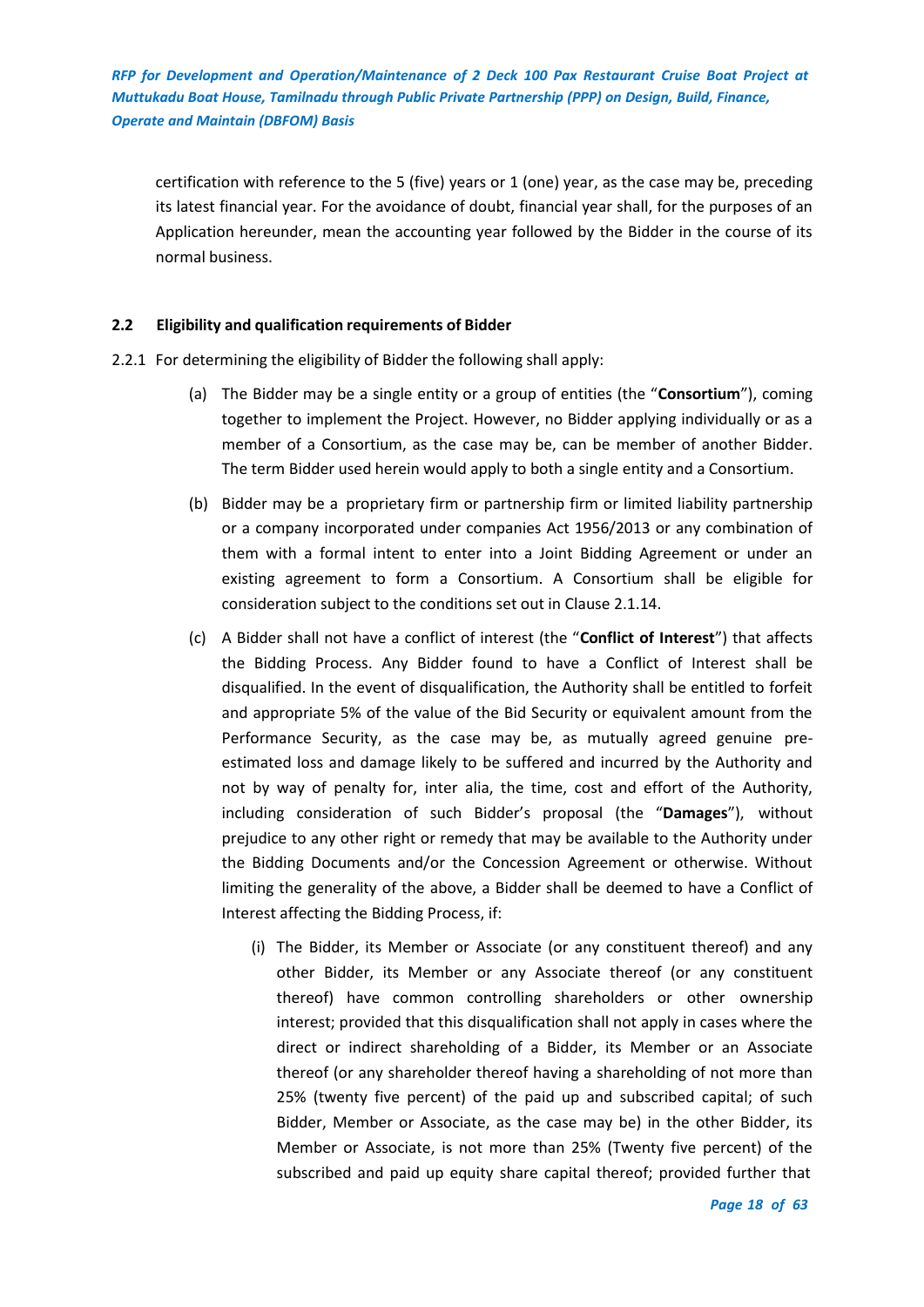certification with reference to the 5 (five) years or 1 (one) year, as the case may be, preceding its latest financial year. For the avoidance of doubt, financial year shall, for the purposes of an Application hereunder, mean the accounting year followed by the Bidder in the course of its normal business.

### 2.2 Eligibility and qualification requirements of Bidder

2.2.1 For determining the eligibility of Bidder the following shall apply:

(a) The Bidder may be a single entity or a group of entities (the "**Consortium**"), coming together to implement the Project. However, no Bidder applying individually or as a member of a Consortium, as the case may be, can be member of another Bidder. The term Bidder used herein would apply to both a single entity and a Consortium.

(b) Bidder may be a proprietary firm or partnership firm or limited liability partnership or a company incorporated under companies Act 1956/2013 or any combination of them with a formal intent to enter into a Joint Bidding Agreement or under an existing agreement to form a Consortium. A Consortium shall be eligible for consideration subject to the conditions set out in Clause 2.1.14.

(c) A Bidder shall not have a conflict of interest (the "**Conflict of Interest**") that affects the Bidding Process. Any Bidder found to have a Conflict of Interest shall be disqualified. In the event of disqualification, the Authority shall be entitled to forfeit and appropriate 5% of the value of the Bid Security or equivalent amount from the Performance Security, as the case may be, as mutually agreed genuine pre-estimated loss and damage likely to be suffered and incurred by the Authority and not by way of penalty for, inter alia, the time, cost and effort of the Authority, including consideration of such Bidder's proposal (the "**Damages**"), without prejudice to any other right or remedy that may be available to the Authority under the Bidding Documents and/or the Concession Agreement or otherwise. Without limiting the generality of the above, a Bidder shall be deemed to have a Conflict of Interest affecting the Bidding Process, if:

(i) The Bidder, its Member or Associate (or any constituent thereof) and any other Bidder, its Member or any Associate thereof (or any constituent thereof) have common controlling shareholders or other ownership interest; provided that this disqualification shall not apply in cases where the direct or indirect shareholding of a Bidder, its Member or an Associate thereof (or any shareholder thereof having a shareholding of not more than 25% (twenty five percent) of the paid up and subscribed capital; of such Bidder, Member or Associate, as the case may be) in the other Bidder, its Member or Associate, is not more than 25% (Twenty five percent) of the subscribed and paid up equity share capital thereof; provided further that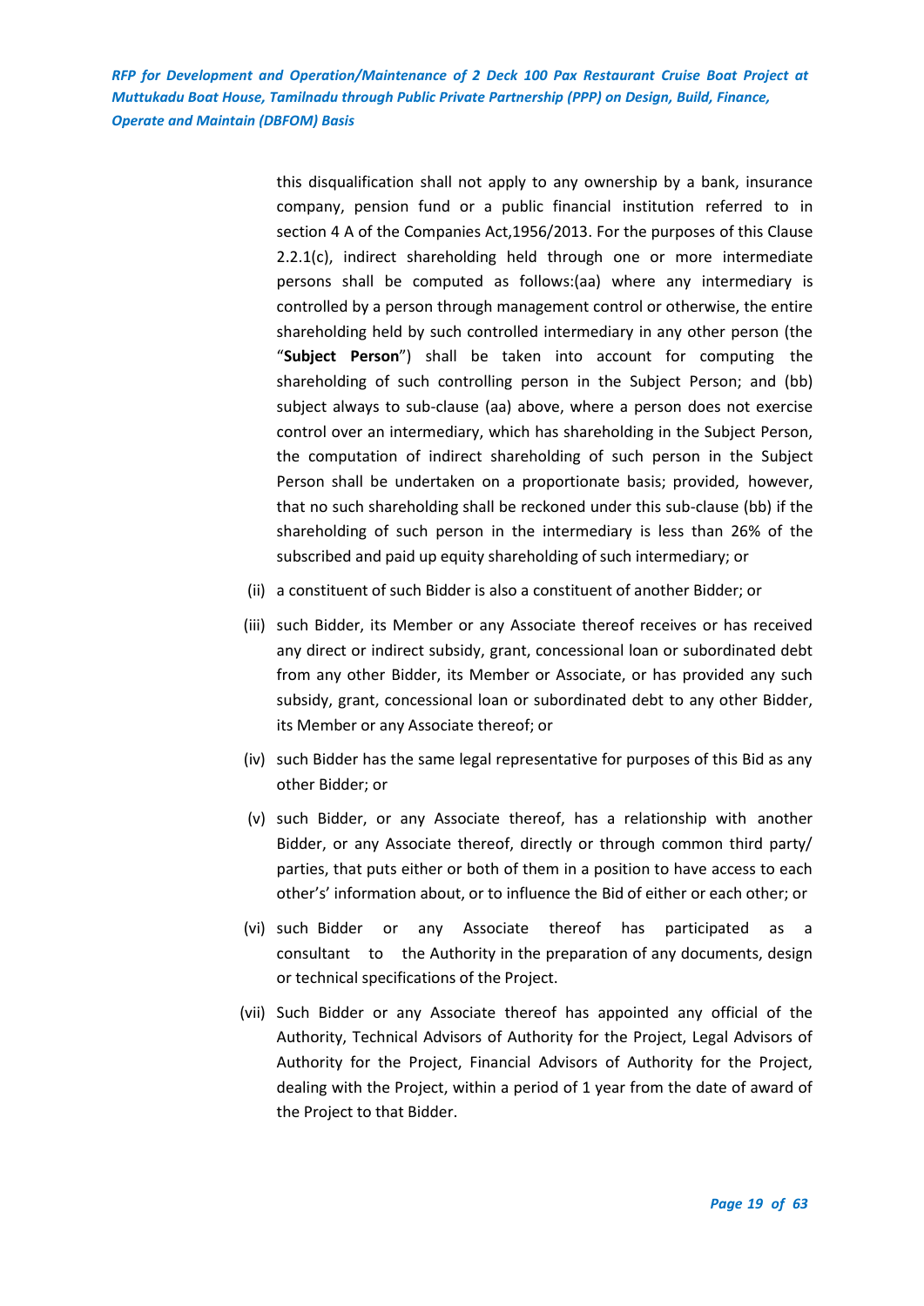this disqualification shall not apply to any ownership by a bank, insurance company, pension fund or a public financial institution referred to in section 4 A of the Companies Act,1956/2013. For the purposes of this Clause 2.2.1(c), indirect shareholding held through one or more intermediate persons shall be computed as follows:(aa) where any intermediary is controlled by a person through management control or otherwise, the entire shareholding held by such controlled intermediary in any other person (the "**Subject Person**") shall be taken into account for computing the shareholding of such controlling person in the Subject Person; and (bb) subject always to sub-clause (aa) above, where a person does not exercise control over an intermediary, which has shareholding in the Subject Person, the computation of indirect shareholding of such person in the Subject Person shall be undertaken on a proportionate basis; provided, however, that no such shareholding shall be reckoned under this sub-clause (bb) if the shareholding of such person in the intermediary is less than 26% of the subscribed and paid up equity shareholding of such intermediary; or

(ii) a constituent of such Bidder is also a constituent of another Bidder; or

(iii) such Bidder, its Member or any Associate thereof receives or has received any direct or indirect subsidy, grant, concessional loan or subordinated debt from any other Bidder, its Member or Associate, or has provided any such subsidy, grant, concessional loan or subordinated debt to any other Bidder, its Member or any Associate thereof; or

(iv) such Bidder has the same legal representative for purposes of this Bid as any other Bidder; or

(v) such Bidder, or any Associate thereof, has a relationship with another Bidder, or any Associate thereof, directly or through common third party/ parties, that puts either or both of them in a position to have access to each other's' information about, or to influence the Bid of either or each other; or

(vi) such Bidder or any Associate thereof has participated as a consultant to the Authority in the preparation of any documents, design or technical specifications of the Project.

(vii) Such Bidder or any Associate thereof has appointed any official of the Authority, Technical Advisors of Authority for the Project, Legal Advisors of Authority for the Project, Financial Advisors of Authority for the Project, dealing with the Project, within a period of 1 year from the date of award of the Project to that Bidder.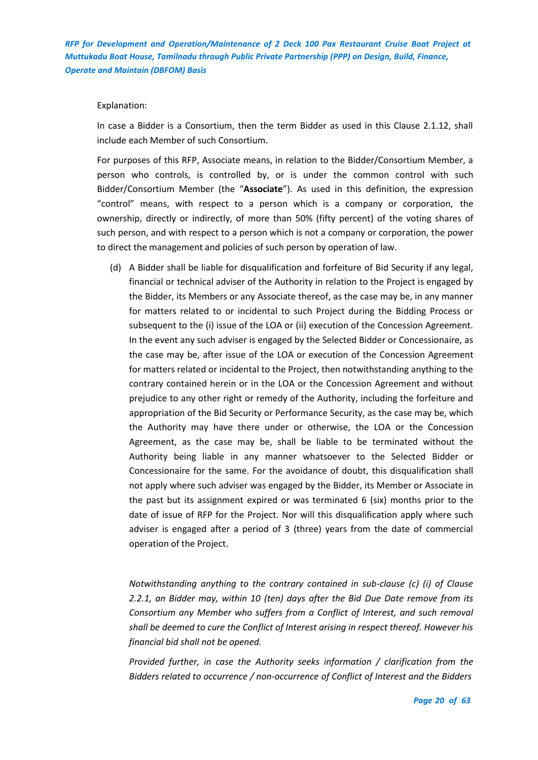Explanation:

In case a Bidder is a Consortium, then the term Bidder as used in this Clause 2.1.12, shall include each Member of such Consortium.

For purposes of this RFP, Associate means, in relation to the Bidder/Consortium Member, a person who controls, is controlled by, or is under the common control with such Bidder/Consortium Member (the "**Associate**"). As used in this definition, the expression "control" means, with respect to a person which is a company or corporation, the ownership, directly or indirectly, of more than 50% (fifty percent) of the voting shares of such person, and with respect to a person which is not a company or corporation, the power to direct the management and policies of such person by operation of law.

(d) A Bidder shall be liable for disqualification and forfeiture of Bid Security if any legal, financial or technical adviser of the Authority in relation to the Project is engaged by the Bidder, its Members or any Associate thereof, as the case may be, in any manner for matters related to or incidental to such Project during the Bidding Process or subsequent to the (i) issue of the LOA or (ii) execution of the Concession Agreement. In the event any such adviser is engaged by the Selected Bidder or Concessionaire, as the case may be, after issue of the LOA or execution of the Concession Agreement for matters related or incidental to the Project, then notwithstanding anything to the contrary contained herein or in the LOA or the Concession Agreement and without prejudice to any other right or remedy of the Authority, including the forfeiture and appropriation of the Bid Security or Performance Security, as the case may be, which the Authority may have there under or otherwise, the LOA or the Concession Agreement, as the case may be, shall be liable to be terminated without the Authority being liable in any manner whatsoever to the Selected Bidder or Concessionaire for the same. For the avoidance of doubt, this disqualification shall not apply where such adviser was engaged by the Bidder, its Member or Associate in the past but its assignment expired or was terminated 6 (six) months prior to the date of issue of RFP for the Project. Nor will this disqualification apply where such adviser is engaged after a period of 3 (three) years from the date of commercial operation of the Project.

*Notwithstanding anything to the contrary contained in sub-clause (c) (i) of Clause 2.2.1, an Bidder may, within 10 (ten) days after the Bid Due Date remove from its Consortium any Member who suffers from a Conflict of Interest, and such removal shall be deemed to cure the Conflict of Interest arising in respect thereof. However his financial bid shall not be opened.*

*Provided further, in case the Authority seeks information / clarification from the Bidders related to occurrence / non-occurrence of Conflict of Interest and the Bidders*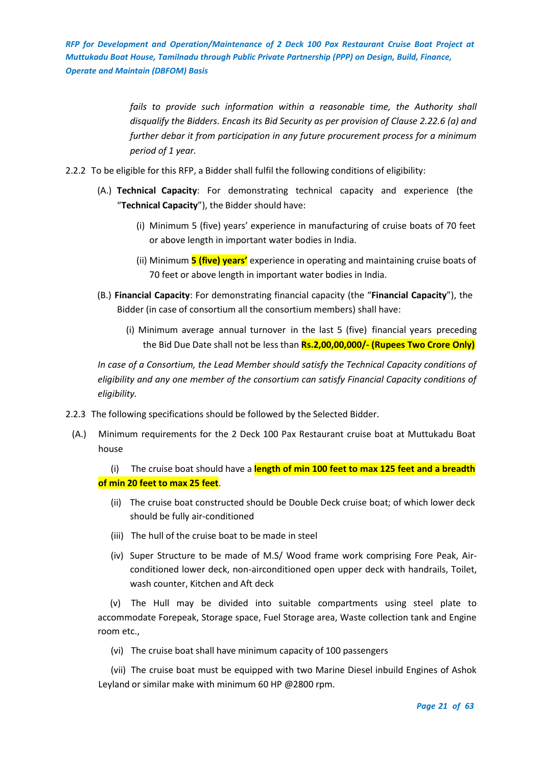*fails to provide such information within a reasonable time, the Authority shall disqualify the Bidders. Encash its Bid Security as per provision of Clause 2.22.6 (a) and further debar it from participation in any future procurement process for a minimum period of 1 year.*

2.2.2 To be eligible for this RFP, a Bidder shall fulfil the following conditions of eligibility:

(A.) **Technical Capacity**: For demonstrating technical capacity and experience (the "**Technical Capacity**"), the Bidder should have:

(i) Minimum 5 (five) years' experience in manufacturing of cruise boats of 70 feet or above length in important water bodies in India.

(ii) Minimum **5 (five) years'** experience in operating and maintaining cruise boats of 70 feet or above length in important water bodies in India.

(B.) **Financial Capacity**: For demonstrating financial capacity (the "**Financial Capacity**"), the Bidder (in case of consortium all the consortium members) shall have:

(i) Minimum average annual turnover in the last 5 (five) financial years preceding the Bid Due Date shall not be less than **Rs.2,00,00,000/- (Rupees Two Crore Only)**

*In case of a Consortium, the Lead Member should satisfy the Technical Capacity conditions of eligibility and any one member of the consortium can satisfy Financial Capacity conditions of eligibility.*

2.2.3 The following specifications should be followed by the Selected Bidder.

(A.) Minimum requirements for the 2 Deck 100 Pax Restaurant cruise boat at Muttukadu Boat house

(i) The cruise boat should have a **length of min 100 feet to max 125 feet and a breadth of min 20 feet to max 25 feet**.

(ii) The cruise boat constructed should be Double Deck cruise boat; of which lower deck should be fully air-conditioned

(iii) The hull of the cruise boat to be made in steel

(iv) Super Structure to be made of M.S/ Wood frame work comprising Fore Peak, Air-conditioned lower deck, non-airconditioned open upper deck with handrails, Toilet, wash counter, Kitchen and Aft deck

(v) The Hull may be divided into suitable compartments using steel plate to accommodate Forepeak, Storage space, Fuel Storage area, Waste collection tank and Engine room etc.,

(vi) The cruise boat shall have minimum capacity of 100 passengers

(vii) The cruise boat must be equipped with two Marine Diesel inbuild Engines of Ashok Leyland or similar make with minimum 60 HP @2800 rpm.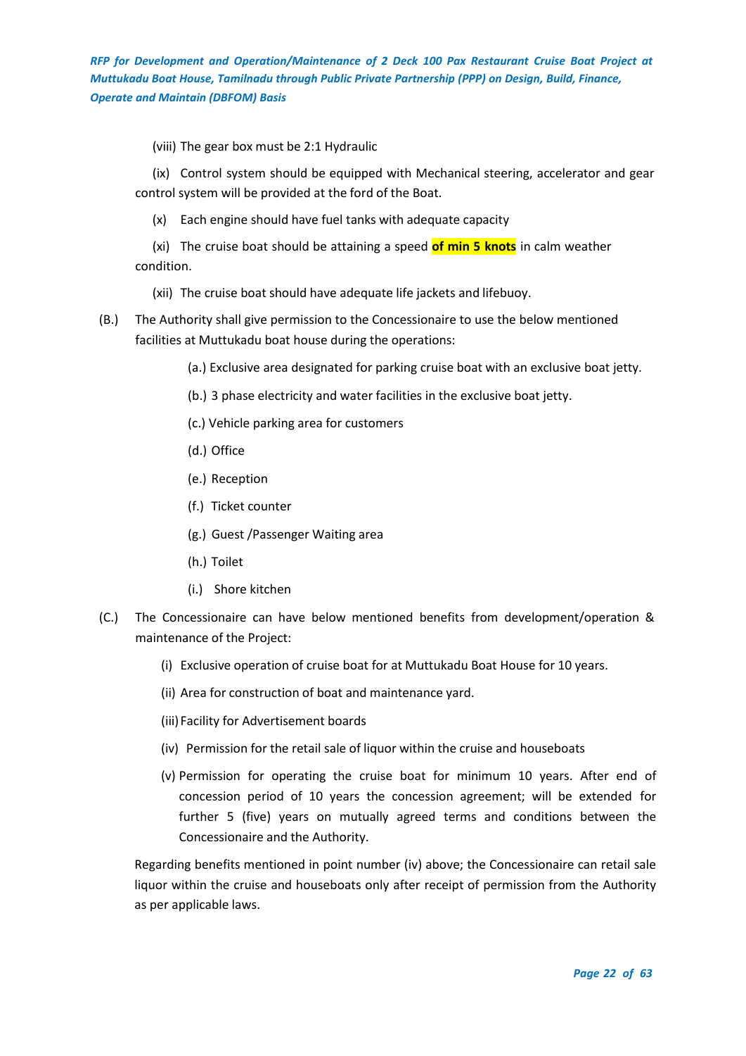(viii) The gear box must be 2:1 Hydraulic

(ix) Control system should be equipped with Mechanical steering, accelerator and gear control system will be provided at the ford of the Boat.

(x) Each engine should have fuel tanks with adequate capacity

(xi) The cruise boat should be attaining a speed **of min 5 knots** in calm weather condition.

(xii) The cruise boat should have adequate life jackets and lifebuoy.

(B.) The Authority shall give permission to the Concessionaire to use the below mentioned facilities at Muttukadu boat house during the operations:

(a.) Exclusive area designated for parking cruise boat with an exclusive boat jetty.

(b.) 3 phase electricity and water facilities in the exclusive boat jetty.

(c.) Vehicle parking area for customers

(d.) Office

(e.) Reception

(f.) Ticket counter

(g.) Guest /Passenger Waiting area

(h.) Toilet

(i.) Shore kitchen

(C.) The Concessionaire can have below mentioned benefits from development/operation & maintenance of the Project:

(i) Exclusive operation of cruise boat for at Muttukadu Boat House for 10 years.

(ii) Area for construction of boat and maintenance yard.

(iii) Facility for Advertisement boards

(iv) Permission for the retail sale of liquor within the cruise and houseboats

(v) Permission for operating the cruise boat for minimum 10 years. After end of concession period of 10 years the concession agreement; will be extended for further 5 (five) years on mutually agreed terms and conditions between the Concessionaire and the Authority.

Regarding benefits mentioned in point number (iv) above; the Concessionaire can retail sale liquor within the cruise and houseboats only after receipt of permission from the Authority as per applicable laws.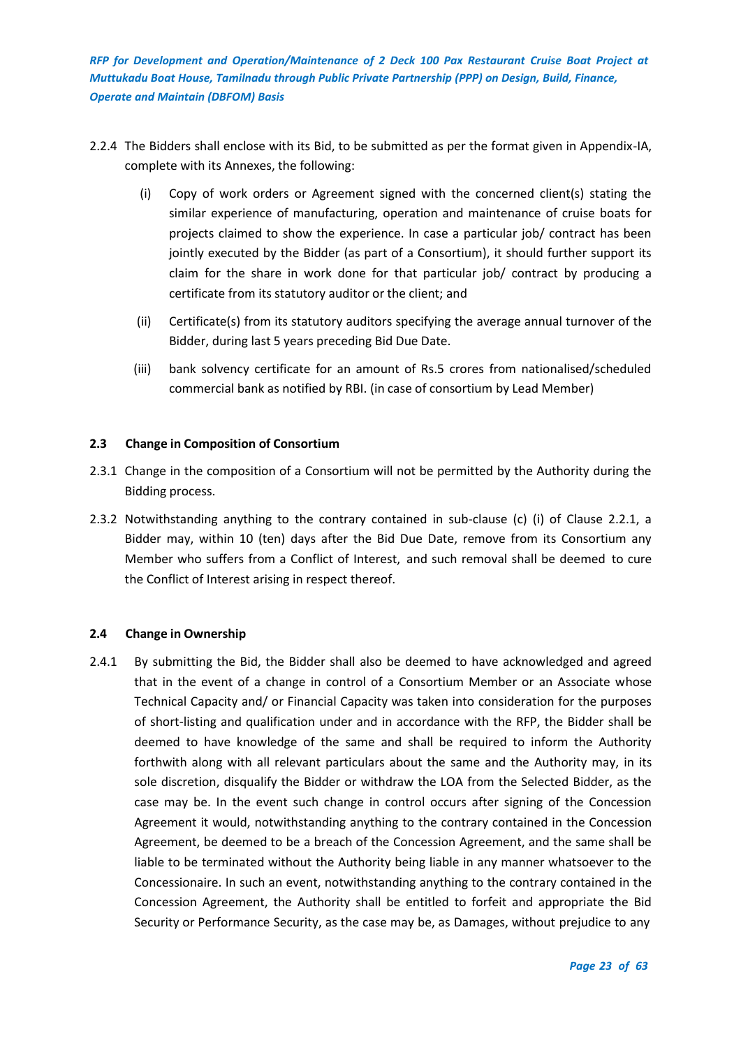2.2.4 The Bidders shall enclose with its Bid, to be submitted as per the format given in Appendix-IA, complete with its Annexes, the following:

(i) Copy of work orders or Agreement signed with the concerned client(s) stating the similar experience of manufacturing, operation and maintenance of cruise boats for projects claimed to show the experience. In case a particular job/ contract has been jointly executed by the Bidder (as part of a Consortium), it should further support its claim for the share in work done for that particular job/ contract by producing a certificate from its statutory auditor or the client; and

(ii) Certificate(s) from its statutory auditors specifying the average annual turnover of the Bidder, during last 5 years preceding Bid Due Date.

(iii) bank solvency certificate for an amount of Rs.5 crores from nationalised/scheduled commercial bank as notified by RBI. (in case of consortium by Lead Member)

### 2.3 Change in Composition of Consortium

2.3.1 Change in the composition of a Consortium will not be permitted by the Authority during the Bidding process.

2.3.2 Notwithstanding anything to the contrary contained in sub-clause (c) (i) of Clause 2.2.1, a Bidder may, within 10 (ten) days after the Bid Due Date, remove from its Consortium any Member who suffers from a Conflict of Interest, and such removal shall be deemed to cure the Conflict of Interest arising in respect thereof.

### 2.4 Change in Ownership

2.4.1 By submitting the Bid, the Bidder shall also be deemed to have acknowledged and agreed that in the event of a change in control of a Consortium Member or an Associate whose Technical Capacity and/ or Financial Capacity was taken into consideration for the purposes of short-listing and qualification under and in accordance with the RFP, the Bidder shall be deemed to have knowledge of the same and shall be required to inform the Authority forthwith along with all relevant particulars about the same and the Authority may, in its sole discretion, disqualify the Bidder or withdraw the LOA from the Selected Bidder, as the case may be. In the event such change in control occurs after signing of the Concession Agreement it would, notwithstanding anything to the contrary contained in the Concession Agreement, be deemed to be a breach of the Concession Agreement, and the same shall be liable to be terminated without the Authority being liable in any manner whatsoever to the Concessionaire. In such an event, notwithstanding anything to the contrary contained in the Concession Agreement, the Authority shall be entitled to forfeit and appropriate the Bid Security or Performance Security, as the case may be, as Damages, without prejudice to any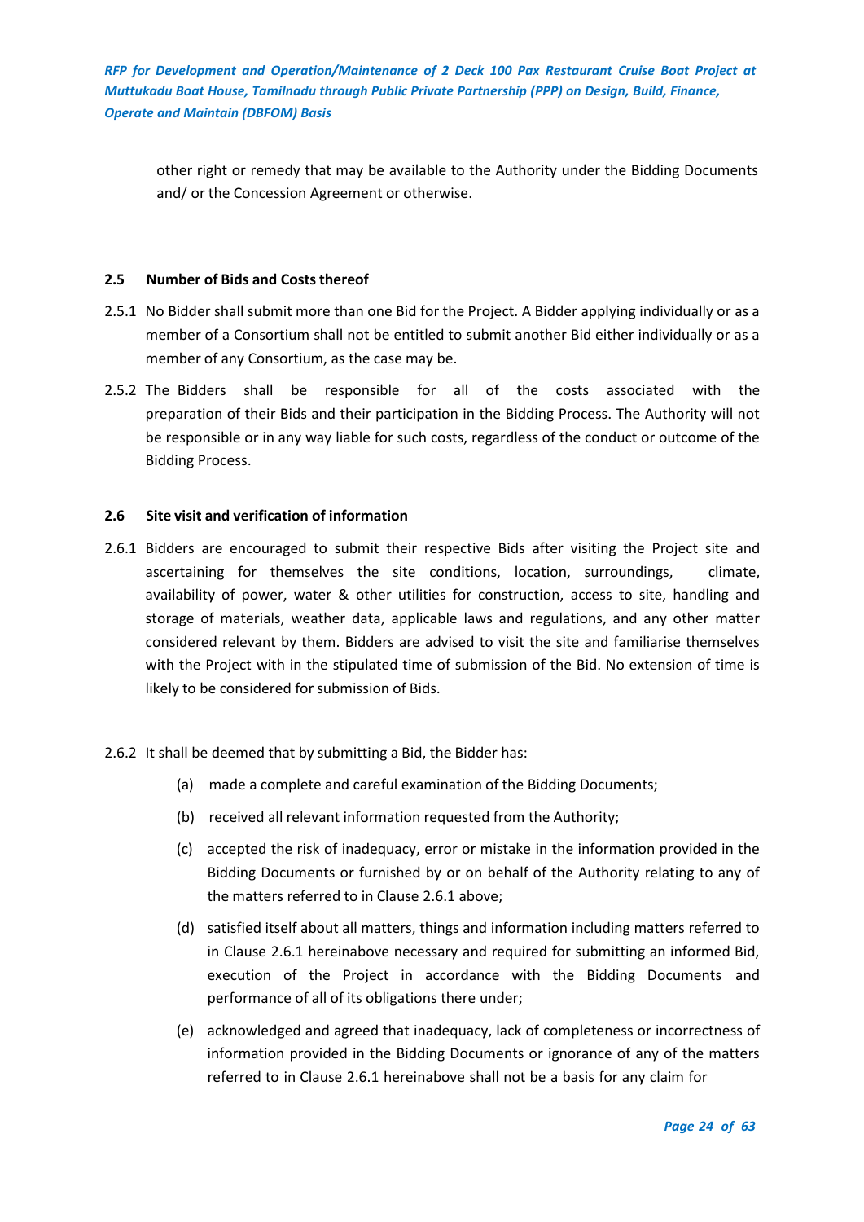other right or remedy that may be available to the Authority under the Bidding Documents and/ or the Concession Agreement or otherwise.

### 2.5 Number of Bids and Costs thereof

2.5.1 No Bidder shall submit more than one Bid for the Project. A Bidder applying individually or as a member of a Consortium shall not be entitled to submit another Bid either individually or as a member of any Consortium, as the case may be.

2.5.2 The Bidders shall be responsible for all of the costs associated with the preparation of their Bids and their participation in the Bidding Process. The Authority will not be responsible or in any way liable for such costs, regardless of the conduct or outcome of the Bidding Process.

### 2.6 Site visit and verification of information

2.6.1 Bidders are encouraged to submit their respective Bids after visiting the Project site and ascertaining for themselves the site conditions, location, surroundings, climate, availability of power, water & other utilities for construction, access to site, handling and storage of materials, weather data, applicable laws and regulations, and any other matter considered relevant by them. Bidders are advised to visit the site and familiarise themselves with the Project with in the stipulated time of submission of the Bid. No extension of time is likely to be considered for submission of Bids.

2.6.2 It shall be deemed that by submitting a Bid, the Bidder has:

(a) made a complete and careful examination of the Bidding Documents;

(b) received all relevant information requested from the Authority;

(c) accepted the risk of inadequacy, error or mistake in the information provided in the Bidding Documents or furnished by or on behalf of the Authority relating to any of the matters referred to in Clause 2.6.1 above;

(d) satisfied itself about all matters, things and information including matters referred to in Clause 2.6.1 hereinabove necessary and required for submitting an informed Bid, execution of the Project in accordance with the Bidding Documents and performance of all of its obligations there under;

(e) acknowledged and agreed that inadequacy, lack of completeness or incorrectness of information provided in the Bidding Documents or ignorance of any of the matters referred to in Clause 2.6.1 hereinabove shall not be a basis for any claim for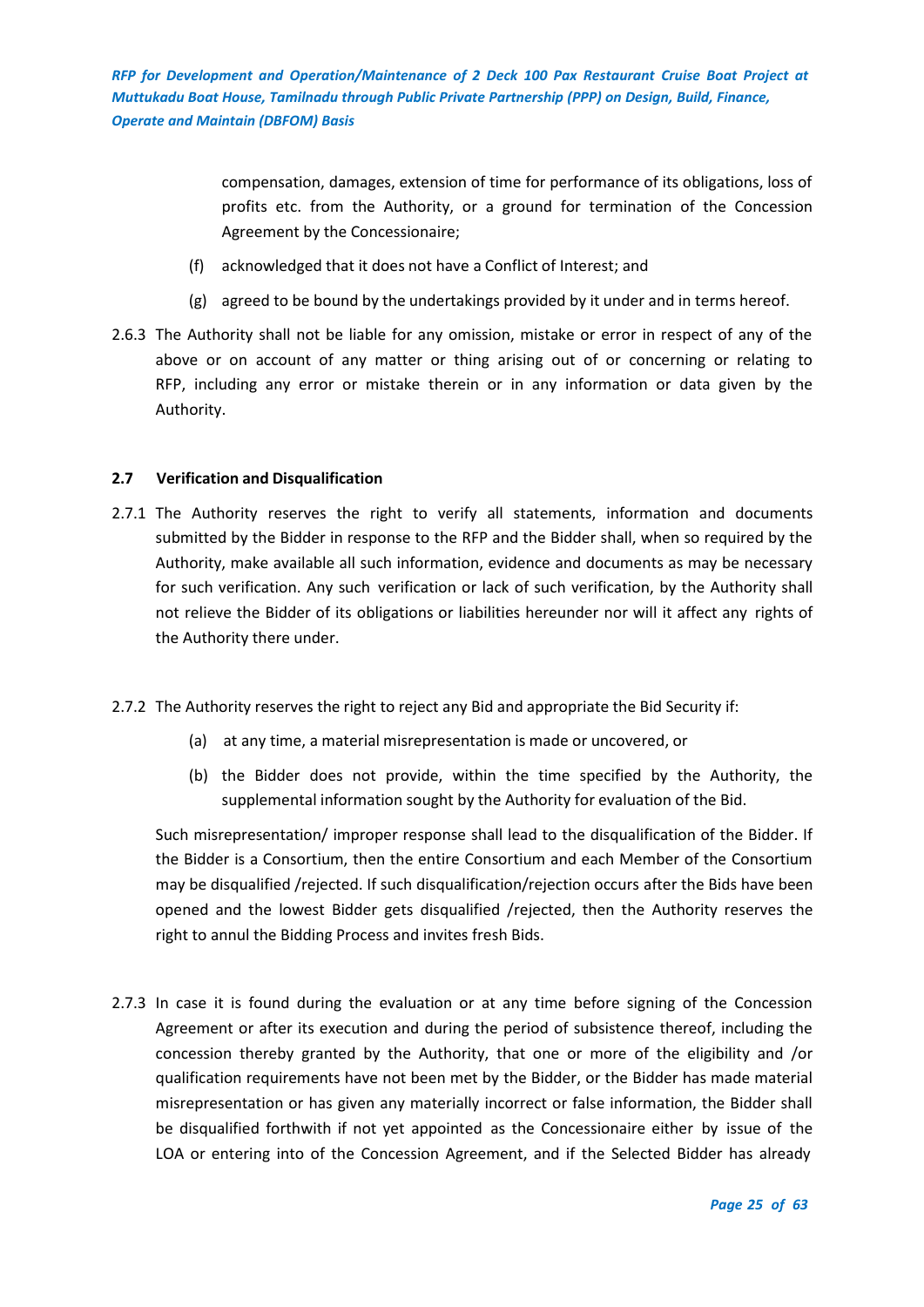compensation, damages, extension of time for performance of its obligations, loss of profits etc. from the Authority, or a ground for termination of the Concession Agreement by the Concessionaire;

(f) acknowledged that it does not have a Conflict of Interest; and

(g) agreed to be bound by the undertakings provided by it under and in terms hereof.

2.6.3 The Authority shall not be liable for any omission, mistake or error in respect of any of the above or on account of any matter or thing arising out of or concerning or relating to RFP, including any error or mistake therein or in any information or data given by the Authority.

**2.7 Verification and Disqualification**

2.7.1 The Authority reserves the right to verify all statements, information and documents submitted by the Bidder in response to the RFP and the Bidder shall, when so required by the Authority, make available all such information, evidence and documents as may be necessary for such verification. Any such verification or lack of such verification, by the Authority shall not relieve the Bidder of its obligations or liabilities hereunder nor will it affect any rights of the Authority there under.

2.7.2 The Authority reserves the right to reject any Bid and appropriate the Bid Security if:

(a) at any time, a material misrepresentation is made or uncovered, or

(b) the Bidder does not provide, within the time specified by the Authority, the supplemental information sought by the Authority for evaluation of the Bid.

Such misrepresentation/ improper response shall lead to the disqualification of the Bidder. If the Bidder is a Consortium, then the entire Consortium and each Member of the Consortium may be disqualified /rejected. If such disqualification/rejection occurs after the Bids have been opened and the lowest Bidder gets disqualified /rejected, then the Authority reserves the right to annul the Bidding Process and invites fresh Bids.

2.7.3 In case it is found during the evaluation or at any time before signing of the Concession Agreement or after its execution and during the period of subsistence thereof, including the concession thereby granted by the Authority, that one or more of the eligibility and /or qualification requirements have not been met by the Bidder, or the Bidder has made material misrepresentation or has given any materially incorrect or false information, the Bidder shall be disqualified forthwith if not yet appointed as the Concessionaire either by issue of the LOA or entering into of the Concession Agreement, and if the Selected Bidder has already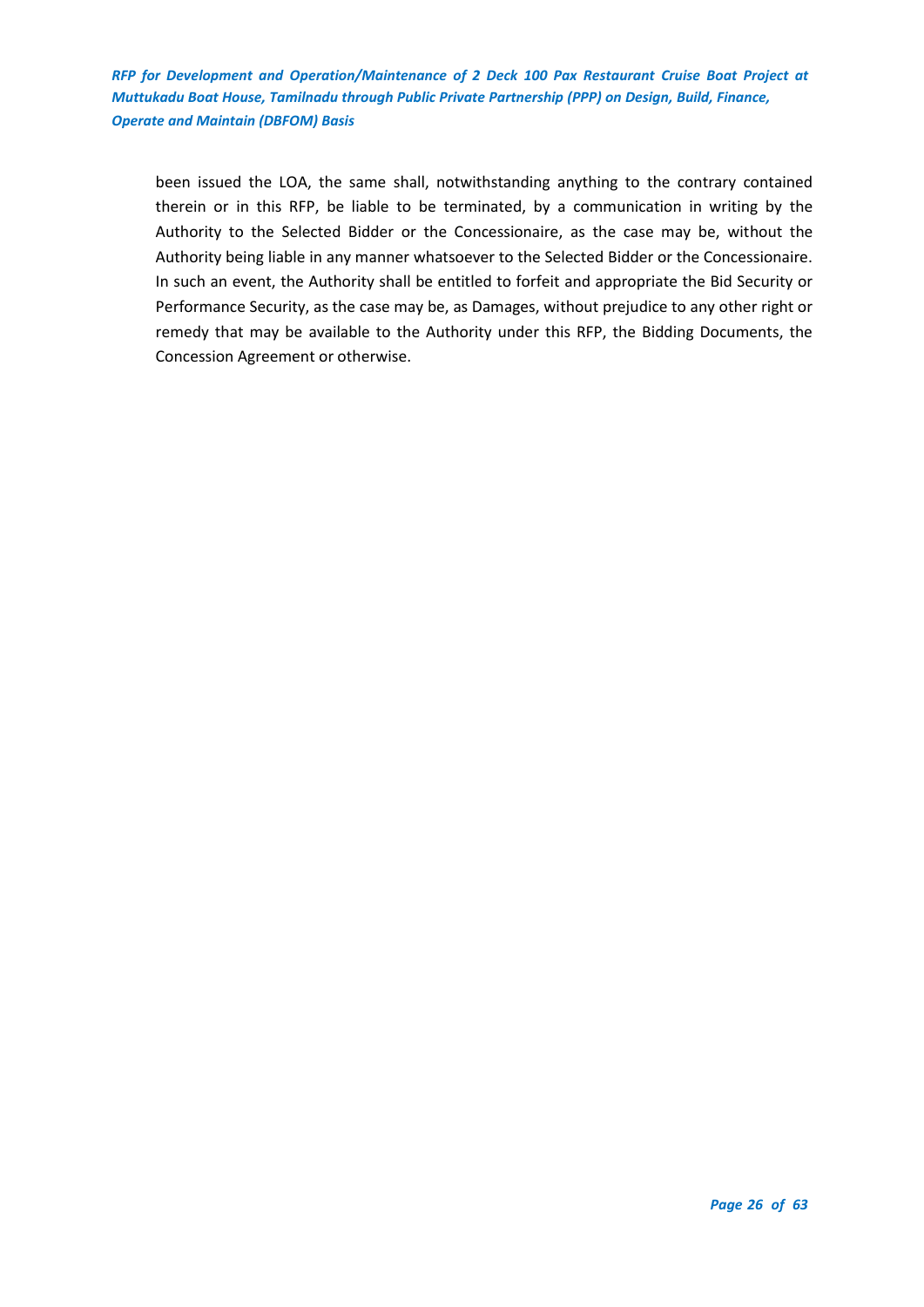been issued the LOA, the same shall, notwithstanding anything to the contrary contained therein or in this RFP, be liable to be terminated, by a communication in writing by the Authority to the Selected Bidder or the Concessionaire, as the case may be, without the Authority being liable in any manner whatsoever to the Selected Bidder or the Concessionaire. In such an event, the Authority shall be entitled to forfeit and appropriate the Bid Security or Performance Security, as the case may be, as Damages, without prejudice to any other right or remedy that may be available to the Authority under this RFP, the Bidding Documents, the Concession Agreement or otherwise.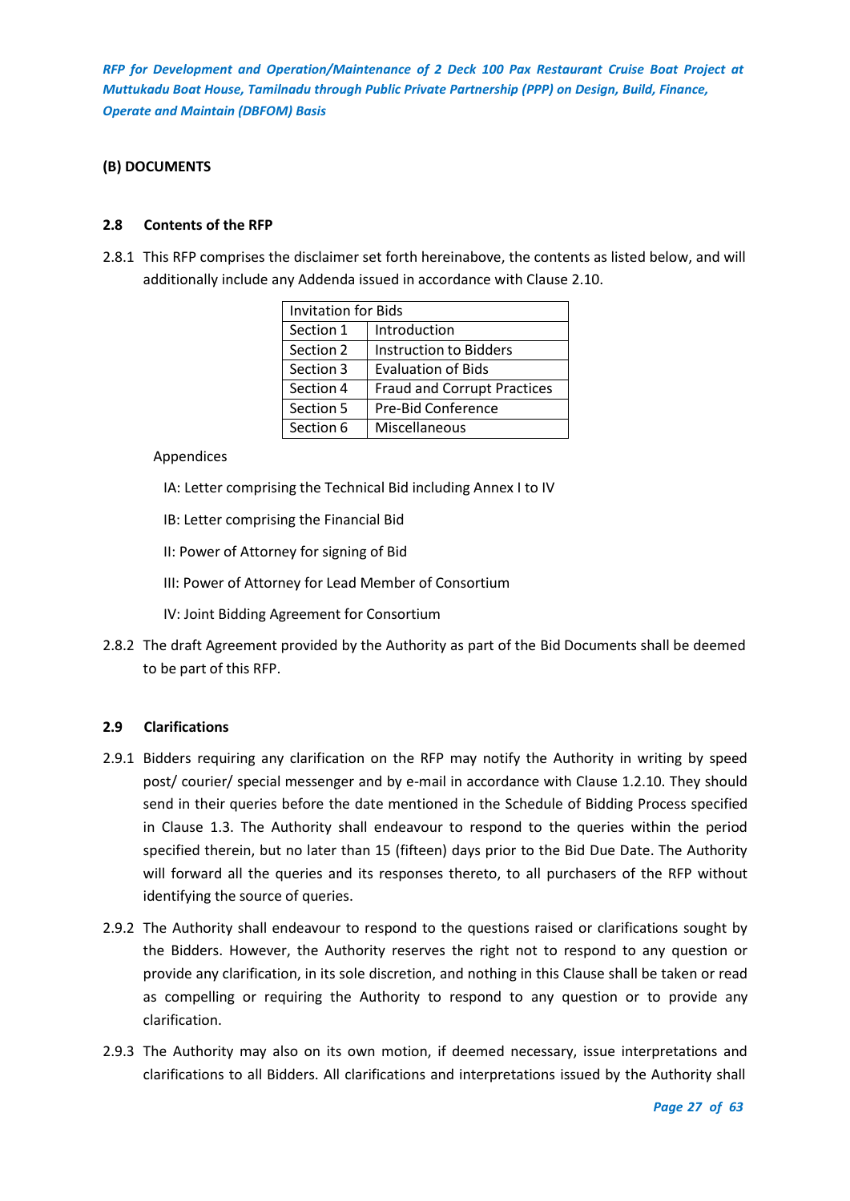**(B) DOCUMENTS**

**2.8 Contents of the RFP**

2.8.1 This RFP comprises the disclaimer set forth hereinabove, the contents as listed below, and will additionally include any Addenda issued in accordance with Clause 2.10.

| Invitation for Bids | |
|---|---|
| Section 1 | Introduction |
| Section 2 | Instruction to Bidders |
| Section 3 | Evaluation of Bids |
| Section 4 | Fraud and Corrupt Practices |
| Section 5 | Pre-Bid Conference |
| Section 6 | Miscellaneous |

Appendices

IA: Letter comprising the Technical Bid including Annex I to IV

IB: Letter comprising the Financial Bid

II: Power of Attorney for signing of Bid

III: Power of Attorney for Lead Member of Consortium

IV: Joint Bidding Agreement for Consortium

2.8.2 The draft Agreement provided by the Authority as part of the Bid Documents shall be deemed to be part of this RFP.

**2.9 Clarifications**

2.9.1 Bidders requiring any clarification on the RFP may notify the Authority in writing by speed post/ courier/ special messenger and by e-mail in accordance with Clause 1.2.10. They should send in their queries before the date mentioned in the Schedule of Bidding Process specified in Clause 1.3. The Authority shall endeavour to respond to the queries within the period specified therein, but no later than 15 (fifteen) days prior to the Bid Due Date. The Authority will forward all the queries and its responses thereto, to all purchasers of the RFP without identifying the source of queries.

2.9.2 The Authority shall endeavour to respond to the questions raised or clarifications sought by the Bidders. However, the Authority reserves the right not to respond to any question or provide any clarification, in its sole discretion, and nothing in this Clause shall be taken or read as compelling or requiring the Authority to respond to any question or to provide any clarification.

2.9.3 The Authority may also on its own motion, if deemed necessary, issue interpretations and clarifications to all Bidders. All clarifications and interpretations issued by the Authority shall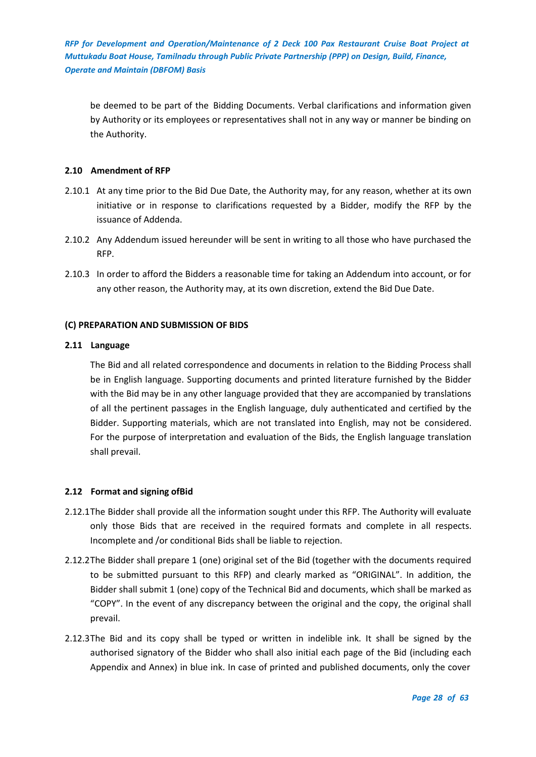be deemed to be part of the Bidding Documents. Verbal clarifications and information given by Authority or its employees or representatives shall not in any way or manner be binding on the Authority.

### 2.10 Amendment of RFP

2.10.1 At any time prior to the Bid Due Date, the Authority may, for any reason, whether at its own initiative or in response to clarifications requested by a Bidder, modify the RFP by the issuance of Addenda.

2.10.2 Any Addendum issued hereunder will be sent in writing to all those who have purchased the RFP.

2.10.3 In order to afford the Bidders a reasonable time for taking an Addendum into account, or for any other reason, the Authority may, at its own discretion, extend the Bid Due Date.

## (C) PREPARATION AND SUBMISSION OF BIDS

### 2.11 Language

The Bid and all related correspondence and documents in relation to the Bidding Process shall be in English language. Supporting documents and printed literature furnished by the Bidder with the Bid may be in any other language provided that they are accompanied by translations of all the pertinent passages in the English language, duly authenticated and certified by the Bidder. Supporting materials, which are not translated into English, may not be considered. For the purpose of interpretation and evaluation of the Bids, the English language translation shall prevail.

### 2.12 Format and signing ofBid

2.12.1 The Bidder shall provide all the information sought under this RFP. The Authority will evaluate only those Bids that are received in the required formats and complete in all respects. Incomplete and /or conditional Bids shall be liable to rejection.

2.12.2 The Bidder shall prepare 1 (one) original set of the Bid (together with the documents required to be submitted pursuant to this RFP) and clearly marked as "ORIGINAL". In addition, the Bidder shall submit 1 (one) copy of the Technical Bid and documents, which shall be marked as "COPY". In the event of any discrepancy between the original and the copy, the original shall prevail.

2.12.3 The Bid and its copy shall be typed or written in indelible ink. It shall be signed by the authorised signatory of the Bidder who shall also initial each page of the Bid (including each Appendix and Annex) in blue ink. In case of printed and published documents, only the cover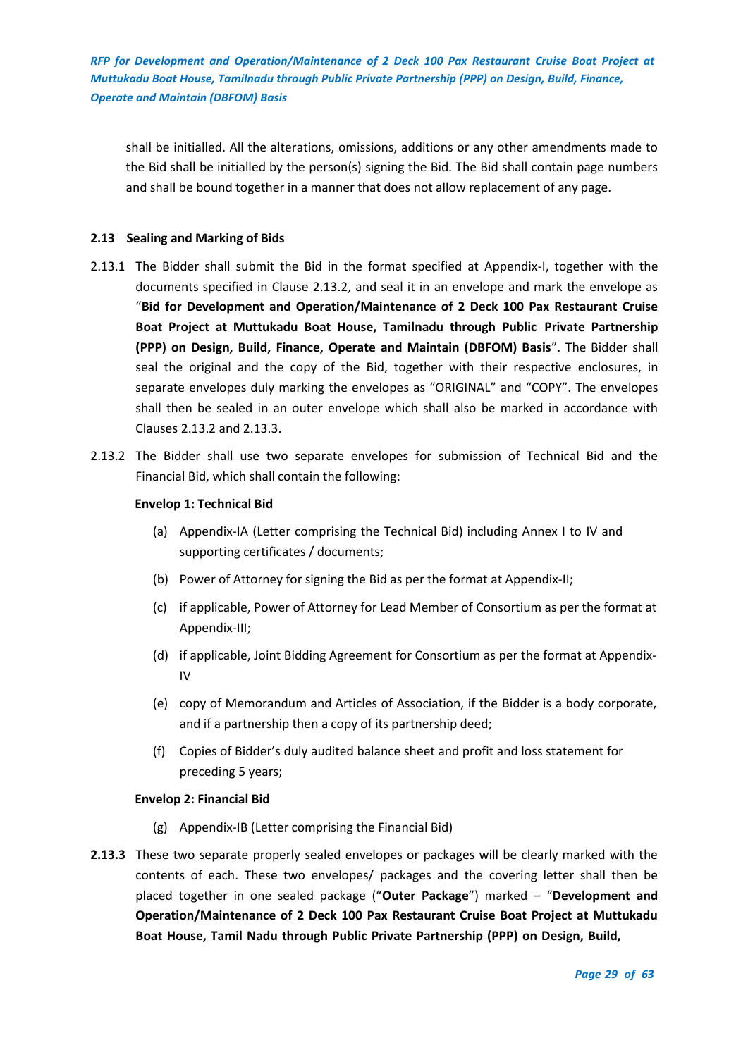shall be initialled. All the alterations, omissions, additions or any other amendments made to the Bid shall be initialled by the person(s) signing the Bid. The Bid shall contain page numbers and shall be bound together in a manner that does not allow replacement of any page.

### 2.13 Sealing and Marking of Bids

2.13.1 The Bidder shall submit the Bid in the format specified at Appendix-I, together with the documents specified in Clause 2.13.2, and seal it in an envelope and mark the envelope as "**Bid for Development and Operation/Maintenance of 2 Deck 100 Pax Restaurant Cruise Boat Project at Muttukadu Boat House, Tamilnadu through Public Private Partnership (PPP) on Design, Build, Finance, Operate and Maintain (DBFOM) Basis**". The Bidder shall seal the original and the copy of the Bid, together with their respective enclosures, in separate envelopes duly marking the envelopes as "ORIGINAL" and "COPY". The envelopes shall then be sealed in an outer envelope which shall also be marked in accordance with Clauses 2.13.2 and 2.13.3.

2.13.2 The Bidder shall use two separate envelopes for submission of Technical Bid and the Financial Bid, which shall contain the following:

**Envelop 1: Technical Bid**

(a) Appendix-IA (Letter comprising the Technical Bid) including Annex I to IV and supporting certificates / documents;

(b) Power of Attorney for signing the Bid as per the format at Appendix-II;

(c) if applicable, Power of Attorney for Lead Member of Consortium as per the format at Appendix-III;

(d) if applicable, Joint Bidding Agreement for Consortium as per the format at Appendix-IV

(e) copy of Memorandum and Articles of Association, if the Bidder is a body corporate, and if a partnership then a copy of its partnership deed;

(f) Copies of Bidder's duly audited balance sheet and profit and loss statement for preceding 5 years;

**Envelop 2: Financial Bid**

(g) Appendix-IB (Letter comprising the Financial Bid)

**2.13.3** These two separate properly sealed envelopes or packages will be clearly marked with the contents of each. These two envelopes/ packages and the covering letter shall then be placed together in one sealed package ("**Outer Package**") marked – "**Development and Operation/Maintenance of 2 Deck 100 Pax Restaurant Cruise Boat Project at Muttukadu Boat House, Tamil Nadu through Public Private Partnership (PPP) on Design, Build,**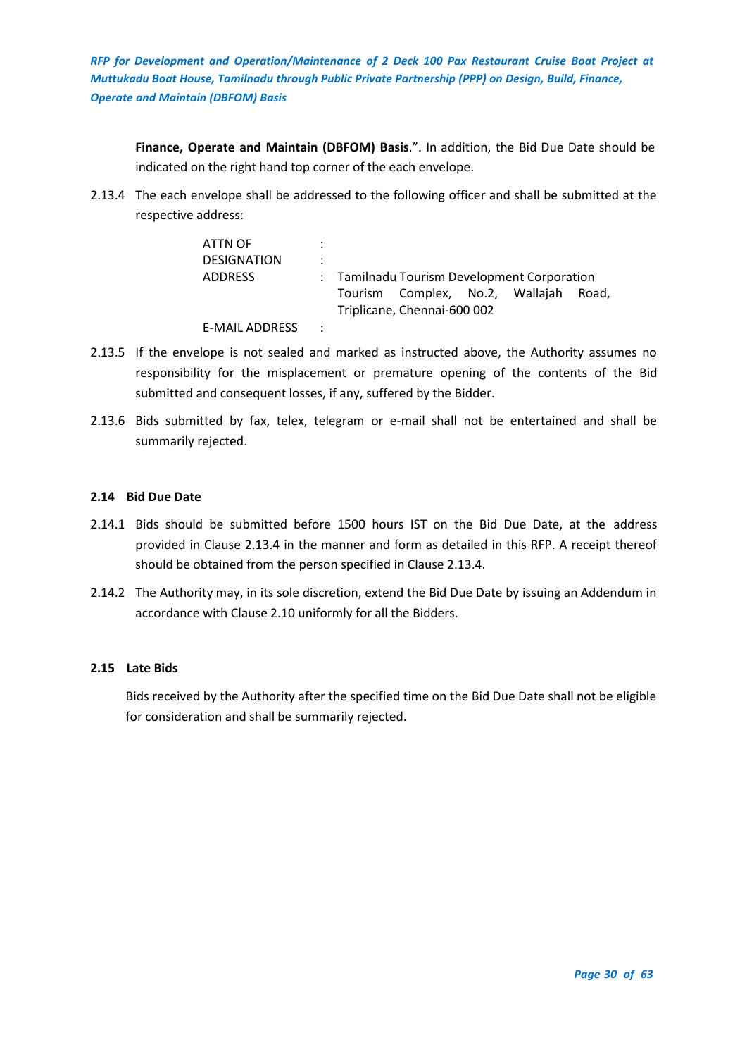**Finance, Operate and Maintain (DBFOM) Basis**.". In addition, the Bid Due Date should be indicated on the right hand top corner of the each envelope.

2.13.4 The each envelope shall be addressed to the following officer and shall be submitted at the respective address:

| | | |
|---|---|---|
| ATTN OF | : | |
| DESIGNATION | : | |
| ADDRESS | : | Tamilnadu Tourism Development Corporation Tourism Complex, No.2, Wallajah Road, Triplicane, Chennai-600 002 |
| E-MAIL ADDRESS | : | |

2.13.5 If the envelope is not sealed and marked as instructed above, the Authority assumes no responsibility for the misplacement or premature opening of the contents of the Bid submitted and consequent losses, if any, suffered by the Bidder.

2.13.6 Bids submitted by fax, telex, telegram or e-mail shall not be entertained and shall be summarily rejected.

### 2.14 Bid Due Date

2.14.1 Bids should be submitted before 1500 hours IST on the Bid Due Date, at the address provided in Clause 2.13.4 in the manner and form as detailed in this RFP. A receipt thereof should be obtained from the person specified in Clause 2.13.4.

2.14.2 The Authority may, in its sole discretion, extend the Bid Due Date by issuing an Addendum in accordance with Clause 2.10 uniformly for all the Bidders.

### 2.15 Late Bids

Bids received by the Authority after the specified time on the Bid Due Date shall not be eligible for consideration and shall be summarily rejected.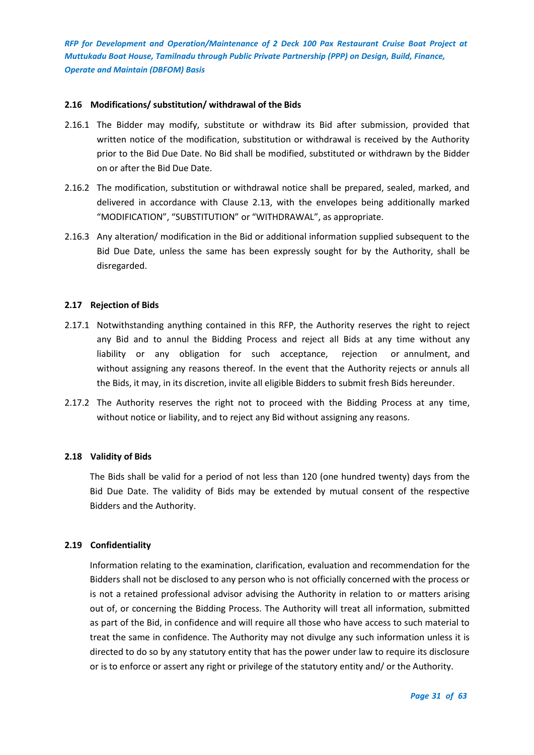### 2.16 Modifications/ substitution/ withdrawal of the Bids

2.16.1 The Bidder may modify, substitute or withdraw its Bid after submission, provided that written notice of the modification, substitution or withdrawal is received by the Authority prior to the Bid Due Date. No Bid shall be modified, substituted or withdrawn by the Bidder on or after the Bid Due Date.

2.16.2 The modification, substitution or withdrawal notice shall be prepared, sealed, marked, and delivered in accordance with Clause 2.13, with the envelopes being additionally marked "MODIFICATION", "SUBSTITUTION" or "WITHDRAWAL", as appropriate.

2.16.3 Any alteration/ modification in the Bid or additional information supplied subsequent to the Bid Due Date, unless the same has been expressly sought for by the Authority, shall be disregarded.

### 2.17 Rejection of Bids

2.17.1 Notwithstanding anything contained in this RFP, the Authority reserves the right to reject any Bid and to annul the Bidding Process and reject all Bids at any time without any liability or any obligation for such acceptance, rejection or annulment, and without assigning any reasons thereof. In the event that the Authority rejects or annuls all the Bids, it may, in its discretion, invite all eligible Bidders to submit fresh Bids hereunder.

2.17.2 The Authority reserves the right not to proceed with the Bidding Process at any time, without notice or liability, and to reject any Bid without assigning any reasons.

### 2.18 Validity of Bids

The Bids shall be valid for a period of not less than 120 (one hundred twenty) days from the Bid Due Date. The validity of Bids may be extended by mutual consent of the respective Bidders and the Authority.

### 2.19 Confidentiality

Information relating to the examination, clarification, evaluation and recommendation for the Bidders shall not be disclosed to any person who is not officially concerned with the process or is not a retained professional advisor advising the Authority in relation to or matters arising out of, or concerning the Bidding Process. The Authority will treat all information, submitted as part of the Bid, in confidence and will require all those who have access to such material to treat the same in confidence. The Authority may not divulge any such information unless it is directed to do so by any statutory entity that has the power under law to require its disclosure or is to enforce or assert any right or privilege of the statutory entity and/ or the Authority.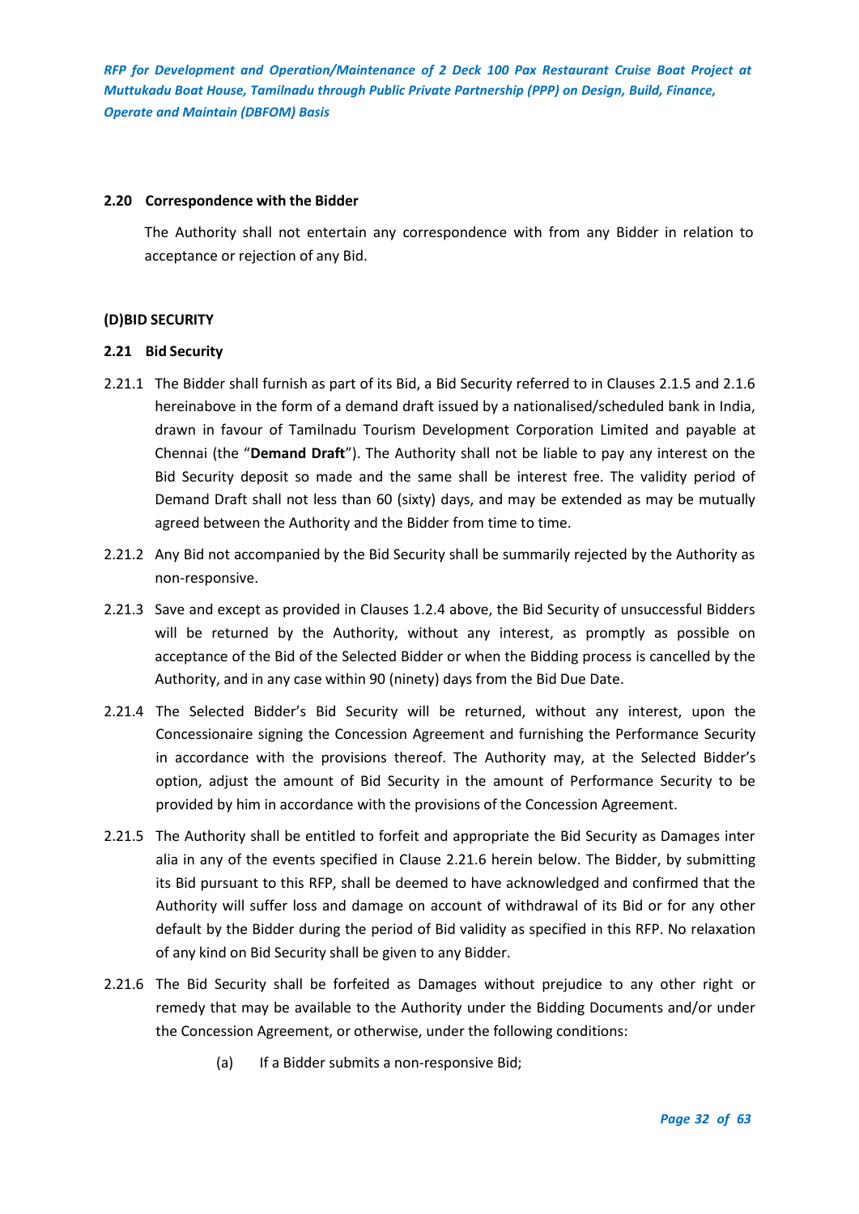### 2.20 Correspondence with the Bidder

The Authority shall not entertain any correspondence with from any Bidder in relation to acceptance or rejection of any Bid.

### (D)BID SECURITY

### 2.21 Bid Security

2.21.1 The Bidder shall furnish as part of its Bid, a Bid Security referred to in Clauses 2.1.5 and 2.1.6 hereinabove in the form of a demand draft issued by a nationalised/scheduled bank in India, drawn in favour of Tamilnadu Tourism Development Corporation Limited and payable at Chennai (the "**Demand Draft**"). The Authority shall not be liable to pay any interest on the Bid Security deposit so made and the same shall be interest free. The validity period of Demand Draft shall not less than 60 (sixty) days, and may be extended as may be mutually agreed between the Authority and the Bidder from time to time.

2.21.2 Any Bid not accompanied by the Bid Security shall be summarily rejected by the Authority as non-responsive.

2.21.3 Save and except as provided in Clauses 1.2.4 above, the Bid Security of unsuccessful Bidders will be returned by the Authority, without any interest, as promptly as possible on acceptance of the Bid of the Selected Bidder or when the Bidding process is cancelled by the Authority, and in any case within 90 (ninety) days from the Bid Due Date.

2.21.4 The Selected Bidder's Bid Security will be returned, without any interest, upon the Concessionaire signing the Concession Agreement and furnishing the Performance Security in accordance with the provisions thereof. The Authority may, at the Selected Bidder's option, adjust the amount of Bid Security in the amount of Performance Security to be provided by him in accordance with the provisions of the Concession Agreement.

2.21.5 The Authority shall be entitled to forfeit and appropriate the Bid Security as Damages inter alia in any of the events specified in Clause 2.21.6 herein below. The Bidder, by submitting its Bid pursuant to this RFP, shall be deemed to have acknowledged and confirmed that the Authority will suffer loss and damage on account of withdrawal of its Bid or for any other default by the Bidder during the period of Bid validity as specified in this RFP. No relaxation of any kind on Bid Security shall be given to any Bidder.

2.21.6 The Bid Security shall be forfeited as Damages without prejudice to any other right or remedy that may be available to the Authority under the Bidding Documents and/or under the Concession Agreement, or otherwise, under the following conditions:

(a) If a Bidder submits a non-responsive Bid;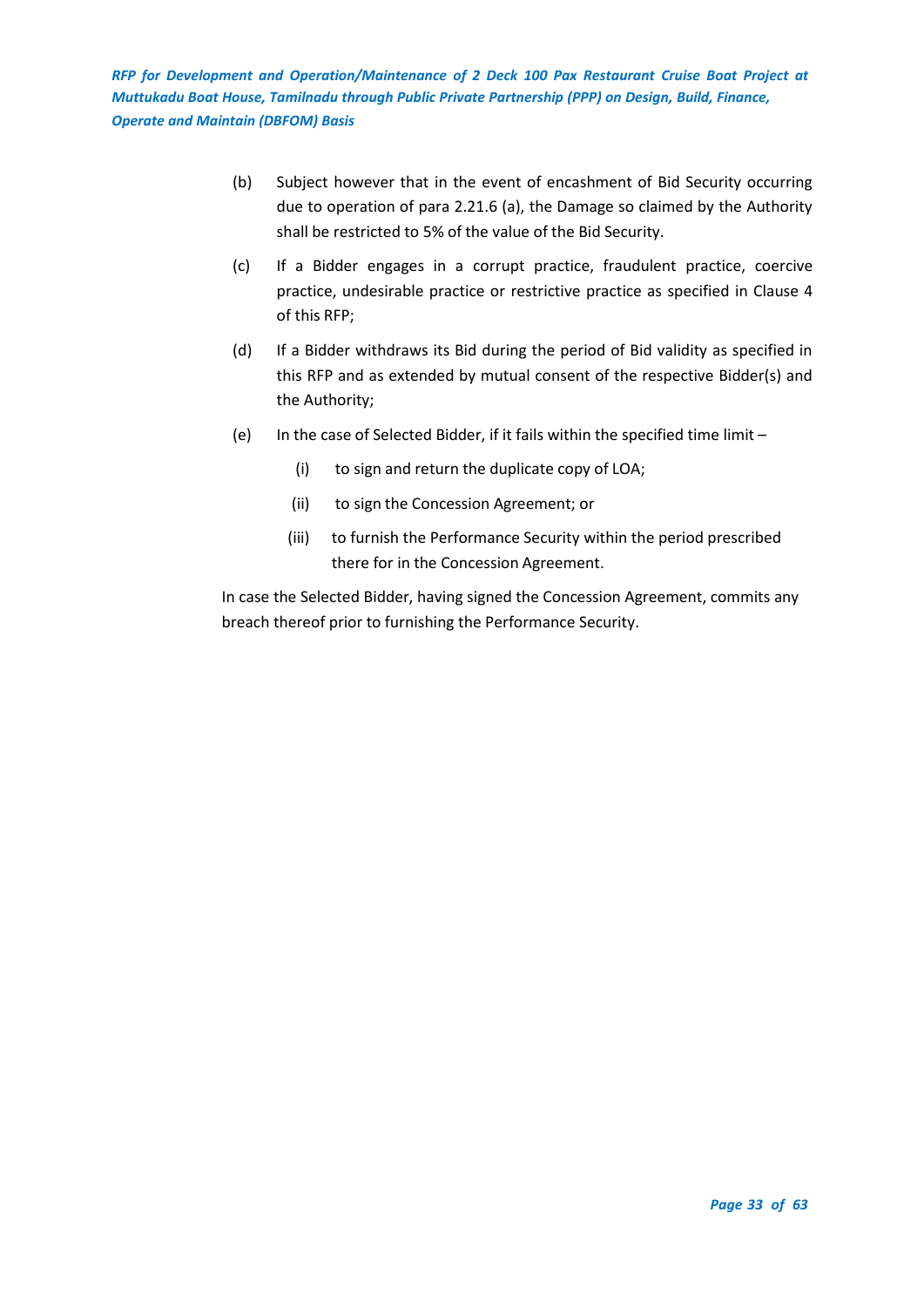(b) Subject however that in the event of encashment of Bid Security occurring due to operation of para 2.21.6 (a), the Damage so claimed by the Authority shall be restricted to 5% of the value of the Bid Security.

(c) If a Bidder engages in a corrupt practice, fraudulent practice, coercive practice, undesirable practice or restrictive practice as specified in Clause 4 of this RFP;

(d) If a Bidder withdraws its Bid during the period of Bid validity as specified in this RFP and as extended by mutual consent of the respective Bidder(s) and the Authority;

(e) In the case of Selected Bidder, if it fails within the specified time limit –

   (i) to sign and return the duplicate copy of LOA;

   (ii) to sign the Concession Agreement; or

   (iii) to furnish the Performance Security within the period prescribed there for in the Concession Agreement.

In case the Selected Bidder, having signed the Concession Agreement, commits any breach thereof prior to furnishing the Performance Security.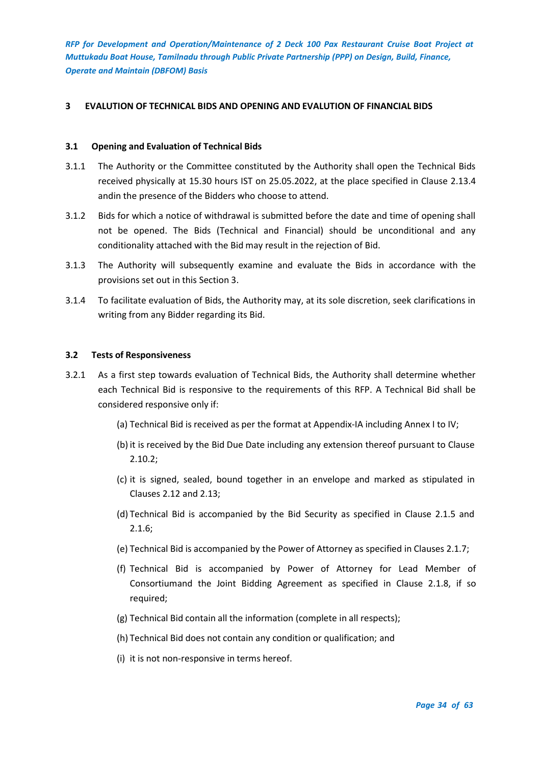## 3 EVALUTION OF TECHNICAL BIDS AND OPENING AND EVALUTION OF FINANCIAL BIDS

### 3.1 Opening and Evaluation of Technical Bids

3.1.1 The Authority or the Committee constituted by the Authority shall open the Technical Bids received physically at 15.30 hours IST on 25.05.2022, at the place specified in Clause 2.13.4 andin the presence of the Bidders who choose to attend.

3.1.2 Bids for which a notice of withdrawal is submitted before the date and time of opening shall not be opened. The Bids (Technical and Financial) should be unconditional and any conditionality attached with the Bid may result in the rejection of Bid.

3.1.3 The Authority will subsequently examine and evaluate the Bids in accordance with the provisions set out in this Section 3.

3.1.4 To facilitate evaluation of Bids, the Authority may, at its sole discretion, seek clarifications in writing from any Bidder regarding its Bid.

### 3.2 Tests of Responsiveness

3.2.1 As a first step towards evaluation of Technical Bids, the Authority shall determine whether each Technical Bid is responsive to the requirements of this RFP. A Technical Bid shall be considered responsive only if:

(a) Technical Bid is received as per the format at Appendix-IA including Annex I to IV;

(b) it is received by the Bid Due Date including any extension thereof pursuant to Clause 2.10.2;

(c) it is signed, sealed, bound together in an envelope and marked as stipulated in Clauses 2.12 and 2.13;

(d) Technical Bid is accompanied by the Bid Security as specified in Clause 2.1.5 and 2.1.6;

(e) Technical Bid is accompanied by the Power of Attorney as specified in Clauses 2.1.7;

(f) Technical Bid is accompanied by Power of Attorney for Lead Member of Consortiumand the Joint Bidding Agreement as specified in Clause 2.1.8, if so required;

(g) Technical Bid contain all the information (complete in all respects);

(h) Technical Bid does not contain any condition or qualification; and

(i) it is not non-responsive in terms hereof.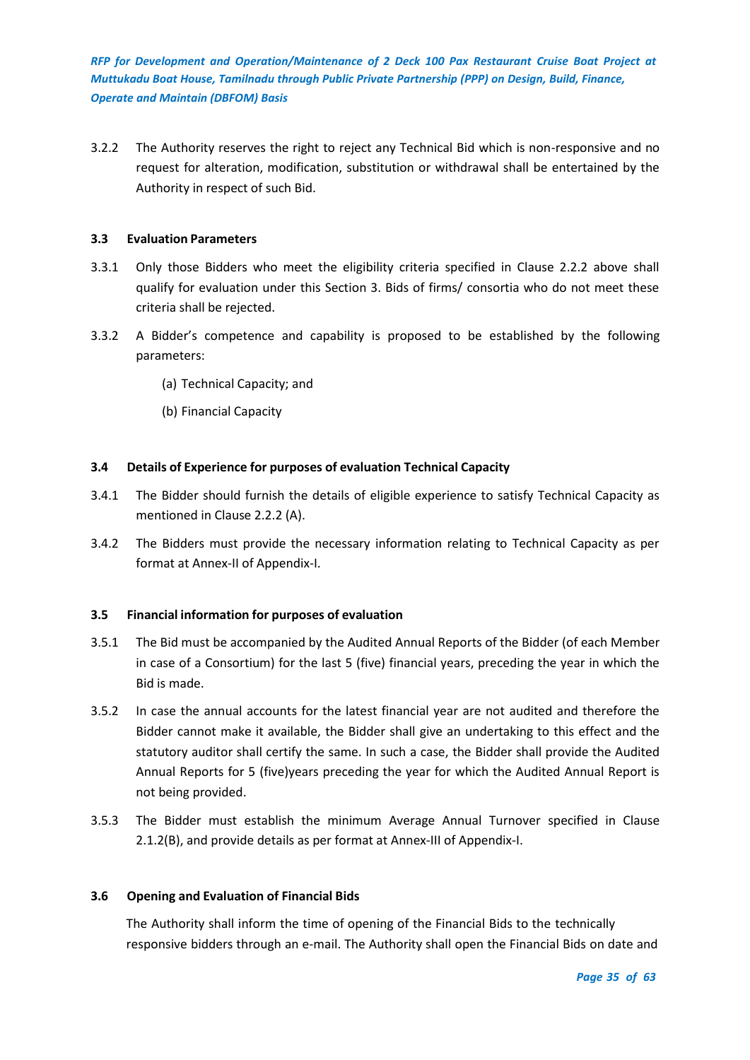3.2.2 The Authority reserves the right to reject any Technical Bid which is non-responsive and no request for alteration, modification, substitution or withdrawal shall be entertained by the Authority in respect of such Bid.

### 3.3 Evaluation Parameters

3.3.1 Only those Bidders who meet the eligibility criteria specified in Clause 2.2.2 above shall qualify for evaluation under this Section 3. Bids of firms/ consortia who do not meet these criteria shall be rejected.

3.3.2 A Bidder's competence and capability is proposed to be established by the following parameters:

(a) Technical Capacity; and

(b) Financial Capacity

### 3.4 Details of Experience for purposes of evaluation Technical Capacity

3.4.1 The Bidder should furnish the details of eligible experience to satisfy Technical Capacity as mentioned in Clause 2.2.2 (A).

3.4.2 The Bidders must provide the necessary information relating to Technical Capacity as per format at Annex-II of Appendix-I.

### 3.5 Financial information for purposes of evaluation

3.5.1 The Bid must be accompanied by the Audited Annual Reports of the Bidder (of each Member in case of a Consortium) for the last 5 (five) financial years, preceding the year in which the Bid is made.

3.5.2 In case the annual accounts for the latest financial year are not audited and therefore the Bidder cannot make it available, the Bidder shall give an undertaking to this effect and the statutory auditor shall certify the same. In such a case, the Bidder shall provide the Audited Annual Reports for 5 (five)years preceding the year for which the Audited Annual Report is not being provided.

3.5.3 The Bidder must establish the minimum Average Annual Turnover specified in Clause 2.1.2(B), and provide details as per format at Annex-III of Appendix-I.

### 3.6 Opening and Evaluation of Financial Bids

The Authority shall inform the time of opening of the Financial Bids to the technically responsive bidders through an e-mail. The Authority shall open the Financial Bids on date and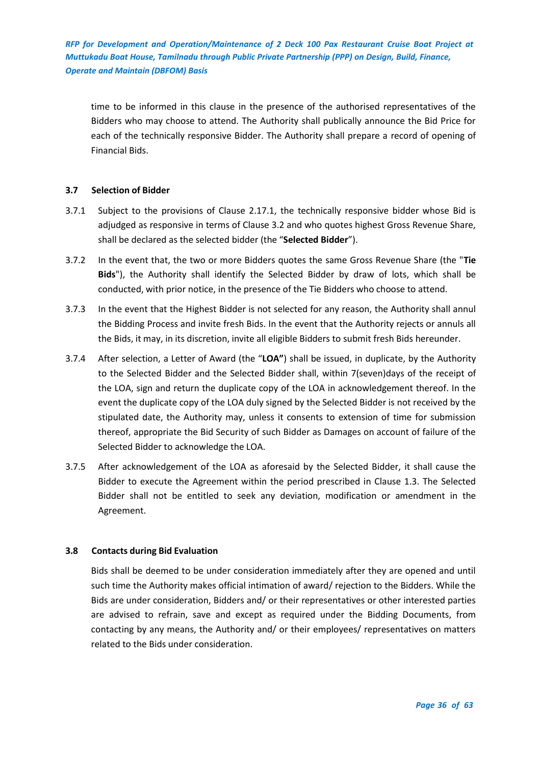time to be informed in this clause in the presence of the authorised representatives of the Bidders who may choose to attend. The Authority shall publically announce the Bid Price for each of the technically responsive Bidder. The Authority shall prepare a record of opening of Financial Bids.

### 3.7 Selection of Bidder

3.7.1 Subject to the provisions of Clause 2.17.1, the technically responsive bidder whose Bid is adjudged as responsive in terms of Clause 3.2 and who quotes highest Gross Revenue Share, shall be declared as the selected bidder (the "**Selected Bidder**").

3.7.2 In the event that, the two or more Bidders quotes the same Gross Revenue Share (the "**Tie Bids**"), the Authority shall identify the Selected Bidder by draw of lots, which shall be conducted, with prior notice, in the presence of the Tie Bidders who choose to attend.

3.7.3 In the event that the Highest Bidder is not selected for any reason, the Authority shall annul the Bidding Process and invite fresh Bids. In the event that the Authority rejects or annuls all the Bids, it may, in its discretion, invite all eligible Bidders to submit fresh Bids hereunder.

3.7.4 After selection, a Letter of Award (the "**LOA"**) shall be issued, in duplicate, by the Authority to the Selected Bidder and the Selected Bidder shall, within 7(seven)days of the receipt of the LOA, sign and return the duplicate copy of the LOA in acknowledgement thereof. In the event the duplicate copy of the LOA duly signed by the Selected Bidder is not received by the stipulated date, the Authority may, unless it consents to extension of time for submission thereof, appropriate the Bid Security of such Bidder as Damages on account of failure of the Selected Bidder to acknowledge the LOA.

3.7.5 After acknowledgement of the LOA as aforesaid by the Selected Bidder, it shall cause the Bidder to execute the Agreement within the period prescribed in Clause 1.3. The Selected Bidder shall not be entitled to seek any deviation, modification or amendment in the Agreement.

### 3.8 Contacts during Bid Evaluation

Bids shall be deemed to be under consideration immediately after they are opened and until such time the Authority makes official intimation of award/ rejection to the Bidders. While the Bids are under consideration, Bidders and/ or their representatives or other interested parties are advised to refrain, save and except as required under the Bidding Documents, from contacting by any means, the Authority and/ or their employees/ representatives on matters related to the Bids under consideration.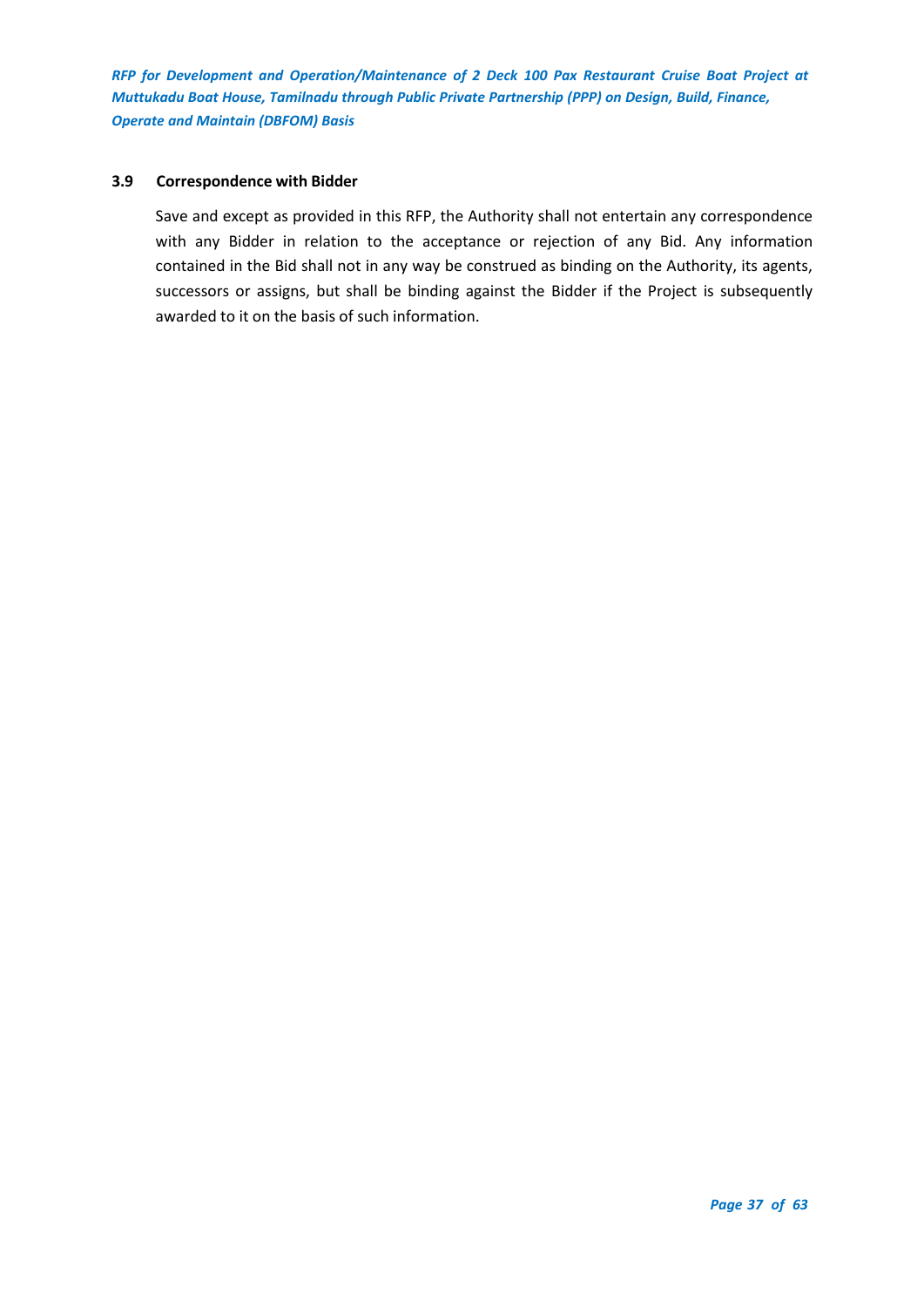### 3.9 Correspondence with Bidder

Save and except as provided in this RFP, the Authority shall not entertain any correspondence with any Bidder in relation to the acceptance or rejection of any Bid. Any information contained in the Bid shall not in any way be construed as binding on the Authority, its agents, successors or assigns, but shall be binding against the Bidder if the Project is subsequently awarded to it on the basis of such information.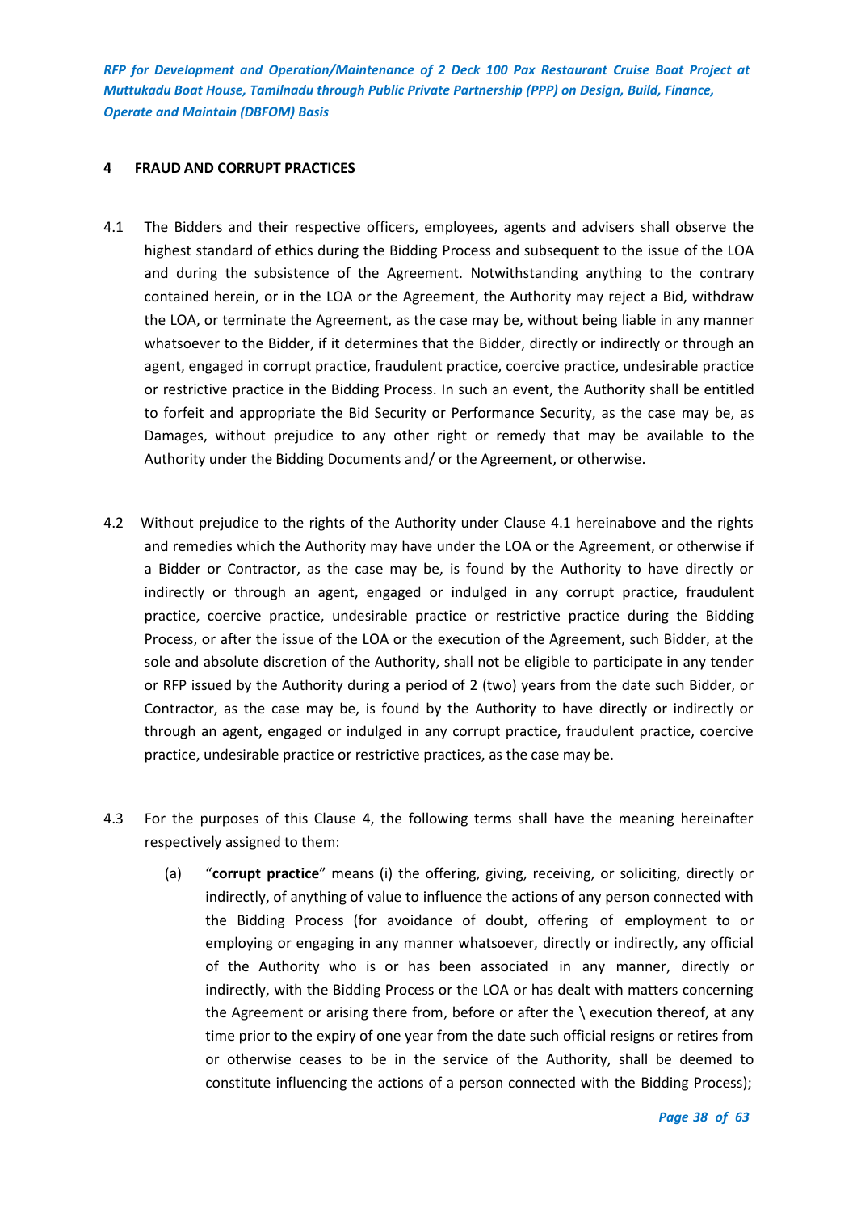## 4 FRAUD AND CORRUPT PRACTICES

4.1 The Bidders and their respective officers, employees, agents and advisers shall observe the highest standard of ethics during the Bidding Process and subsequent to the issue of the LOA and during the subsistence of the Agreement. Notwithstanding anything to the contrary contained herein, or in the LOA or the Agreement, the Authority may reject a Bid, withdraw the LOA, or terminate the Agreement, as the case may be, without being liable in any manner whatsoever to the Bidder, if it determines that the Bidder, directly or indirectly or through an agent, engaged in corrupt practice, fraudulent practice, coercive practice, undesirable practice or restrictive practice in the Bidding Process. In such an event, the Authority shall be entitled to forfeit and appropriate the Bid Security or Performance Security, as the case may be, as Damages, without prejudice to any other right or remedy that may be available to the Authority under the Bidding Documents and/ or the Agreement, or otherwise.

4.2 Without prejudice to the rights of the Authority under Clause 4.1 hereinabove and the rights and remedies which the Authority may have under the LOA or the Agreement, or otherwise if a Bidder or Contractor, as the case may be, is found by the Authority to have directly or indirectly or through an agent, engaged or indulged in any corrupt practice, fraudulent practice, coercive practice, undesirable practice or restrictive practice during the Bidding Process, or after the issue of the LOA or the execution of the Agreement, such Bidder, at the sole and absolute discretion of the Authority, shall not be eligible to participate in any tender or RFP issued by the Authority during a period of 2 (two) years from the date such Bidder, or Contractor, as the case may be, is found by the Authority to have directly or indirectly or through an agent, engaged or indulged in any corrupt practice, fraudulent practice, coercive practice, undesirable practice or restrictive practices, as the case may be.

4.3 For the purposes of this Clause 4, the following terms shall have the meaning hereinafter respectively assigned to them:

(a) "**corrupt practice**" means (i) the offering, giving, receiving, or soliciting, directly or indirectly, of anything of value to influence the actions of any person connected with the Bidding Process (for avoidance of doubt, offering of employment to or employing or engaging in any manner whatsoever, directly or indirectly, any official of the Authority who is or has been associated in any manner, directly or indirectly, with the Bidding Process or the LOA or has dealt with matters concerning the Agreement or arising there from, before or after the \ execution thereof, at any time prior to the expiry of one year from the date such official resigns or retires from or otherwise ceases to be in the service of the Authority, shall be deemed to constitute influencing the actions of a person connected with the Bidding Process);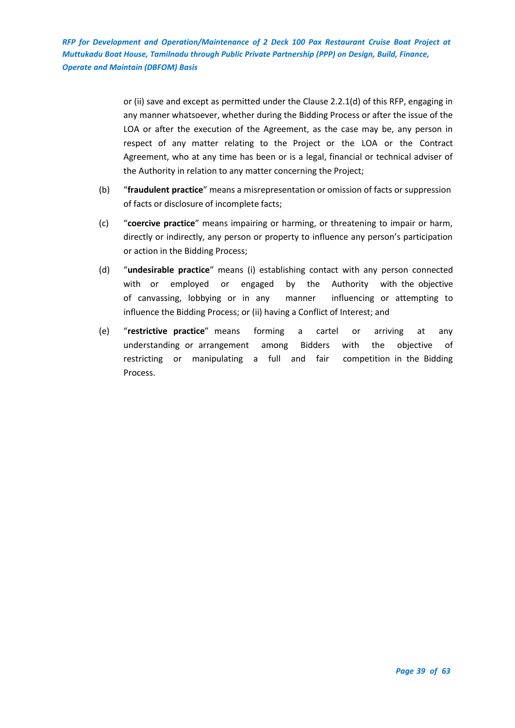or (ii) save and except as permitted under the Clause 2.2.1(d) of this RFP, engaging in any manner whatsoever, whether during the Bidding Process or after the issue of the LOA or after the execution of the Agreement, as the case may be, any person in respect of any matter relating to the Project or the LOA or the Contract Agreement, who at any time has been or is a legal, financial or technical adviser of the Authority in relation to any matter concerning the Project;

(b) "**fraudulent practice**" means a misrepresentation or omission of facts or suppression of facts or disclosure of incomplete facts;

(c) "**coercive practice**" means impairing or harming, or threatening to impair or harm, directly or indirectly, any person or property to influence any person's participation or action in the Bidding Process;

(d) "**undesirable practice**" means (i) establishing contact with any person connected with or employed or engaged by the Authority with the objective of canvassing, lobbying or in any manner influencing or attempting to influence the Bidding Process; or (ii) having a Conflict of Interest; and

(e) "**restrictive practice**" means forming a cartel or arriving at any understanding or arrangement among Bidders with the objective of restricting or manipulating a full and fair competition in the Bidding Process.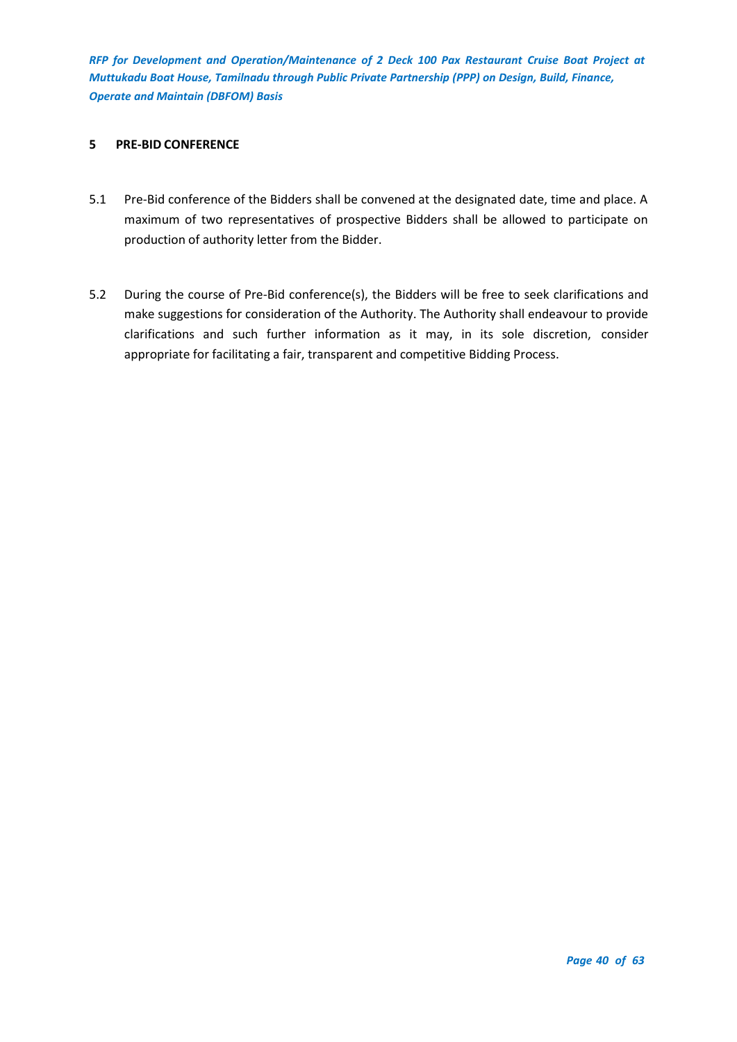## 5 PRE-BID CONFERENCE

5.1 Pre-Bid conference of the Bidders shall be convened at the designated date, time and place. A maximum of two representatives of prospective Bidders shall be allowed to participate on production of authority letter from the Bidder.

5.2 During the course of Pre-Bid conference(s), the Bidders will be free to seek clarifications and make suggestions for consideration of the Authority. The Authority shall endeavour to provide clarifications and such further information as it may, in its sole discretion, consider appropriate for facilitating a fair, transparent and competitive Bidding Process.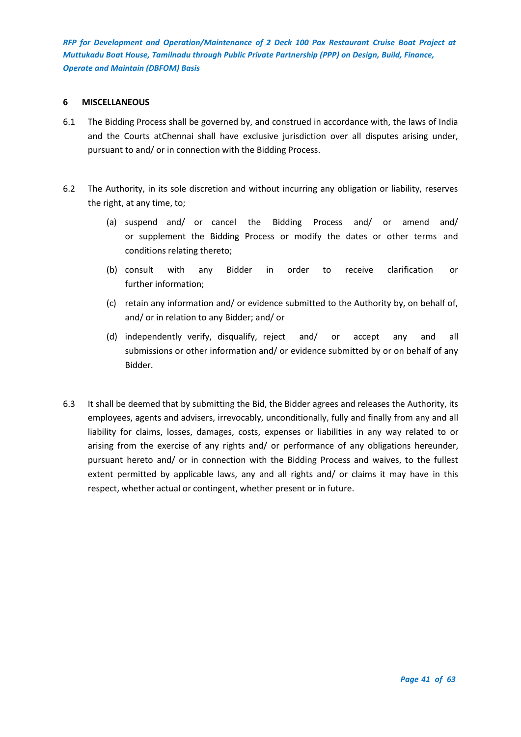## 6 MISCELLANEOUS

6.1 The Bidding Process shall be governed by, and construed in accordance with, the laws of India and the Courts atChennai shall have exclusive jurisdiction over all disputes arising under, pursuant to and/ or in connection with the Bidding Process.

6.2 The Authority, in its sole discretion and without incurring any obligation or liability, reserves the right, at any time, to;

(a) suspend and/ or cancel the Bidding Process and/ or amend and/ or supplement the Bidding Process or modify the dates or other terms and conditions relating thereto;

(b) consult with any Bidder in order to receive clarification or further information;

(c) retain any information and/ or evidence submitted to the Authority by, on behalf of, and/ or in relation to any Bidder; and/ or

(d) independently verify, disqualify, reject and/ or accept any and all submissions or other information and/ or evidence submitted by or on behalf of any Bidder.

6.3 It shall be deemed that by submitting the Bid, the Bidder agrees and releases the Authority, its employees, agents and advisers, irrevocably, unconditionally, fully and finally from any and all liability for claims, losses, damages, costs, expenses or liabilities in any way related to or arising from the exercise of any rights and/ or performance of any obligations hereunder, pursuant hereto and/ or in connection with the Bidding Process and waives, to the fullest extent permitted by applicable laws, any and all rights and/ or claims it may have in this respect, whether actual or contingent, whether present or in future.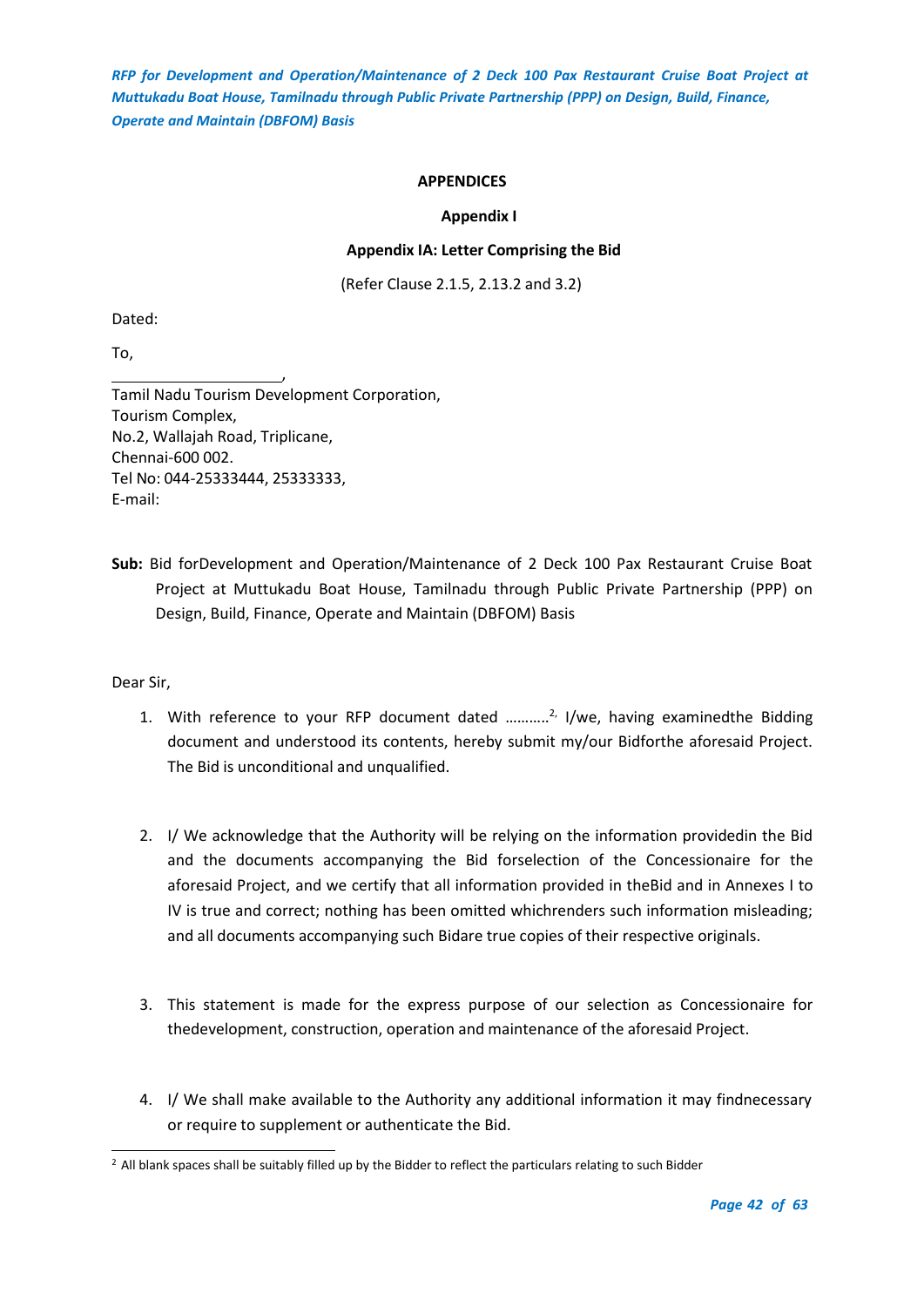## APPENDICES

### Appendix I

### Appendix IA: Letter Comprising the Bid

(Refer Clause 2.1.5, 2.13.2 and 3.2)

Dated:

To,

____________________,
Tamil Nadu Tourism Development Corporation,
Tourism Complex,
No.2, Wallajah Road, Triplicane,
Chennai-600 002.
Tel No: 044-25333444, 25333333,
E-mail:

**Sub:** Bid forDevelopment and Operation/Maintenance of 2 Deck 100 Pax Restaurant Cruise Boat Project at Muttukadu Boat House, Tamilnadu through Public Private Partnership (PPP) on Design, Build, Finance, Operate and Maintain (DBFOM) Basis

Dear Sir,

1. With reference to your RFP document dated ……….[2], I/we, having examinedthe Bidding document and understood its contents, hereby submit my/our Bidforthe aforesaid Project. The Bid is unconditional and unqualified.

2. I/ We acknowledge that the Authority will be relying on the information providedin the Bid and the documents accompanying the Bid forselection of the Concessionaire for the aforesaid Project, and we certify that all information provided in theBid and in Annexes I to IV is true and correct; nothing has been omitted whichrenders such information misleading; and all documents accompanying such Bidare true copies of their respective originals.

3. This statement is made for the express purpose of our selection as Concessionaire for thedevelopment, construction, operation and maintenance of the aforesaid Project.

4. I/ We shall make available to the Authority any additional information it may findnecessary or require to supplement or authenticate the Bid.

---

[2] All blank spaces shall be suitably filled up by the Bidder to reflect the particulars relating to such Bidder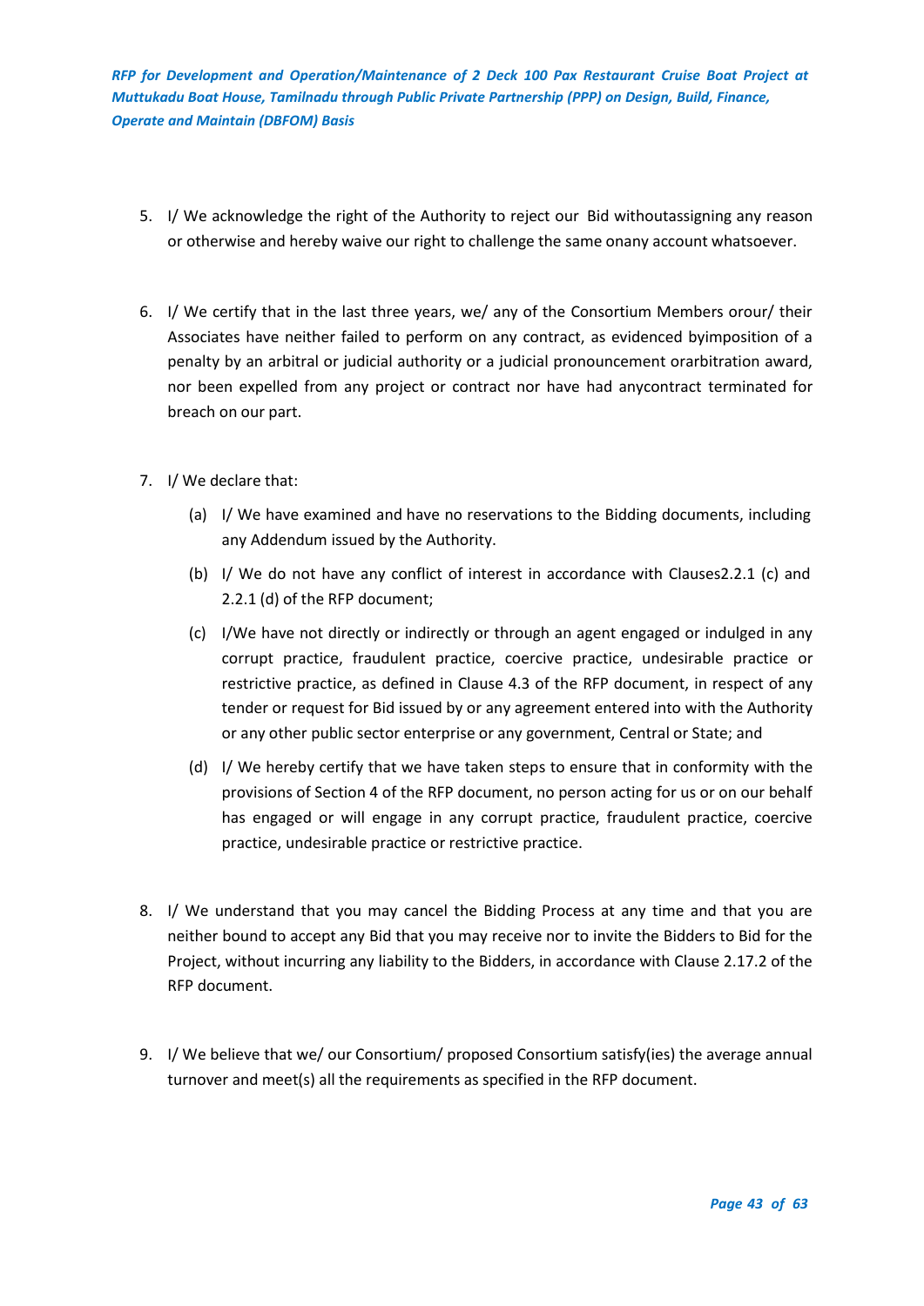5. I/ We acknowledge the right of the Authority to reject our Bid withoutassigning any reason or otherwise and hereby waive our right to challenge the same onany account whatsoever.

6. I/ We certify that in the last three years, we/ any of the Consortium Members orour/ their Associates have neither failed to perform on any contract, as evidenced byimposition of a penalty by an arbitral or judicial authority or a judicial pronouncement orarbitration award, nor been expelled from any project or contract nor have had anycontract terminated for breach on our part.

7. I/ We declare that:

   (a) I/ We have examined and have no reservations to the Bidding documents, including any Addendum issued by the Authority.

   (b) I/ We do not have any conflict of interest in accordance with Clauses2.2.1 (c) and 2.2.1 (d) of the RFP document;

   (c) I/We have not directly or indirectly or through an agent engaged or indulged in any corrupt practice, fraudulent practice, coercive practice, undesirable practice or restrictive practice, as defined in Clause 4.3 of the RFP document, in respect of any tender or request for Bid issued by or any agreement entered into with the Authority or any other public sector enterprise or any government, Central or State; and

   (d) I/ We hereby certify that we have taken steps to ensure that in conformity with the provisions of Section 4 of the RFP document, no person acting for us or on our behalf has engaged or will engage in any corrupt practice, fraudulent practice, coercive practice, undesirable practice or restrictive practice.

8. I/ We understand that you may cancel the Bidding Process at any time and that you are neither bound to accept any Bid that you may receive nor to invite the Bidders to Bid for the Project, without incurring any liability to the Bidders, in accordance with Clause 2.17.2 of the RFP document.

9. I/ We believe that we/ our Consortium/ proposed Consortium satisfy(ies) the average annual turnover and meet(s) all the requirements as specified in the RFP document.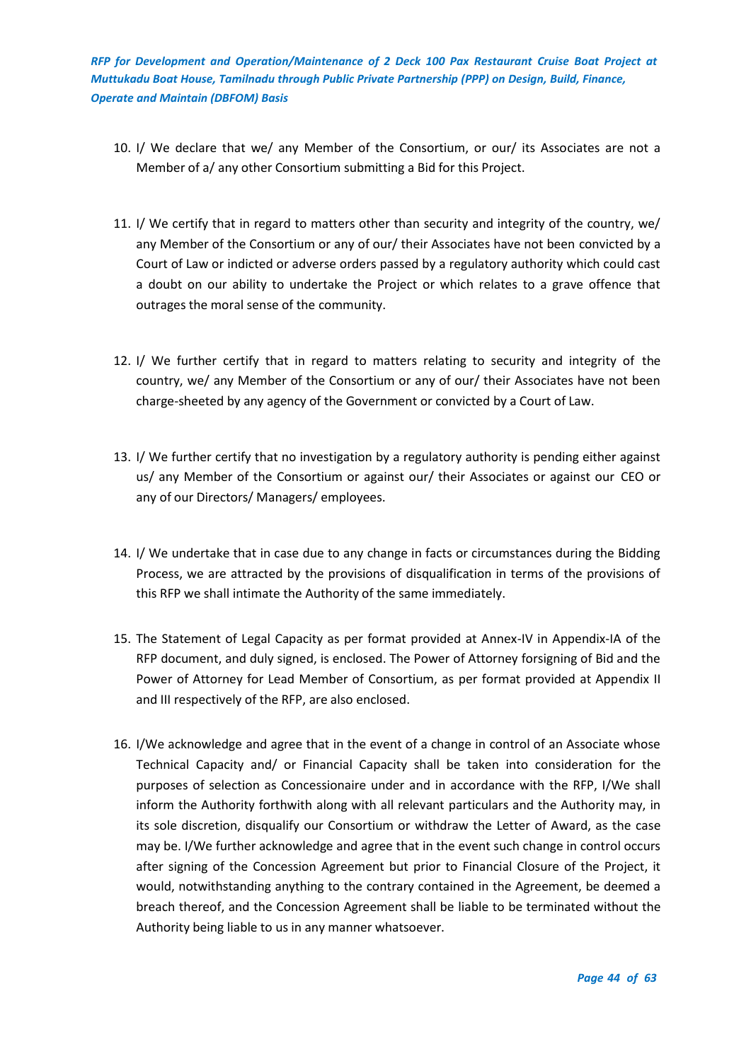10. I/ We declare that we/ any Member of the Consortium, or our/ its Associates are not a Member of a/ any other Consortium submitting a Bid for this Project.

11. I/ We certify that in regard to matters other than security and integrity of the country, we/ any Member of the Consortium or any of our/ their Associates have not been convicted by a Court of Law or indicted or adverse orders passed by a regulatory authority which could cast a doubt on our ability to undertake the Project or which relates to a grave offence that outrages the moral sense of the community.

12. I/ We further certify that in regard to matters relating to security and integrity of the country, we/ any Member of the Consortium or any of our/ their Associates have not been charge-sheeted by any agency of the Government or convicted by a Court of Law.

13. I/ We further certify that no investigation by a regulatory authority is pending either against us/ any Member of the Consortium or against our/ their Associates or against our CEO or any of our Directors/ Managers/ employees.

14. I/ We undertake that in case due to any change in facts or circumstances during the Bidding Process, we are attracted by the provisions of disqualification in terms of the provisions of this RFP we shall intimate the Authority of the same immediately.

15. The Statement of Legal Capacity as per format provided at Annex-IV in Appendix-IA of the RFP document, and duly signed, is enclosed. The Power of Attorney forsigning of Bid and the Power of Attorney for Lead Member of Consortium, as per format provided at Appendix II and III respectively of the RFP, are also enclosed.

16. I/We acknowledge and agree that in the event of a change in control of an Associate whose Technical Capacity and/ or Financial Capacity shall be taken into consideration for the purposes of selection as Concessionaire under and in accordance with the RFP, I/We shall inform the Authority forthwith along with all relevant particulars and the Authority may, in its sole discretion, disqualify our Consortium or withdraw the Letter of Award, as the case may be. I/We further acknowledge and agree that in the event such change in control occurs after signing of the Concession Agreement but prior to Financial Closure of the Project, it would, notwithstanding anything to the contrary contained in the Agreement, be deemed a breach thereof, and the Concession Agreement shall be liable to be terminated without the Authority being liable to us in any manner whatsoever.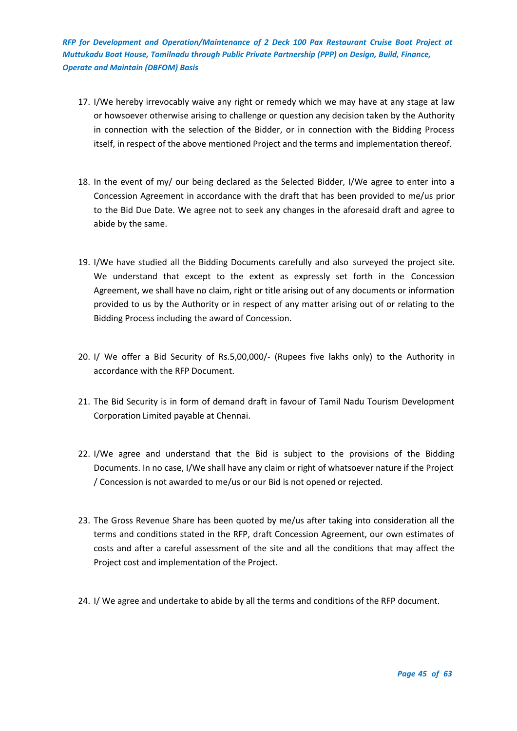17. I/We hereby irrevocably waive any right or remedy which we may have at any stage at law or howsoever otherwise arising to challenge or question any decision taken by the Authority in connection with the selection of the Bidder, or in connection with the Bidding Process itself, in respect of the above mentioned Project and the terms and implementation thereof.

18. In the event of my/ our being declared as the Selected Bidder, I/We agree to enter into a Concession Agreement in accordance with the draft that has been provided to me/us prior to the Bid Due Date. We agree not to seek any changes in the aforesaid draft and agree to abide by the same.

19. I/We have studied all the Bidding Documents carefully and also surveyed the project site. We understand that except to the extent as expressly set forth in the Concession Agreement, we shall have no claim, right or title arising out of any documents or information provided to us by the Authority or in respect of any matter arising out of or relating to the Bidding Process including the award of Concession.

20. I/ We offer a Bid Security of Rs.5,00,000/- (Rupees five lakhs only) to the Authority in accordance with the RFP Document.

21. The Bid Security is in form of demand draft in favour of Tamil Nadu Tourism Development Corporation Limited payable at Chennai.

22. I/We agree and understand that the Bid is subject to the provisions of the Bidding Documents. In no case, I/We shall have any claim or right of whatsoever nature if the Project / Concession is not awarded to me/us or our Bid is not opened or rejected.

23. The Gross Revenue Share has been quoted by me/us after taking into consideration all the terms and conditions stated in the RFP, draft Concession Agreement, our own estimates of costs and after a careful assessment of the site and all the conditions that may affect the Project cost and implementation of the Project.

24. I/ We agree and undertake to abide by all the terms and conditions of the RFP document.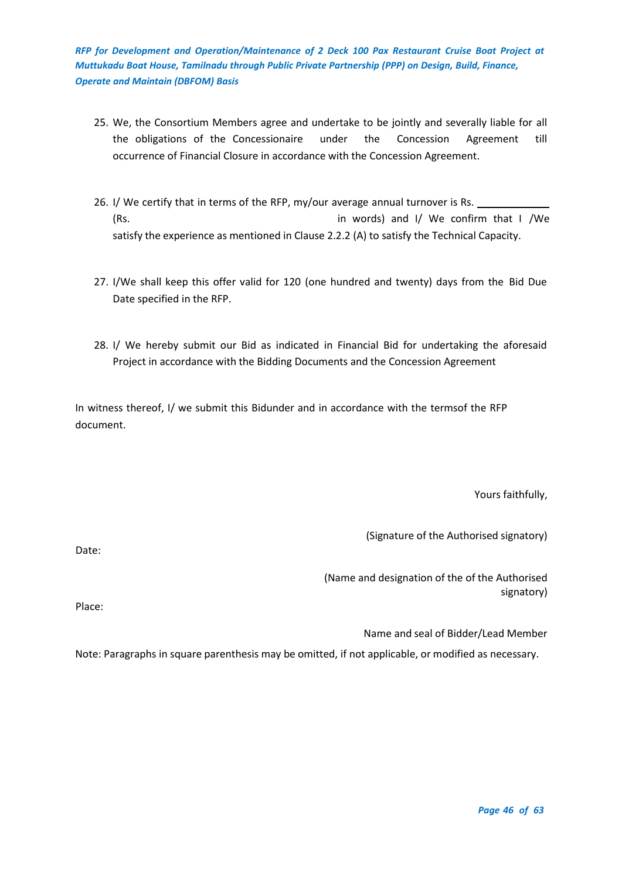25. We, the Consortium Members agree and undertake to be jointly and severally liable for all the obligations of the Concessionaire under the Concession Agreement till occurrence of Financial Closure in accordance with the Concession Agreement.

26. I/ We certify that in terms of the RFP, my/our average annual turnover is Rs. ____________ (Rs. in words) and I/ We confirm that I /We satisfy the experience as mentioned in Clause 2.2.2 (A) to satisfy the Technical Capacity.

27. I/We shall keep this offer valid for 120 (one hundred and twenty) days from the Bid Due Date specified in the RFP.

28. I/ We hereby submit our Bid as indicated in Financial Bid for undertaking the aforesaid Project in accordance with the Bidding Documents and the Concession Agreement

In witness thereof, I/ we submit this Bidunder and in accordance with the termsof the RFP document.

Yours faithfully,

(Signature of the Authorised signatory)

Date:

(Name and designation of the of the Authorised signatory)

Place:

Name and seal of Bidder/Lead Member

Note: Paragraphs in square parenthesis may be omitted, if not applicable, or modified as necessary.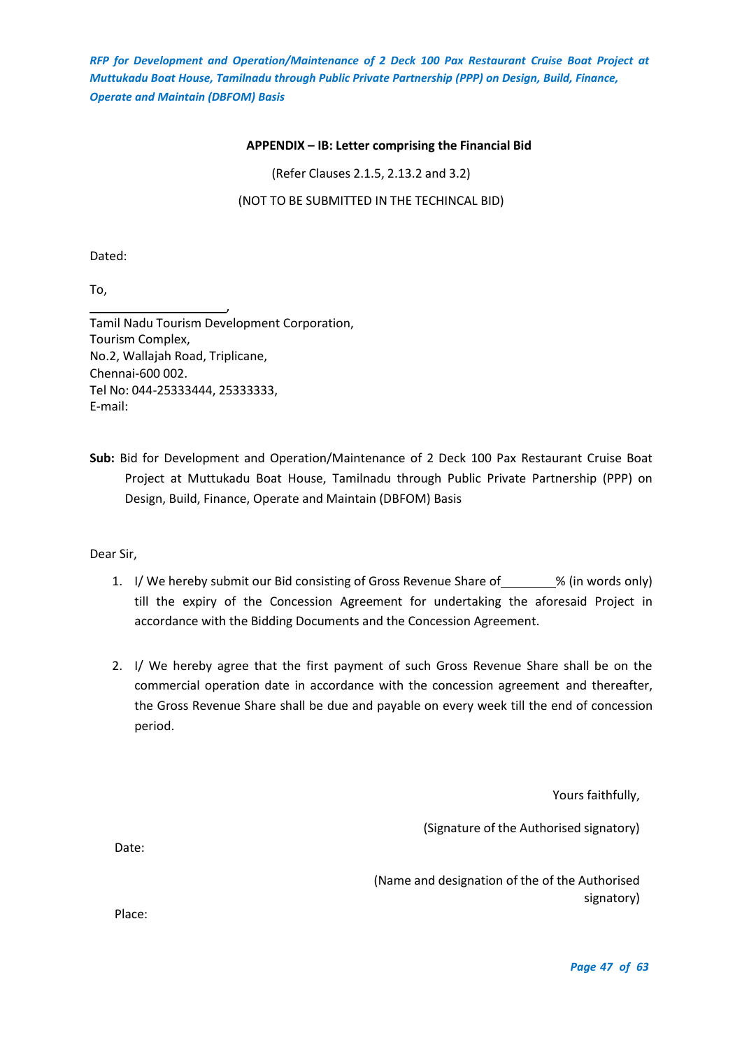**APPENDIX – IB: Letter comprising the Financial Bid**

(Refer Clauses 2.1.5, 2.13.2 and 3.2)

(NOT TO BE SUBMITTED IN THE TECHINCAL BID)

Dated:

To,

____________________,
Tamil Nadu Tourism Development Corporation,
Tourism Complex,
No.2, Wallajah Road, Triplicane,
Chennai-600 002.
Tel No: 044-25333444, 25333333,
E-mail:

**Sub:** Bid for Development and Operation/Maintenance of 2 Deck 100 Pax Restaurant Cruise Boat Project at Muttukadu Boat House, Tamilnadu through Public Private Partnership (PPP) on Design, Build, Finance, Operate and Maintain (DBFOM) Basis

Dear Sir,

1. I/ We hereby submit our Bid consisting of Gross Revenue Share of ________% (in words only) till the expiry of the Concession Agreement for undertaking the aforesaid Project in accordance with the Bidding Documents and the Concession Agreement.

2. I/ We hereby agree that the first payment of such Gross Revenue Share shall be on the commercial operation date in accordance with the concession agreement and thereafter, the Gross Revenue Share shall be due and payable on every week till the end of concession period.

Yours faithfully,

(Signature of the Authorised signatory)

Date:

(Name and designation of the of the Authorised signatory)

Place: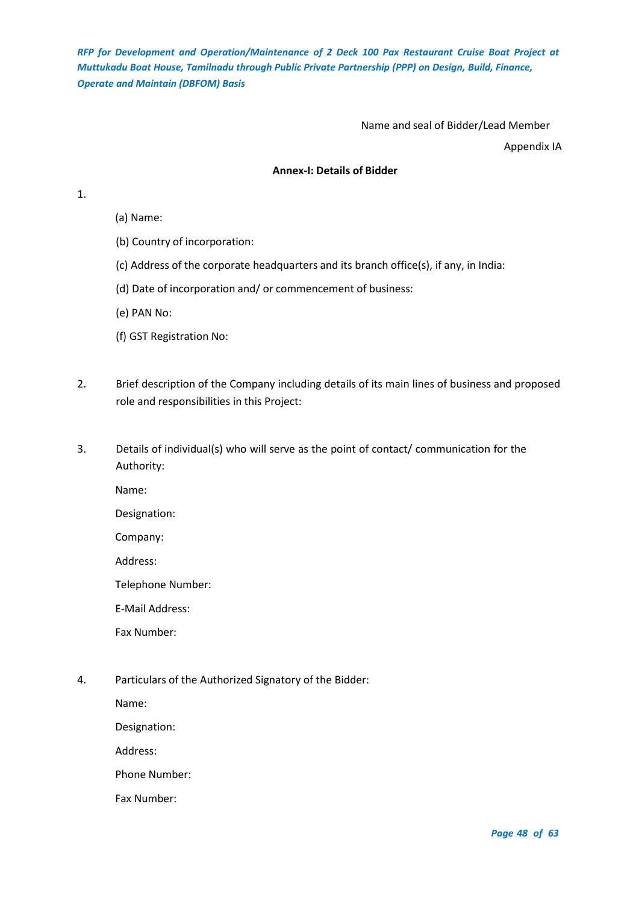Name and seal of Bidder/Lead Member

Appendix IA

**Annex-I: Details of Bidder**

1.

(a) Name:

(b) Country of incorporation:

(c) Address of the corporate headquarters and its branch office(s), if any, in India:

(d) Date of incorporation and/ or commencement of business:

(e) PAN No:

(f) GST Registration No:

2. Brief description of the Company including details of its main lines of business and proposed role and responsibilities in this Project:

3. Details of individual(s) who will serve as the point of contact/ communication for the Authority:

Name:

Designation:

Company:

Address:

Telephone Number:

E-Mail Address:

Fax Number:

4. Particulars of the Authorized Signatory of the Bidder:

Name:

Designation:

Address:

Phone Number:

Fax Number: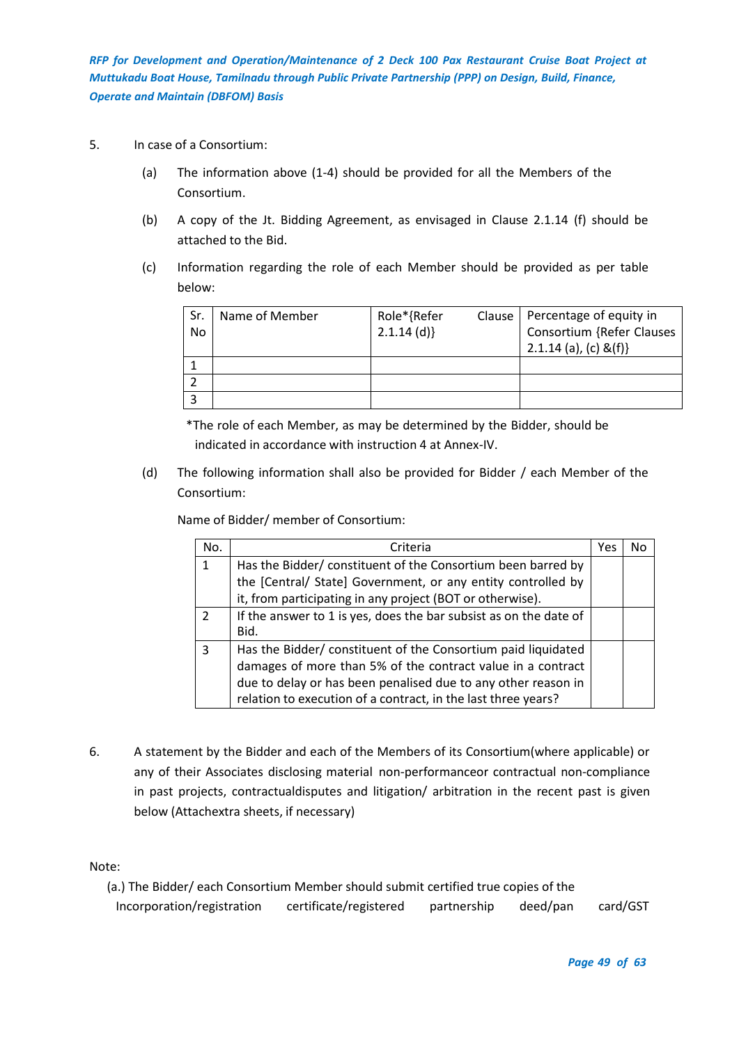5. In case of a Consortium:

   (a) The information above (1-4) should be provided for all the Members of the Consortium.

   (b) A copy of the Jt. Bidding Agreement, as envisaged in Clause 2.1.14 (f) should be attached to the Bid.

   (c) Information regarding the role of each Member should be provided as per table below:

| Sr. No | Name of Member | Role*{Refer Clause 2.1.14 (d)} | Percentage of equity in Consortium {Refer Clauses 2.1.14 (a), (c) &(f)} |
|---|---|---|---|
| 1 | | | |
| 2 | | | |
| 3 | | | |

*The role of each Member, as may be determined by the Bidder, should be indicated in accordance with instruction 4 at Annex-IV.

   (d) The following information shall also be provided for Bidder / each Member of the Consortium:

   Name of Bidder/ member of Consortium:

| No. | Criteria | Yes | No |
|---|---|---|---|
| 1 | Has the Bidder/ constituent of the Consortium been barred by the [Central/ State] Government, or any entity controlled by it, from participating in any project (BOT or otherwise). | | |
| 2 | If the answer to 1 is yes, does the bar subsist as on the date of Bid. | | |
| 3 | Has the Bidder/ constituent of the Consortium paid liquidated damages of more than 5% of the contract value in a contract due to delay or has been penalised due to any other reason in relation to execution of a contract, in the last three years? | | |

6. A statement by the Bidder and each of the Members of its Consortium(where applicable) or any of their Associates disclosing material non-performanceor contractual non-compliance in past projects, contractualdisputes and litigation/ arbitration in the recent past is given below (Attachextra sheets, if necessary)

Note:

(a.) The Bidder/ each Consortium Member should submit certified true copies of the Incorporation/registration certificate/registered partnership deed/pan card/GST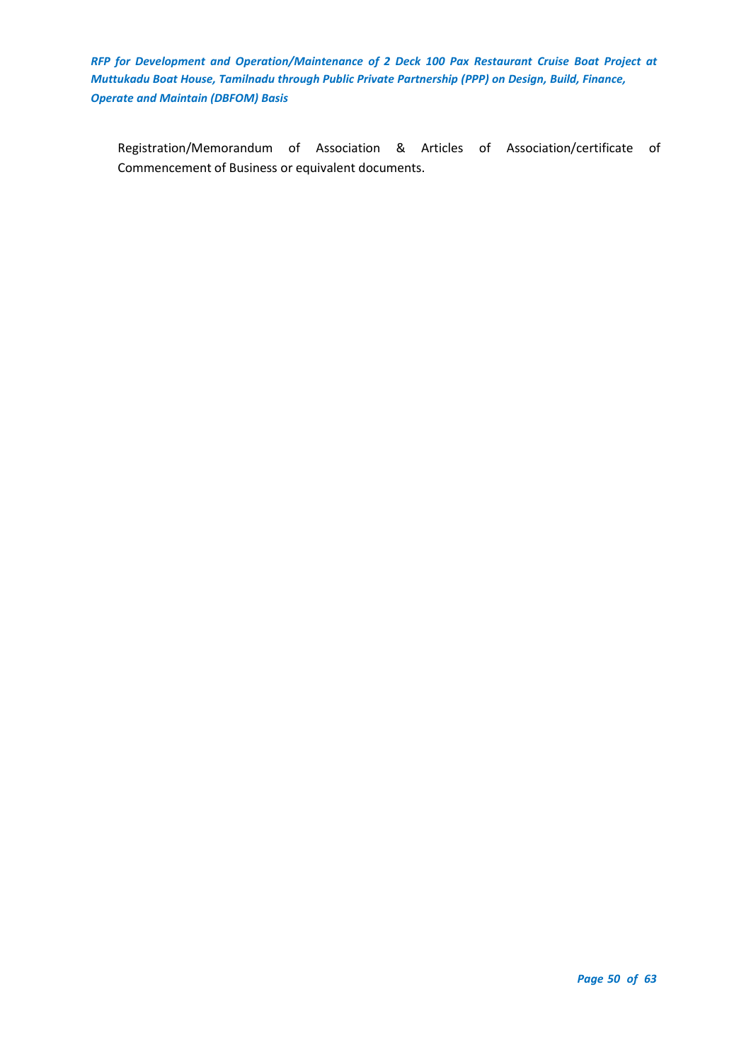Registration/Memorandum of Association & Articles of Association/certificate of Commencement of Business or equivalent documents.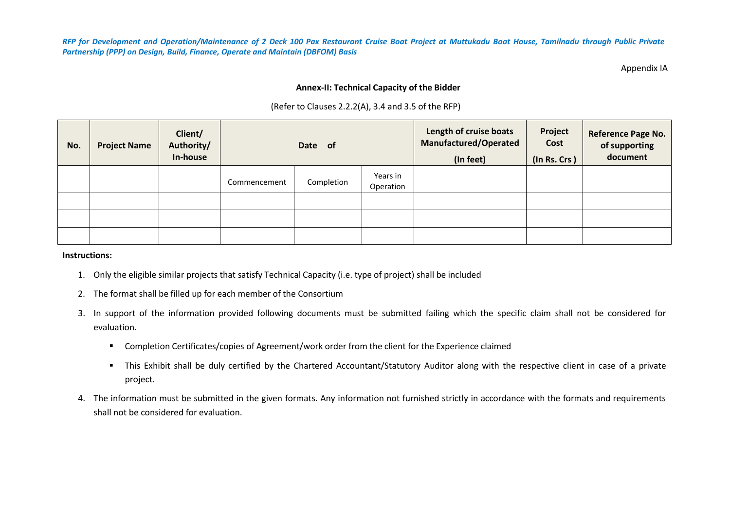Appendix IA

**Annex-II: Technical Capacity of the Bidder**

(Refer to Clauses 2.2.2(A), 3.4 and 3.5 of the RFP)

| No. | Project Name | Client/ Authority/ In-house | Date of | | | Length of cruise boats Manufactured/Operated (In feet) | Project Cost (In Rs. Crs ) | Reference Page No. of supporting document |
|---|---|---|---|---|---|---|---|---|
| | | | Commencement | Completion | Years in Operation | | | |
| | | | | | | | | |
| | | | | | | | | |
| | | | | | | | | |

**Instructions:**

1. Only the eligible similar projects that satisfy Technical Capacity (i.e. type of project) shall be included
2. The format shall be filled up for each member of the Consortium
3. In support of the information provided following documents must be submitted failing which the specific claim shall not be considered for evaluation.
   - Completion Certificates/copies of Agreement/work order from the client for the Experience claimed
   - This Exhibit shall be duly certified by the Chartered Accountant/Statutory Auditor along with the respective client in case of a private project.
4. The information must be submitted in the given formats. Any information not furnished strictly in accordance with the formats and requirements shall not be considered for evaluation.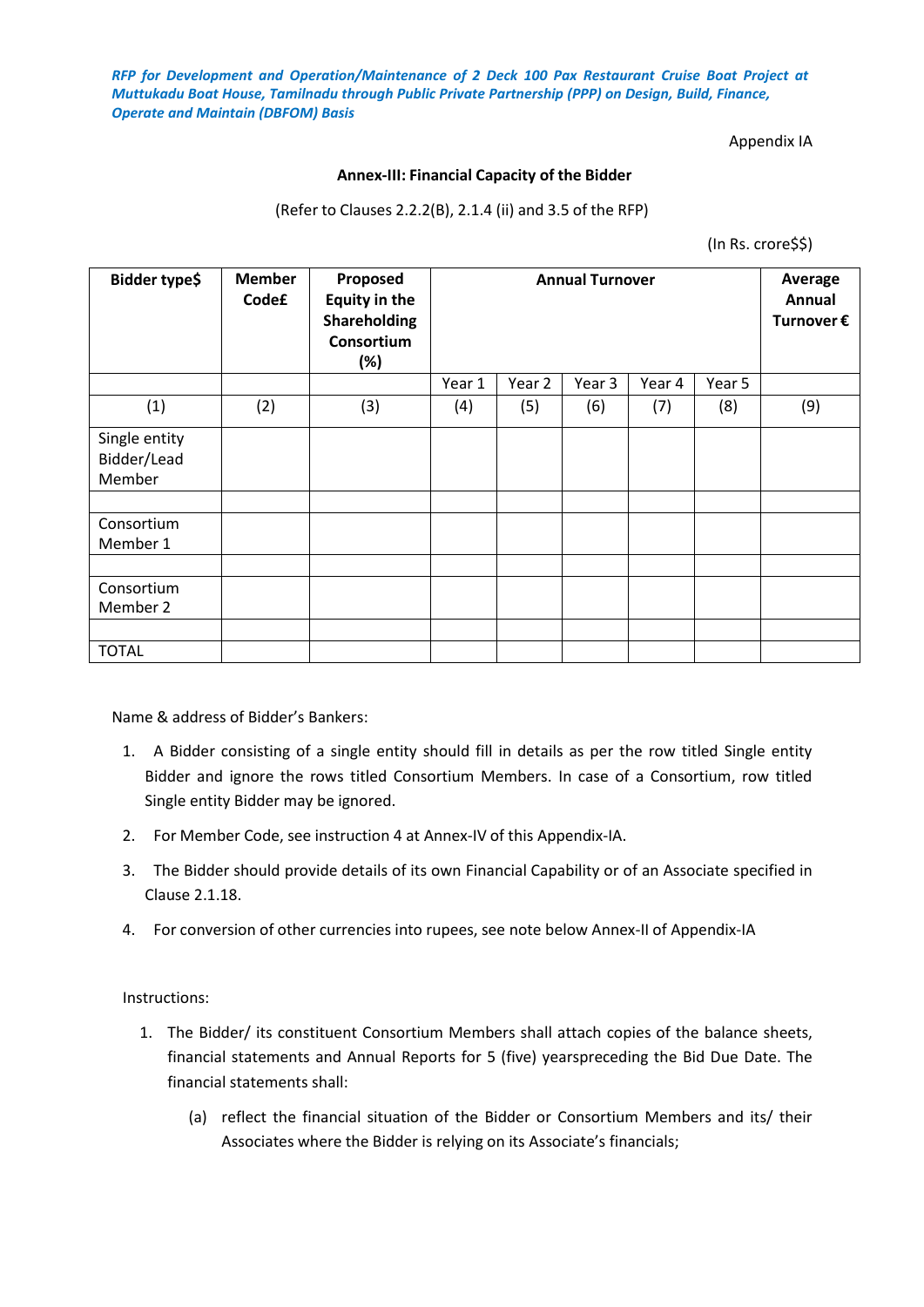*RFP for Development and Operation/Maintenance of 2 Deck 100 Pax Restaurant Cruise Boat Project at Muttukadu Boat House, Tamilnadu through Public Private Partnership (PPP) on Design, Build, Finance, Operate and Maintain (DBFOM) Basis*

Appendix IA

**Annex-III: Financial Capacity of the Bidder**

(Refer to Clauses 2.2.2(B), 2.1.4 (ii) and 3.5 of the RFP)

(In Rs. crore$$)

| **Bidder type$** | **Member Code£** | **Proposed Equity in the Shareholding Consortium (%)** | **Annual Turnover** | | | | | **Average Annual Turnover €** |
|---|---|---|---|---|---|---|---|---|
| | | | Year 1 | Year 2 | Year 3 | Year 4 | Year 5 | |
| (1) | (2) | (3) | (4) | (5) | (6) | (7) | (8) | (9) |
| Single entity Bidder/Lead Member | | | | | | | | |
| | | | | | | | | |
| Consortium Member 1 | | | | | | | | |
| | | | | | | | | |
| Consortium Member 2 | | | | | | | | |
| | | | | | | | | |
| TOTAL | | | | | | | | |

Name & address of Bidder's Bankers:

1. A Bidder consisting of a single entity should fill in details as per the row titled Single entity Bidder and ignore the rows titled Consortium Members. In case of a Consortium, row titled Single entity Bidder may be ignored.
2. For Member Code, see instruction 4 at Annex-IV of this Appendix-IA.
3. The Bidder should provide details of its own Financial Capability or of an Associate specified in Clause 2.1.18.
4. For conversion of other currencies into rupees, see note below Annex-II of Appendix-IA

Instructions:

1. The Bidder/ its constituent Consortium Members shall attach copies of the balance sheets, financial statements and Annual Reports for 5 (five) yearspreceding the Bid Due Date. The financial statements shall:
   (a) reflect the financial situation of the Bidder or Consortium Members and its/ their Associates where the Bidder is relying on its Associate's financials;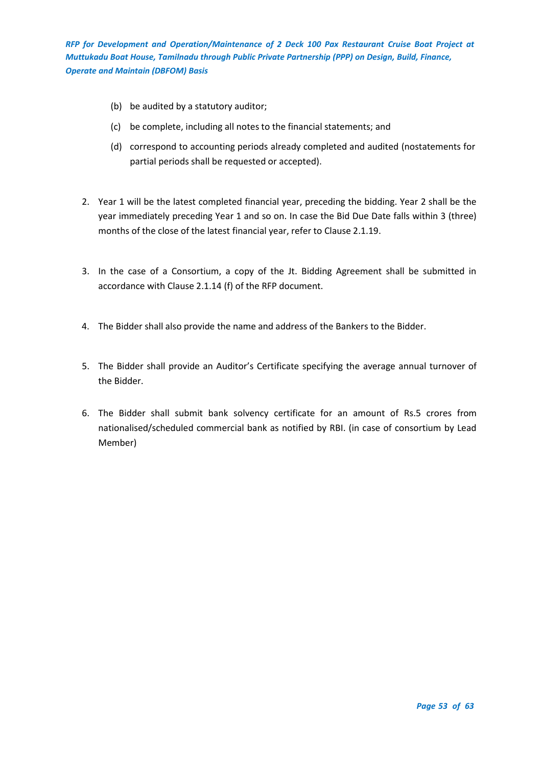(b) be audited by a statutory auditor;

(c) be complete, including all notes to the financial statements; and

(d) correspond to accounting periods already completed and audited (nostatements for partial periods shall be requested or accepted).

2. Year 1 will be the latest completed financial year, preceding the bidding. Year 2 shall be the year immediately preceding Year 1 and so on. In case the Bid Due Date falls within 3 (three) months of the close of the latest financial year, refer to Clause 2.1.19.

3. In the case of a Consortium, a copy of the Jt. Bidding Agreement shall be submitted in accordance with Clause 2.1.14 (f) of the RFP document.

4. The Bidder shall also provide the name and address of the Bankers to the Bidder.

5. The Bidder shall provide an Auditor's Certificate specifying the average annual turnover of the Bidder.

6. The Bidder shall submit bank solvency certificate for an amount of Rs.5 crores from nationalised/scheduled commercial bank as notified by RBI. (in case of consortium by Lead Member)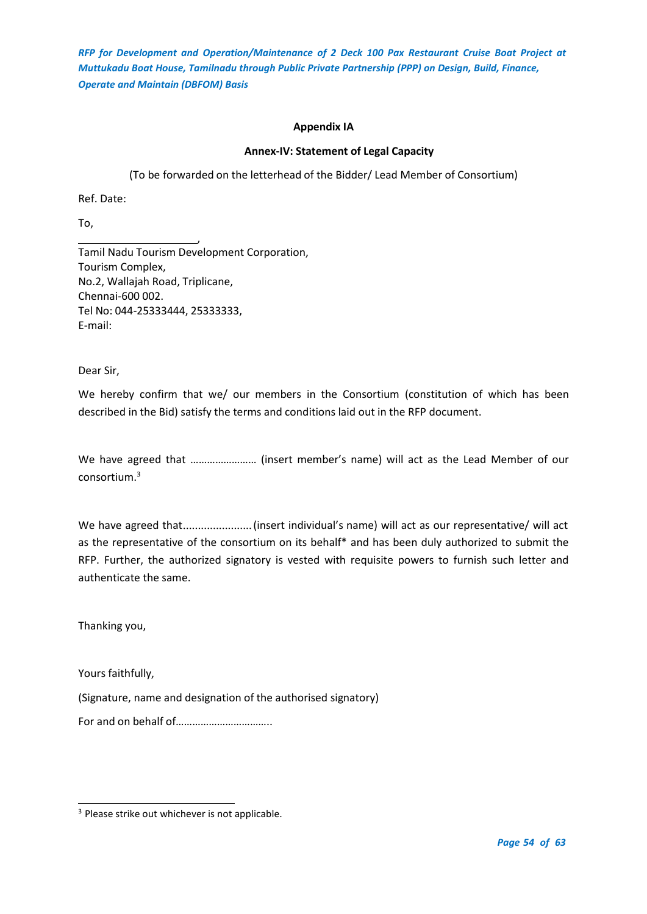**Appendix IA**

**Annex-IV: Statement of Legal Capacity**

(To be forwarded on the letterhead of the Bidder/ Lead Member of Consortium)

Ref. Date:

To,

____________________,
Tamil Nadu Tourism Development Corporation,
Tourism Complex,
No.2, Wallajah Road, Triplicane,
Chennai-600 002.
Tel No: 044-25333444, 25333333,
E-mail:

Dear Sir,

We hereby confirm that we/ our members in the Consortium (constitution of which has been described in the Bid) satisfy the terms and conditions laid out in the RFP document.

We have agreed that …………………… (insert member's name) will act as the Lead Member of our consortium.[3]

We have agreed that....................... (insert individual's name) will act as our representative/ will act as the representative of the consortium on its behalf* and has been duly authorized to submit the RFP. Further, the authorized signatory is vested with requisite powers to furnish such letter and authenticate the same.

Thanking you,

Yours faithfully,

(Signature, name and designation of the authorised signatory)

For and on behalf of……………………………..

---

[3] Please strike out whichever is not applicable.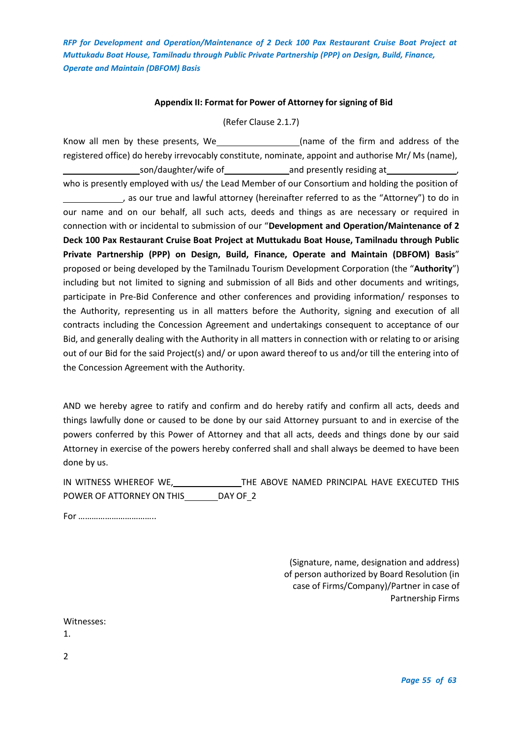**Appendix II: Format for Power of Attorney for signing of Bid**

(Refer Clause 2.1.7)

Know all men by these presents, We\_\_\_\_\_\_\_\_\_\_\_\_\_\_\_\_\_(name of the firm and address of the registered office) do hereby irrevocably constitute, nominate, appoint and authorise Mr/ Ms (name), \_\_\_\_\_\_\_\_\_\_\_\_\_\_\_\_son/daughter/wife of\_\_\_\_\_\_\_\_\_\_\_\_\_\_and presently residing at\_\_\_\_\_\_\_\_\_\_\_\_\_\_\_, who is presently employed with us/ the Lead Member of our Consortium and holding the position of \_\_\_\_\_\_\_\_\_\_\_\_\_, as our true and lawful attorney (hereinafter referred to as the "Attorney") to do in our name and on our behalf, all such acts, deeds and things as are necessary or required in connection with or incidental to submission of our "**Development and Operation/Maintenance of 2 Deck 100 Pax Restaurant Cruise Boat Project at Muttukadu Boat House, Tamilnadu through Public Private Partnership (PPP) on Design, Build, Finance, Operate and Maintain (DBFOM) Basis**" proposed or being developed by the Tamilnadu Tourism Development Corporation (the "**Authority**") including but not limited to signing and submission of all Bids and other documents and writings, participate in Pre-Bid Conference and other conferences and providing information/ responses to the Authority, representing us in all matters before the Authority, signing and execution of all contracts including the Concession Agreement and undertakings consequent to acceptance of our Bid, and generally dealing with the Authority in all matters in connection with or relating to or arising out of our Bid for the said Project(s) and/ or upon award thereof to us and/or till the entering into of the Concession Agreement with the Authority.

AND we hereby agree to ratify and confirm and do hereby ratify and confirm all acts, deeds and things lawfully done or caused to be done by our said Attorney pursuant to and in exercise of the powers conferred by this Power of Attorney and that all acts, deeds and things done by our said Attorney in exercise of the powers hereby conferred shall and shall always be deemed to have been done by us.

IN WITNESS WHEREOF WE,\_\_\_\_\_\_\_\_\_\_\_\_\_\_\_\_THE ABOVE NAMED PRINCIPAL HAVE EXECUTED THIS POWER OF ATTORNEY ON THIS\_\_\_\_\_\_\_\_DAY OF\_2

For ……………………………..

(Signature, name, designation and address)
of person authorized by Board Resolution (in case of Firms/Company)/Partner in case of Partnership Firms

Witnesses:

1.

2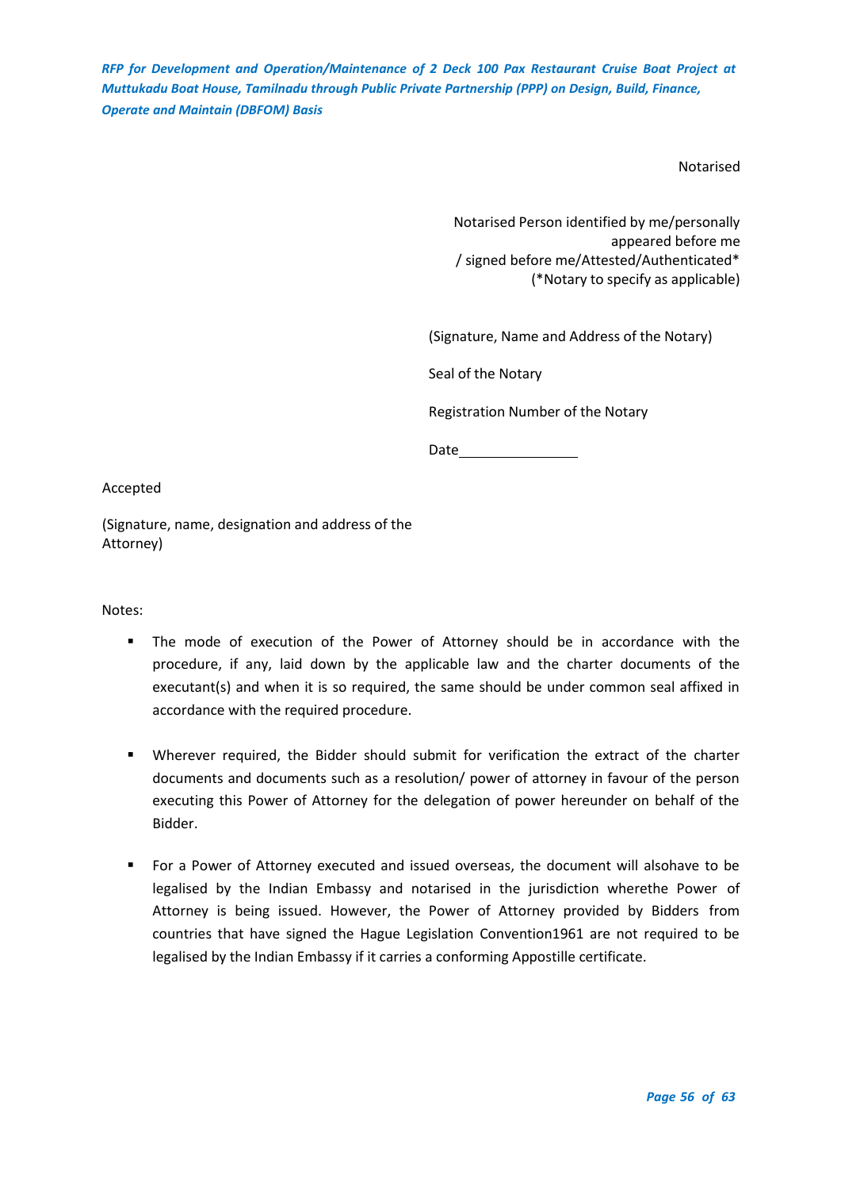Notarised

Notarised Person identified by me/personally appeared before me / signed before me/Attested/Authenticated*
(*Notary to specify as applicable)

(Signature, Name and Address of the Notary)

Seal of the Notary

Registration Number of the Notary

Date_______________

Accepted

(Signature, name, designation and address of the Attorney)

Notes:

- The mode of execution of the Power of Attorney should be in accordance with the procedure, if any, laid down by the applicable law and the charter documents of the executant(s) and when it is so required, the same should be under common seal affixed in accordance with the required procedure.

- Wherever required, the Bidder should submit for verification the extract of the charter documents and documents such as a resolution/ power of attorney in favour of the person executing this Power of Attorney for the delegation of power hereunder on behalf of the Bidder.

- For a Power of Attorney executed and issued overseas, the document will alsohave to be legalised by the Indian Embassy and notarised in the jurisdiction wherethe Power of Attorney is being issued. However, the Power of Attorney provided by Bidders from countries that have signed the Hague Legislation Convention1961 are not required to be legalised by the Indian Embassy if it carries a conforming Appostille certificate.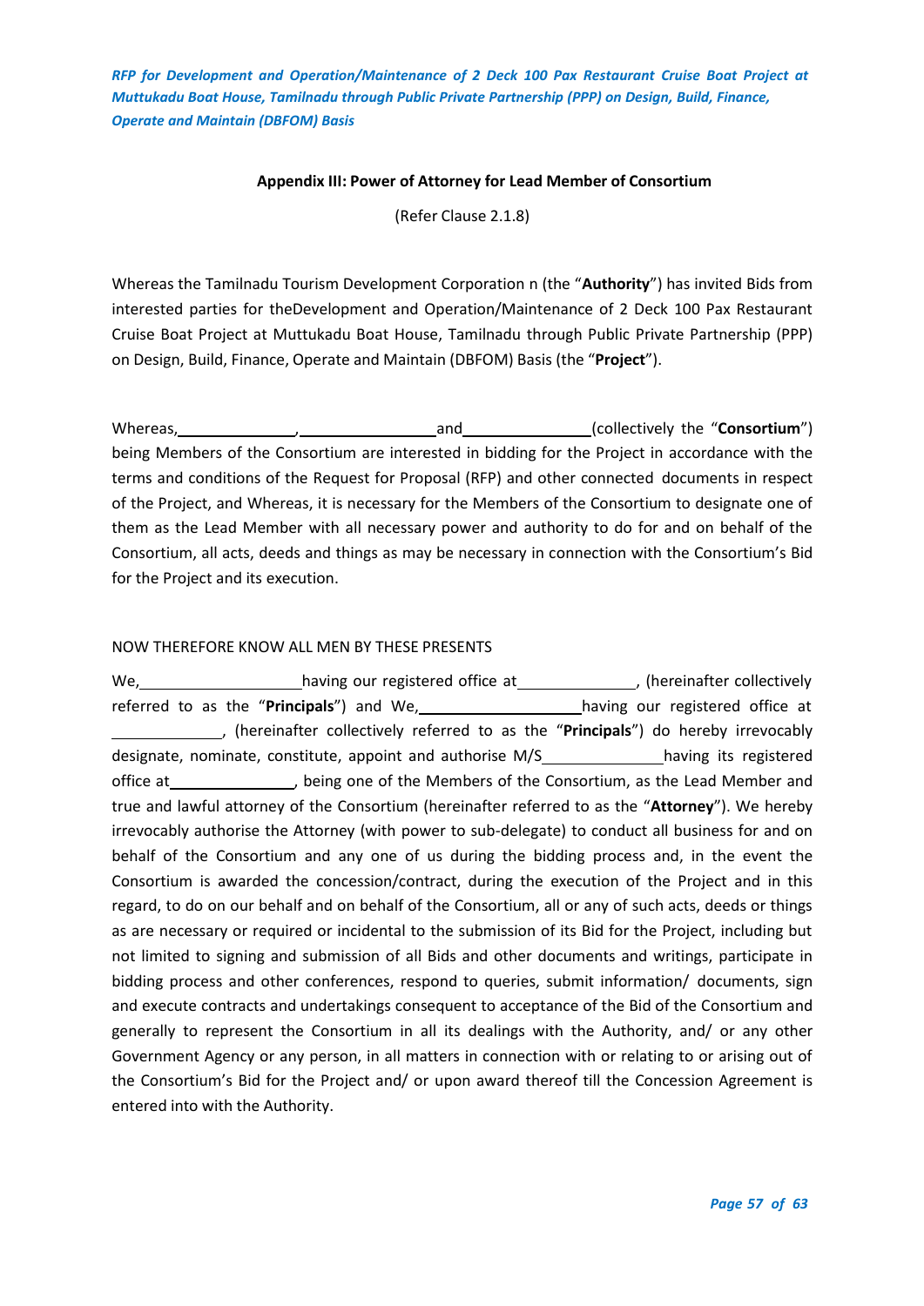## Appendix III: Power of Attorney for Lead Member of Consortium

(Refer Clause 2.1.8)

Whereas the Tamilnadu Tourism Development Corporation n (the "**Authority**") has invited Bids from interested parties for theDevelopment and Operation/Maintenance of 2 Deck 100 Pax Restaurant Cruise Boat Project at Muttukadu Boat House, Tamilnadu through Public Private Partnership (PPP) on Design, Build, Finance, Operate and Maintain (DBFOM) Basis (the "**Project**").

Whereas, ______________, ________________ and _______________ (collectively the "**Consortium**") being Members of the Consortium are interested in bidding for the Project in accordance with the terms and conditions of the Request for Proposal (RFP) and other connected documents in respect of the Project, and Whereas, it is necessary for the Members of the Consortium to designate one of them as the Lead Member with all necessary power and authority to do for and on behalf of the Consortium, all acts, deeds and things as may be necessary in connection with the Consortium's Bid for the Project and its execution.

NOW THEREFORE KNOW ALL MEN BY THESE PRESENTS

We, ___________________ having our registered office at ______________, (hereinafter collectively referred to as the "**Principals**") and We, ___________________ having our registered office at _____________, (hereinafter collectively referred to as the "**Principals**") do hereby irrevocably designate, nominate, constitute, appoint and authorise M/S ______________ having its registered office at _______________, being one of the Members of the Consortium, as the Lead Member and true and lawful attorney of the Consortium (hereinafter referred to as the "**Attorney**"). We hereby irrevocably authorise the Attorney (with power to sub-delegate) to conduct all business for and on behalf of the Consortium and any one of us during the bidding process and, in the event the Consortium is awarded the concession/contract, during the execution of the Project and in this regard, to do on our behalf and on behalf of the Consortium, all or any of such acts, deeds or things as are necessary or required or incidental to the submission of its Bid for the Project, including but not limited to signing and submission of all Bids and other documents and writings, participate in bidding process and other conferences, respond to queries, submit information/ documents, sign and execute contracts and undertakings consequent to acceptance of the Bid of the Consortium and generally to represent the Consortium in all its dealings with the Authority, and/ or any other Government Agency or any person, in all matters in connection with or relating to or arising out of the Consortium's Bid for the Project and/ or upon award thereof till the Concession Agreement is entered into with the Authority.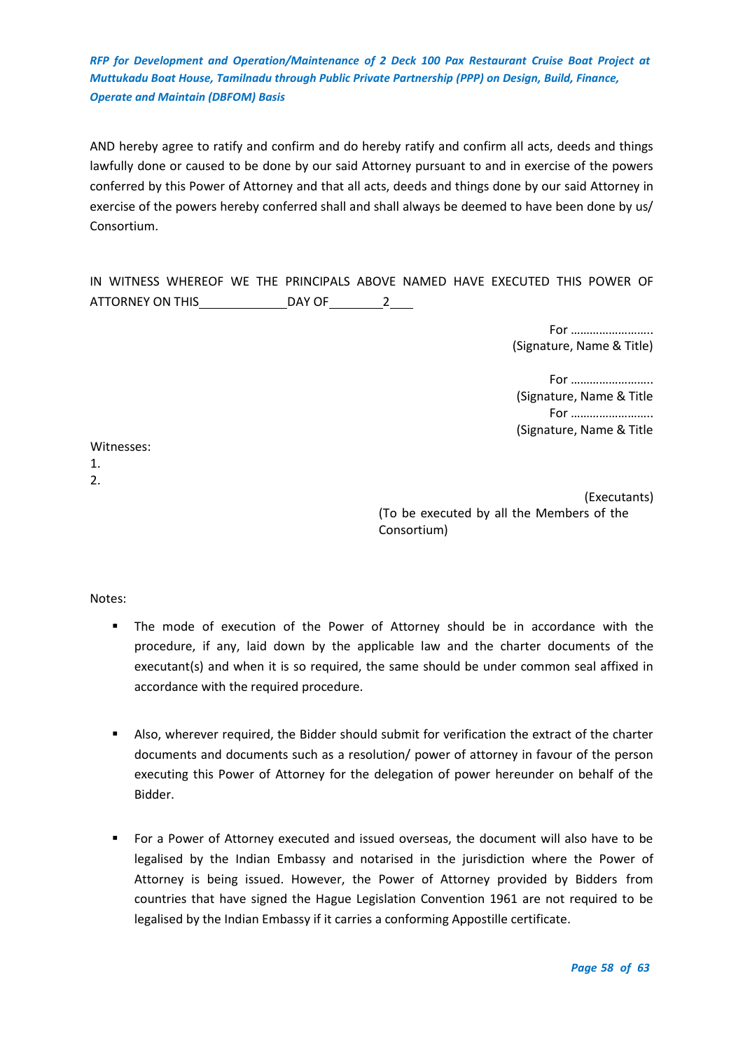AND hereby agree to ratify and confirm and do hereby ratify and confirm all acts, deeds and things lawfully done or caused to be done by our said Attorney pursuant to and in exercise of the powers conferred by this Power of Attorney and that all acts, deeds and things done by our said Attorney in exercise of the powers hereby conferred shall and shall always be deemed to have been done by us/ Consortium.

IN WITNESS WHEREOF WE THE PRINCIPALS ABOVE NAMED HAVE EXECUTED THIS POWER OF ATTORNEY ON THIS\_\_\_\_\_\_\_\_\_\_\_\_\_DAY OF\_\_\_\_\_\_\_\_2\_\_\_\_

For ……………………..
(Signature, Name & Title)

For ……………………..
(Signature, Name & Title
For ……………………..
(Signature, Name & Title

Witnesses:
1.
2.

(Executants)
(To be executed by all the Members of the Consortium)

Notes:

- The mode of execution of the Power of Attorney should be in accordance with the procedure, if any, laid down by the applicable law and the charter documents of the executant(s) and when it is so required, the same should be under common seal affixed in accordance with the required procedure.

- Also, wherever required, the Bidder should submit for verification the extract of the charter documents and documents such as a resolution/ power of attorney in favour of the person executing this Power of Attorney for the delegation of power hereunder on behalf of the Bidder.

- For a Power of Attorney executed and issued overseas, the document will also have to be legalised by the Indian Embassy and notarised in the jurisdiction where the Power of Attorney is being issued. However, the Power of Attorney provided by Bidders from countries that have signed the Hague Legislation Convention 1961 are not required to be legalised by the Indian Embassy if it carries a conforming Appostille certificate.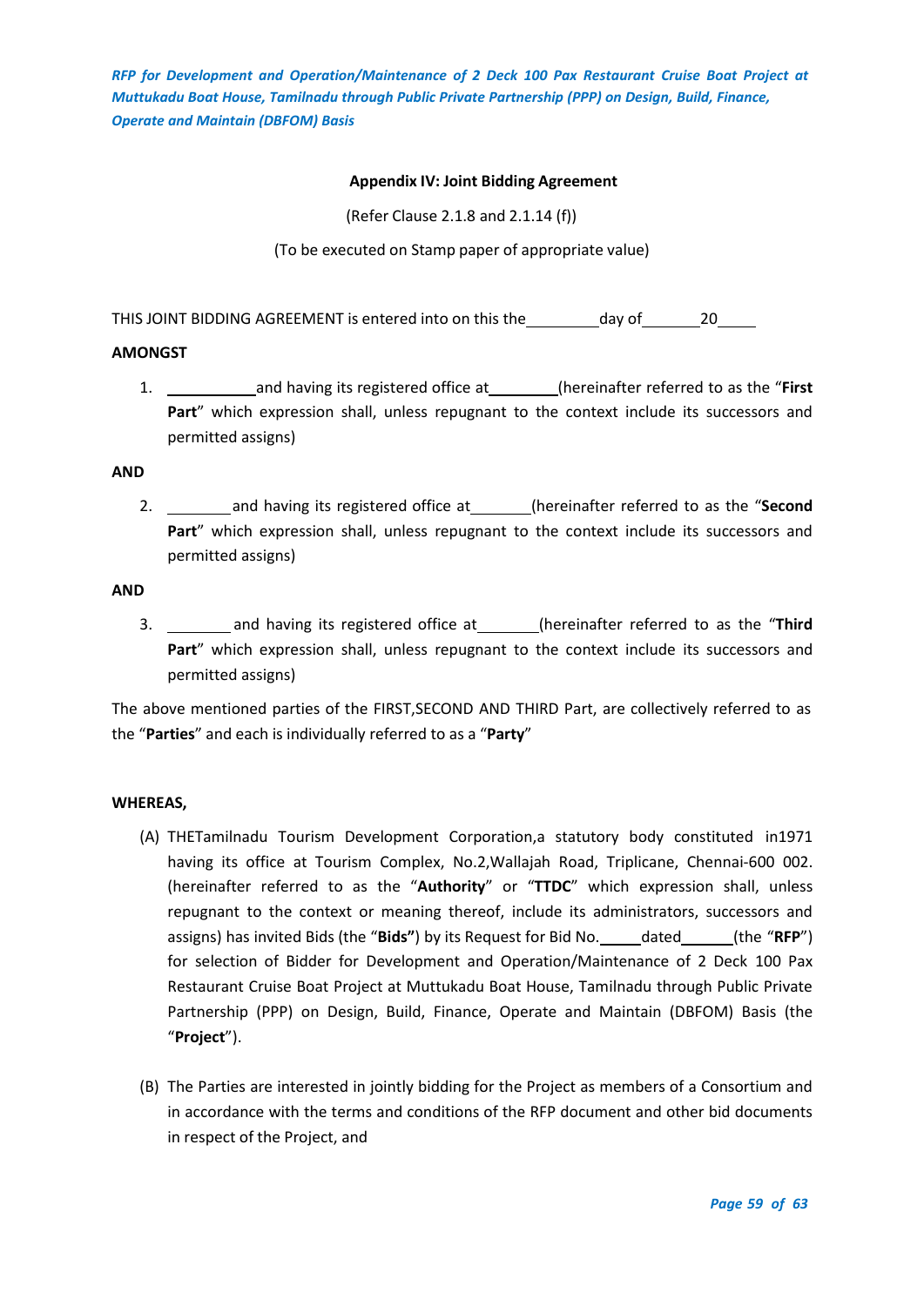### Appendix IV: Joint Bidding Agreement

(Refer Clause 2.1.8 and 2.1.14 (f))

(To be executed on Stamp paper of appropriate value)

THIS JOINT BIDDING AGREEMENT is entered into on this the\_\_\_\_\_\_\_\_\_day of\_\_\_\_\_\_\_20\_\_\_\_\_

**AMONGST**

1. \_\_\_\_\_\_\_\_\_\_\_and having its registered office at\_\_\_\_\_\_\_\_(hereinafter referred to as the "**First Part**" which expression shall, unless repugnant to the context include its successors and permitted assigns)

**AND**

2. \_\_\_\_\_\_\_\_and having its registered office at\_\_\_\_\_\_\_(hereinafter referred to as the "**Second Part**" which expression shall, unless repugnant to the context include its successors and permitted assigns)

**AND**

3. \_\_\_\_\_\_\_\_and having its registered office at\_\_\_\_\_\_\_(hereinafter referred to as the "**Third Part**" which expression shall, unless repugnant to the context include its successors and permitted assigns)

The above mentioned parties of the FIRST,SECOND AND THIRD Part, are collectively referred to as the "**Parties**" and each is individually referred to as a "**Party**"

**WHEREAS,**

(A) THETamilnadu Tourism Development Corporation,a statutory body constituted in1971 having its office at Tourism Complex, No.2,Wallajah Road, Triplicane, Chennai-600 002. (hereinafter referred to as the "**Authority**" or "**TTDC**" which expression shall, unless repugnant to the context or meaning thereof, include its administrators, successors and assigns) has invited Bids (the "**Bids"**) by its Request for Bid No.\_\_\_\_\_dated\_\_\_\_\_\_(the "**RFP**") for selection of Bidder for Development and Operation/Maintenance of 2 Deck 100 Pax Restaurant Cruise Boat Project at Muttukadu Boat House, Tamilnadu through Public Private Partnership (PPP) on Design, Build, Finance, Operate and Maintain (DBFOM) Basis (the "**Project**").

(B) The Parties are interested in jointly bidding for the Project as members of a Consortium and in accordance with the terms and conditions of the RFP document and other bid documents in respect of the Project, and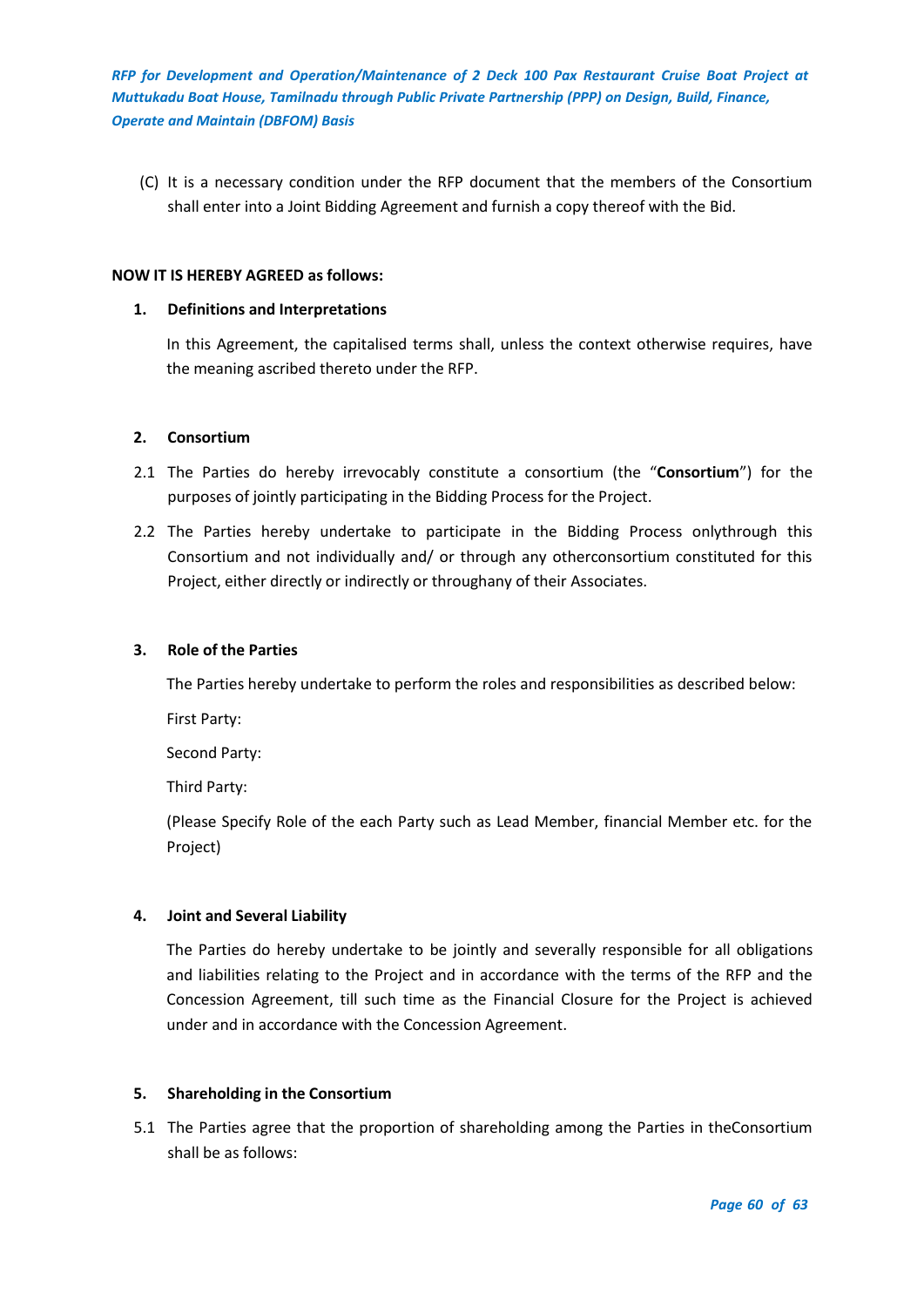(C) It is a necessary condition under the RFP document that the members of the Consortium shall enter into a Joint Bidding Agreement and furnish a copy thereof with the Bid.

**NOW IT IS HEREBY AGREED as follows:**

**1. Definitions and Interpretations**

In this Agreement, the capitalised terms shall, unless the context otherwise requires, have the meaning ascribed thereto under the RFP.

**2. Consortium**

2.1 The Parties do hereby irrevocably constitute a consortium (the "**Consortium**") for the purposes of jointly participating in the Bidding Process for the Project.

2.2 The Parties hereby undertake to participate in the Bidding Process onlythrough this Consortium and not individually and/ or through any otherconsortium constituted for this Project, either directly or indirectly or throughany of their Associates.

**3. Role of the Parties**

The Parties hereby undertake to perform the roles and responsibilities as described below:

First Party:

Second Party:

Third Party:

(Please Specify Role of the each Party such as Lead Member, financial Member etc. for the Project)

**4. Joint and Several Liability**

The Parties do hereby undertake to be jointly and severally responsible for all obligations and liabilities relating to the Project and in accordance with the terms of the RFP and the Concession Agreement, till such time as the Financial Closure for the Project is achieved under and in accordance with the Concession Agreement.

**5. Shareholding in the Consortium**

5.1 The Parties agree that the proportion of shareholding among the Parties in theConsortium shall be as follows: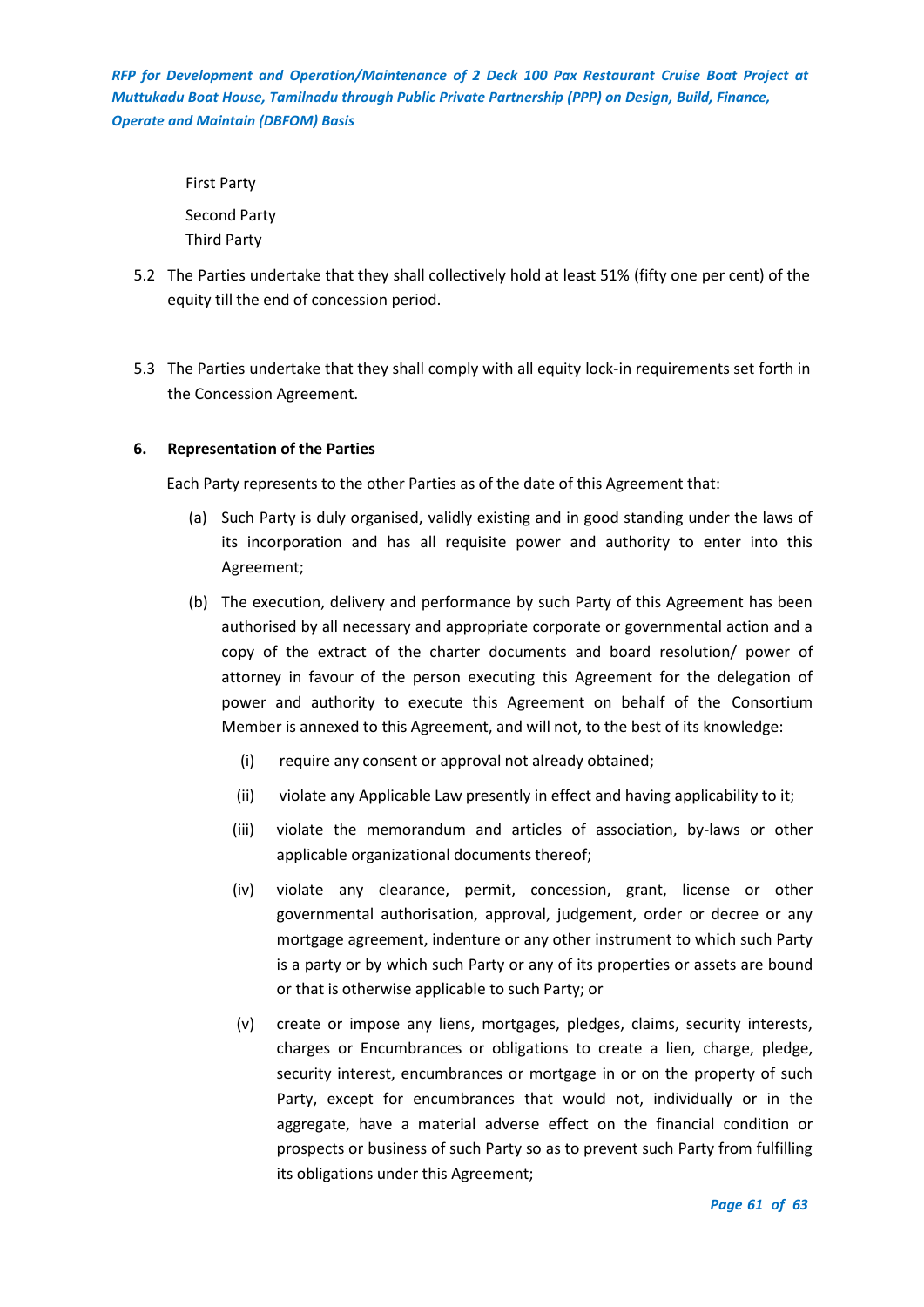First Party

Second Party

Third Party

5.2 The Parties undertake that they shall collectively hold at least 51% (fifty one per cent) of the equity till the end of concession period.

5.3 The Parties undertake that they shall comply with all equity lock-in requirements set forth in the Concession Agreement.

**6. Representation of the Parties**

Each Party represents to the other Parties as of the date of this Agreement that:

(a) Such Party is duly organised, validly existing and in good standing under the laws of its incorporation and has all requisite power and authority to enter into this Agreement;

(b) The execution, delivery and performance by such Party of this Agreement has been authorised by all necessary and appropriate corporate or governmental action and a copy of the extract of the charter documents and board resolution/ power of attorney in favour of the person executing this Agreement for the delegation of power and authority to execute this Agreement on behalf of the Consortium Member is annexed to this Agreement, and will not, to the best of its knowledge:

(i) require any consent or approval not already obtained;

(ii) violate any Applicable Law presently in effect and having applicability to it;

(iii) violate the memorandum and articles of association, by-laws or other applicable organizational documents thereof;

(iv) violate any clearance, permit, concession, grant, license or other governmental authorisation, approval, judgement, order or decree or any mortgage agreement, indenture or any other instrument to which such Party is a party or by which such Party or any of its properties or assets are bound or that is otherwise applicable to such Party; or

(v) create or impose any liens, mortgages, pledges, claims, security interests, charges or Encumbrances or obligations to create a lien, charge, pledge, security interest, encumbrances or mortgage in or on the property of such Party, except for encumbrances that would not, individually or in the aggregate, have a material adverse effect on the financial condition or prospects or business of such Party so as to prevent such Party from fulfilling its obligations under this Agreement;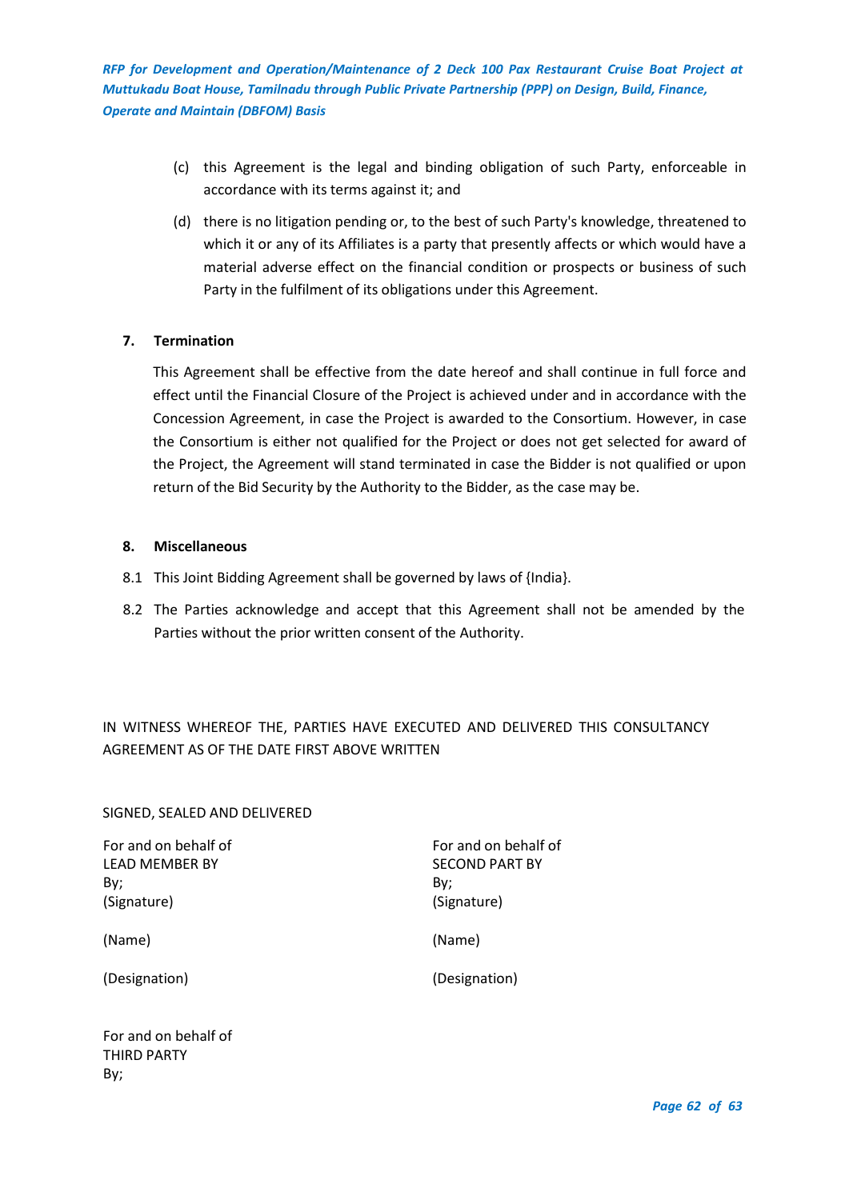(c) this Agreement is the legal and binding obligation of such Party, enforceable in accordance with its terms against it; and

(d) there is no litigation pending or, to the best of such Party's knowledge, threatened to which it or any of its Affiliates is a party that presently affects or which would have a material adverse effect on the financial condition or prospects or business of such Party in the fulfilment of its obligations under this Agreement.

**7. Termination**

This Agreement shall be effective from the date hereof and shall continue in full force and effect until the Financial Closure of the Project is achieved under and in accordance with the Concession Agreement, in case the Project is awarded to the Consortium. However, in case the Consortium is either not qualified for the Project or does not get selected for award of the Project, the Agreement will stand terminated in case the Bidder is not qualified or upon return of the Bid Security by the Authority to the Bidder, as the case may be.

**8. Miscellaneous**

8.1 This Joint Bidding Agreement shall be governed by laws of {India}.

8.2 The Parties acknowledge and accept that this Agreement shall not be amended by the Parties without the prior written consent of the Authority.

IN WITNESS WHEREOF THE, PARTIES HAVE EXECUTED AND DELIVERED THIS CONSULTANCY AGREEMENT AS OF THE DATE FIRST ABOVE WRITTEN

SIGNED, SEALED AND DELIVERED

For and on behalf of
LEAD MEMBER BY
By;
(Signature)

(Name)

(Designation)

For and on behalf of
SECOND PART BY
By;
(Signature)

(Name)

(Designation)

For and on behalf of
THIRD PARTY
By;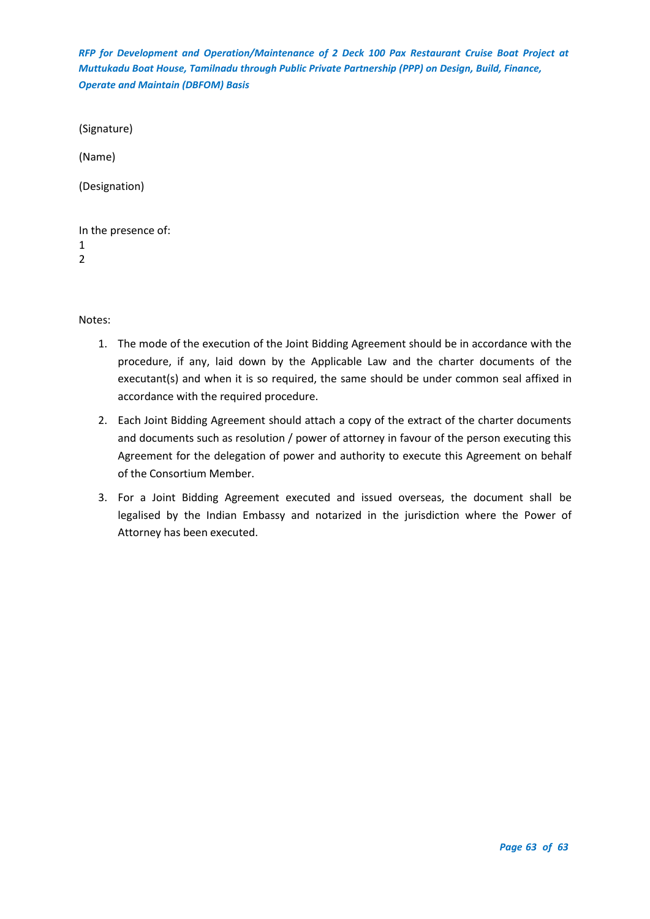(Signature)

(Name)

(Designation)

In the presence of:
1
2

Notes:

1. The mode of the execution of the Joint Bidding Agreement should be in accordance with the procedure, if any, laid down by the Applicable Law and the charter documents of the executant(s) and when it is so required, the same should be under common seal affixed in accordance with the required procedure.
2. Each Joint Bidding Agreement should attach a copy of the extract of the charter documents and documents such as resolution / power of attorney in favour of the person executing this Agreement for the delegation of power and authority to execute this Agreement on behalf of the Consortium Member.
3. For a Joint Bidding Agreement executed and issued overseas, the document shall be legalised by the Indian Embassy and notarized in the jurisdiction where the Power of Attorney has been executed.